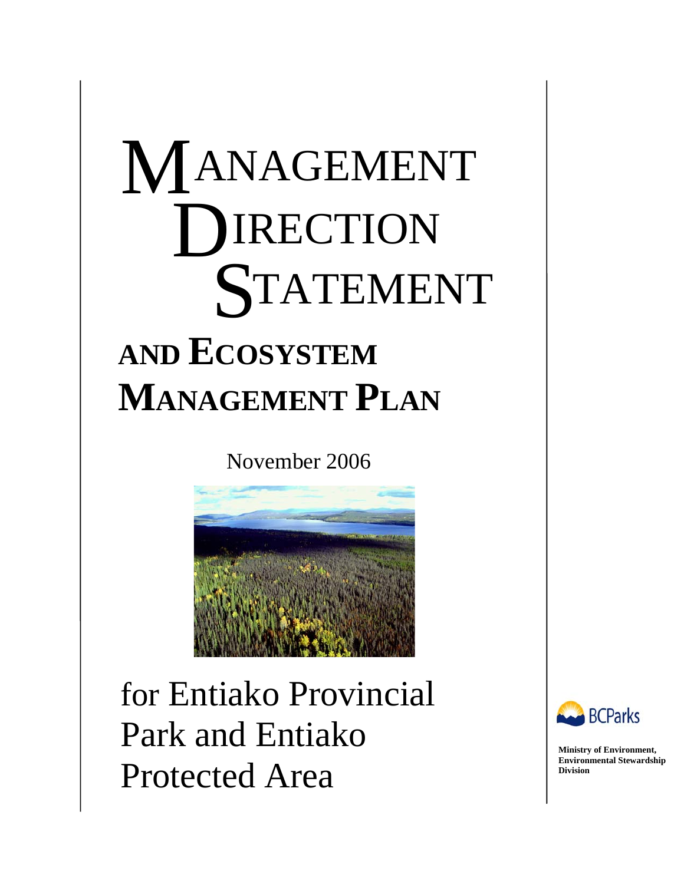# MANAGEMENT DIRECTION STATEMENT

# AND ECOSYSTEM MANAGEMENT PLAN

November 2006

for Entiako Provincial Park and Entiako Protected Area

BCParks

**Ministry of Environment, Environmental Stewardship Division**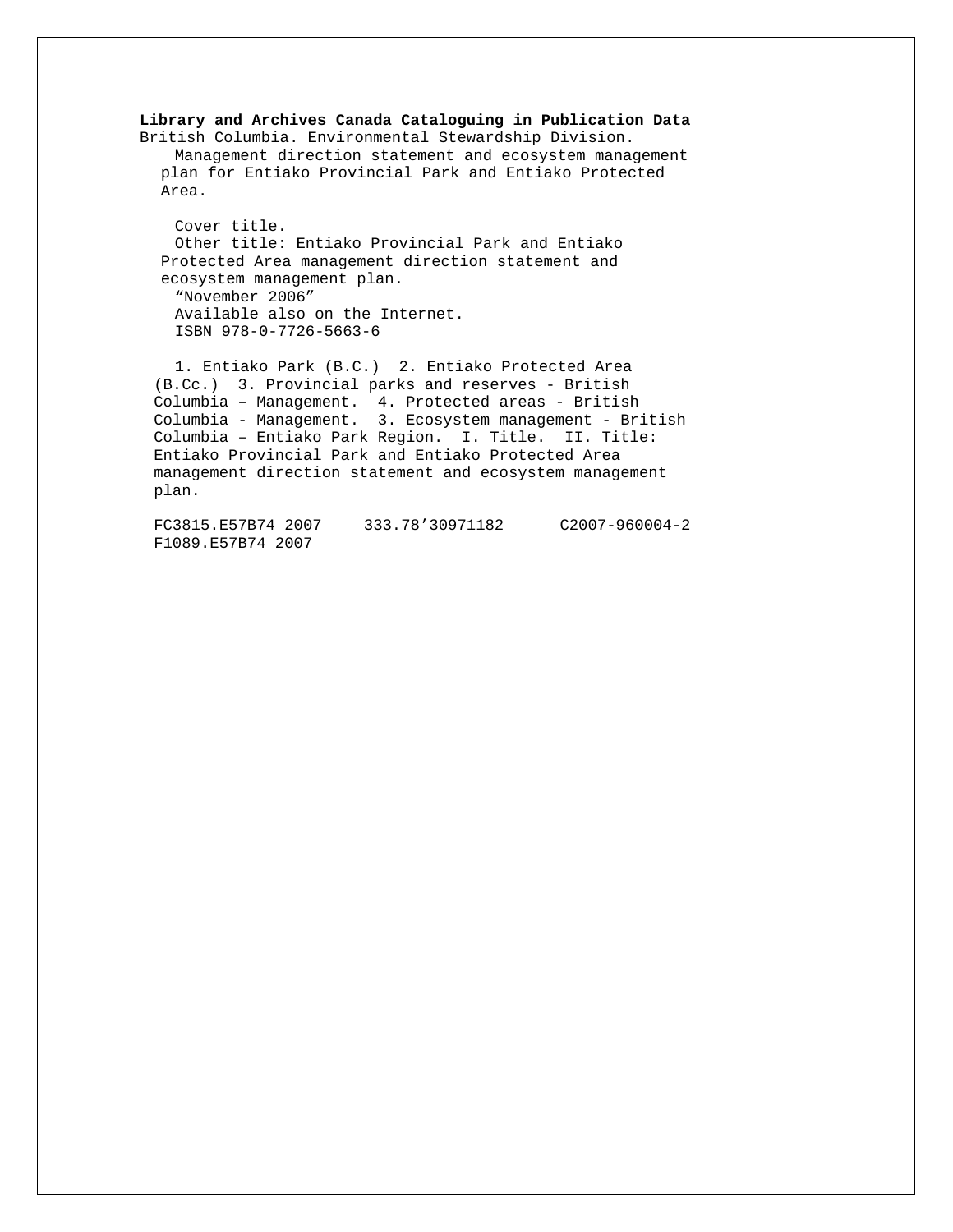**Library and Archives Canada Cataloguing in Publication Data**

British Columbia. Environmental Stewardship Division.
Management direction statement and ecosystem management plan for Entiako Provincial Park and Entiako Protected Area.

Cover title.
Other title: Entiako Provincial Park and Entiako Protected Area management direction statement and ecosystem management plan.
"November 2006"
Available also on the Internet.
ISBN 978-0-7726-5663-6

1. Entiako Park (B.C.) 2. Entiako Protected Area (B.Cc.) 3. Provincial parks and reserves - British Columbia – Management. 4. Protected areas - British Columbia - Management. 3. Ecosystem management - British Columbia – Entiako Park Region. I. Title. II. Title: Entiako Provincial Park and Entiako Protected Area management direction statement and ecosystem management plan.

FC3815.E57B74 2007 333.78'30971182 C2007-960004-2
F1089.E57B74 2007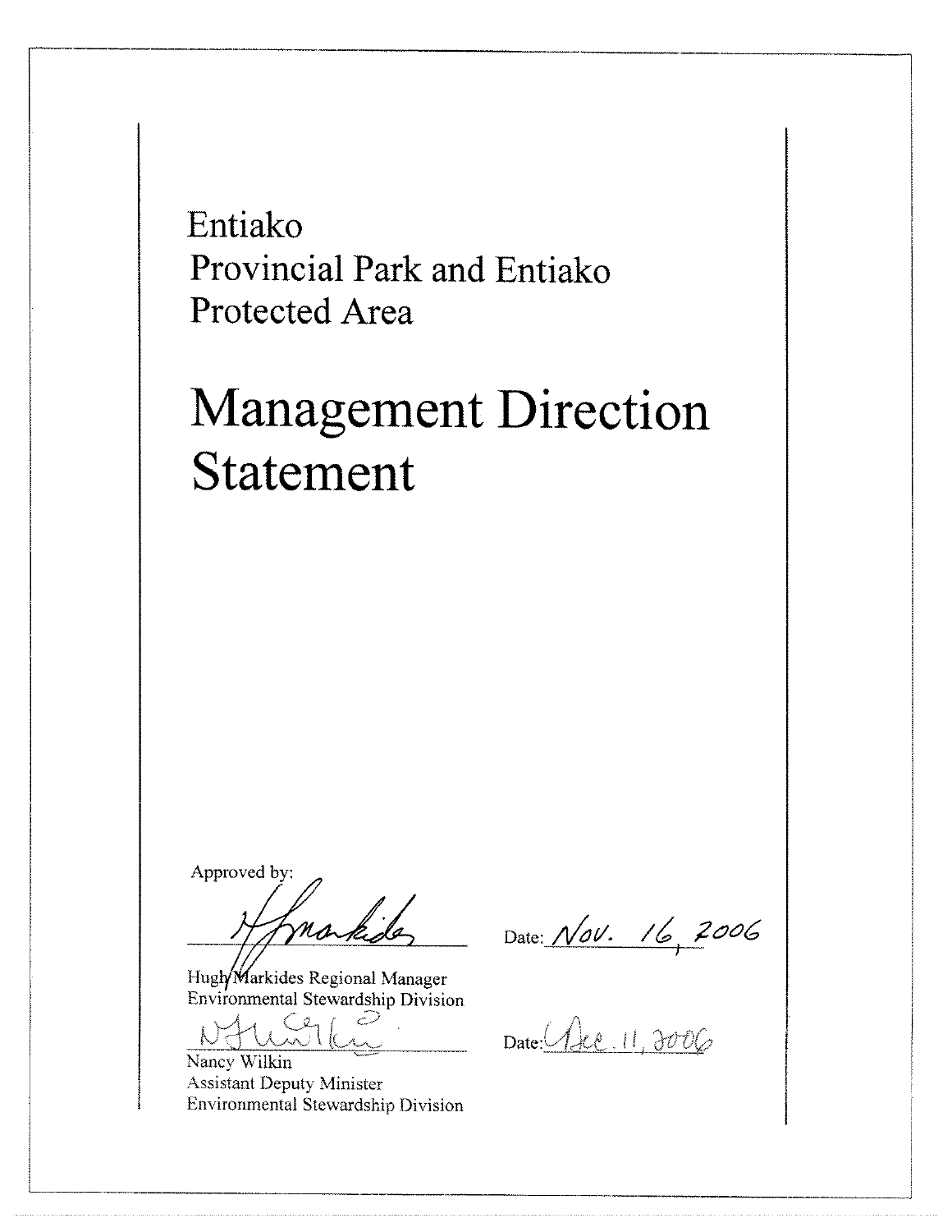Entiako
Provincial Park and Entiako
Protected Area

# Management Direction Statement

Approved by:

Hugh Markides Regional Manager
Environmental Stewardship Division

Date: Nov. 16, 2006

Nancy Wilkin
Assistant Deputy Minister
Environmental Stewardship Division

Date: Dec. 11, 2006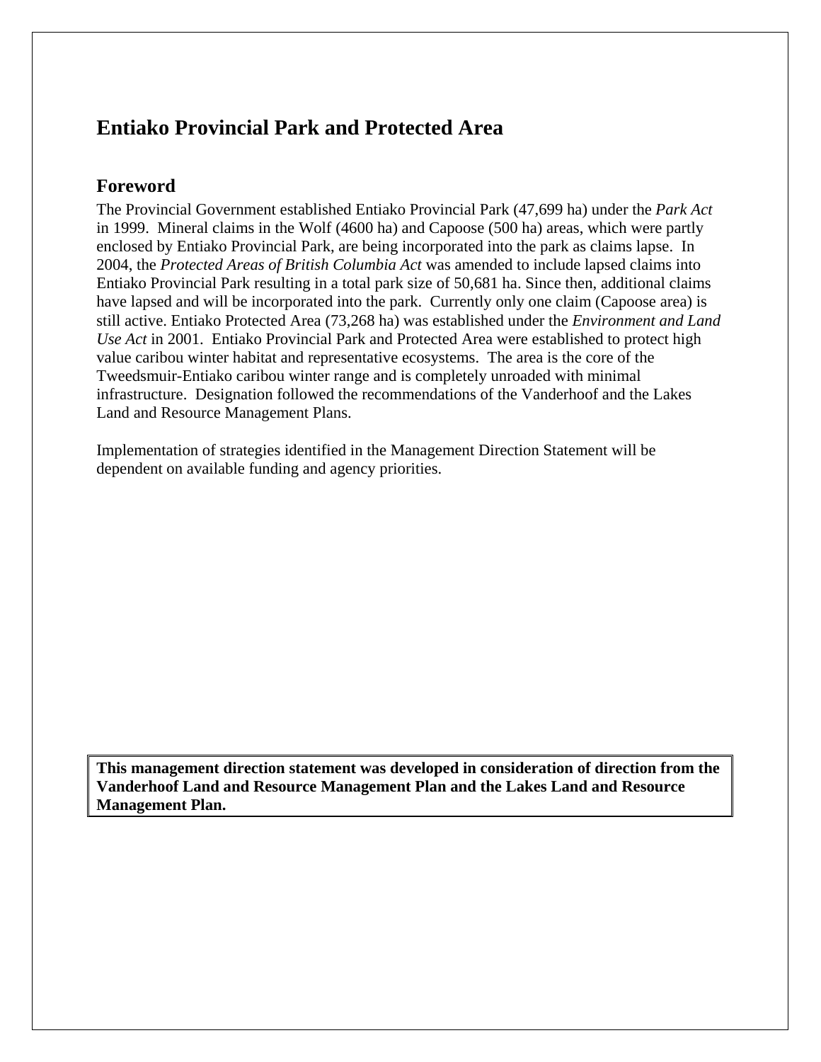# Entiako Provincial Park and Protected Area

## Foreword

The Provincial Government established Entiako Provincial Park (47,699 ha) under the *Park Act* in 1999. Mineral claims in the Wolf (4600 ha) and Capoose (500 ha) areas, which were partly enclosed by Entiako Provincial Park, are being incorporated into the park as claims lapse. In 2004, the *Protected Areas of British Columbia Act* was amended to include lapsed claims into Entiako Provincial Park resulting in a total park size of 50,681 ha. Since then, additional claims have lapsed and will be incorporated into the park. Currently only one claim (Capoose area) is still active. Entiako Protected Area (73,268 ha) was established under the *Environment and Land Use Act* in 2001. Entiako Provincial Park and Protected Area were established to protect high value caribou winter habitat and representative ecosystems. The area is the core of the Tweedsmuir-Entiako caribou winter range and is completely unroaded with minimal infrastructure. Designation followed the recommendations of the Vanderhoof and the Lakes Land and Resource Management Plans.

Implementation of strategies identified in the Management Direction Statement will be dependent on available funding and agency priorities.

**This management direction statement was developed in consideration of direction from the Vanderhoof Land and Resource Management Plan and the Lakes Land and Resource Management Plan.**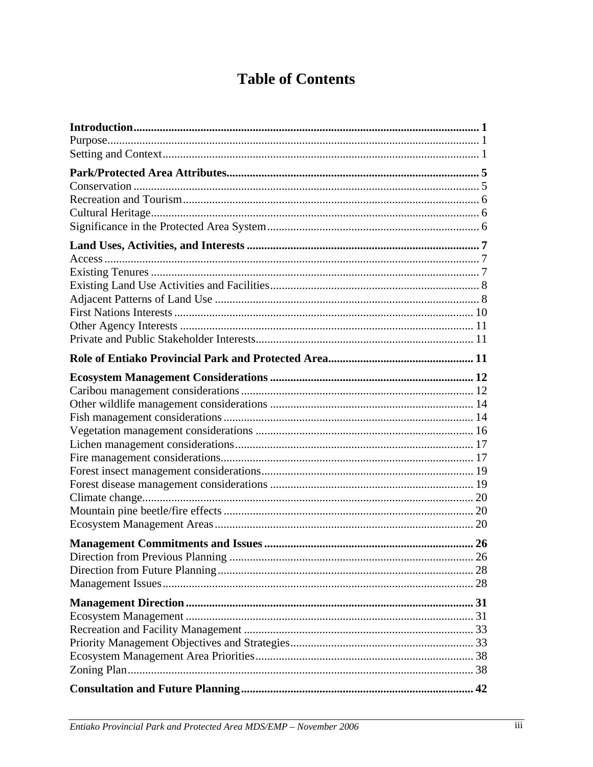# Table of Contents

**Introduction** .......... **1**
Purpose .......... 1
Setting and Context .......... 1

**Park/Protected Area Attributes** .......... **5**
Conservation .......... 5
Recreation and Tourism .......... 6
Cultural Heritage .......... 6
Significance in the Protected Area System .......... 6

**Land Uses, Activities, and Interests** .......... **7**
Access .......... 7
Existing Tenures .......... 7
Existing Land Use Activities and Facilities .......... 8
Adjacent Patterns of Land Use .......... 8
First Nations Interests .......... 10
Other Agency Interests .......... 11
Private and Public Stakeholder Interests .......... 11

**Role of Entiako Provincial Park and Protected Area** .......... **11**

**Ecosystem Management Considerations** .......... **12**
Caribou management considerations .......... 12
Other wildlife management considerations .......... 14
Fish management considerations .......... 14
Vegetation management considerations .......... 16
Lichen management considerations .......... 17
Fire management considerations .......... 17
Forest insect management considerations .......... 19
Forest disease management considerations .......... 19
Climate change .......... 20
Mountain pine beetle/fire effects .......... 20
Ecosystem Management Areas .......... 20

**Management Commitments and Issues** .......... **26**
Direction from Previous Planning .......... 26
Direction from Future Planning .......... 28
Management Issues .......... 28

**Management Direction** .......... **31**
Ecosystem Management .......... 31
Recreation and Facility Management .......... 33
Priority Management Objectives and Strategies .......... 33
Ecosystem Management Area Priorities .......... 38
Zoning Plan .......... 38

**Consultation and Future Planning** .......... **42**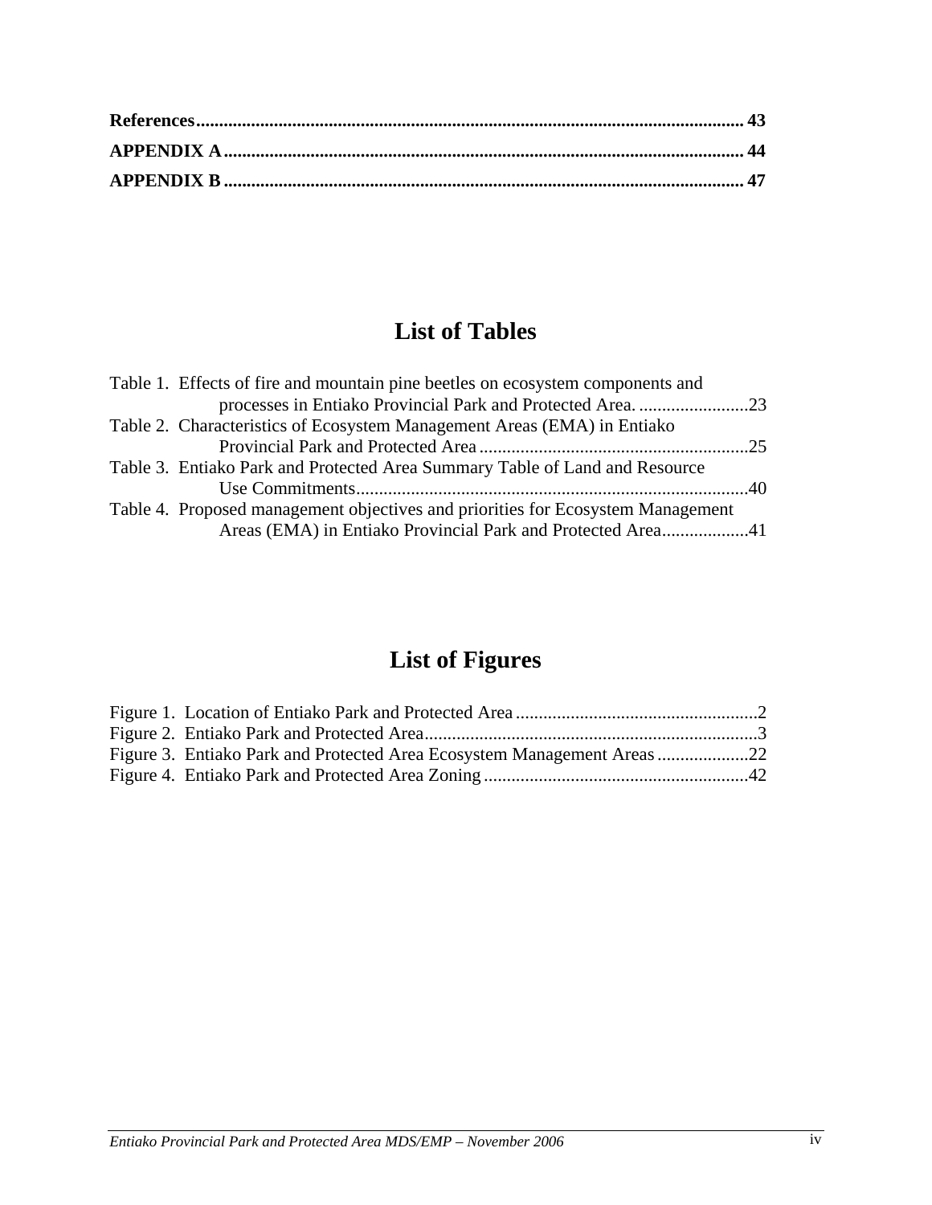**References** ...................................................................................................................... **43**
**APPENDIX A** ................................................................................................................... **44**
**APPENDIX B** ................................................................................................................... **47**

## List of Tables

Table 1. Effects of fire and mountain pine beetles on ecosystem components and processes in Entiako Provincial Park and Protected Area. ........................23
Table 2. Characteristics of Ecosystem Management Areas (EMA) in Entiako Provincial Park and Protected Area ...........................................................25
Table 3. Entiako Park and Protected Area Summary Table of Land and Resource Use Commitments.....................................................................................40
Table 4. Proposed management objectives and priorities for Ecosystem Management Areas (EMA) in Entiako Provincial Park and Protected Area...................41

## List of Figures

Figure 1. Location of Entiako Park and Protected Area .....................................................2
Figure 2. Entiako Park and Protected Area.........................................................................3
Figure 3. Entiako Park and Protected Area Ecosystem Management Areas ....................22
Figure 4. Entiako Park and Protected Area Zoning ..........................................................42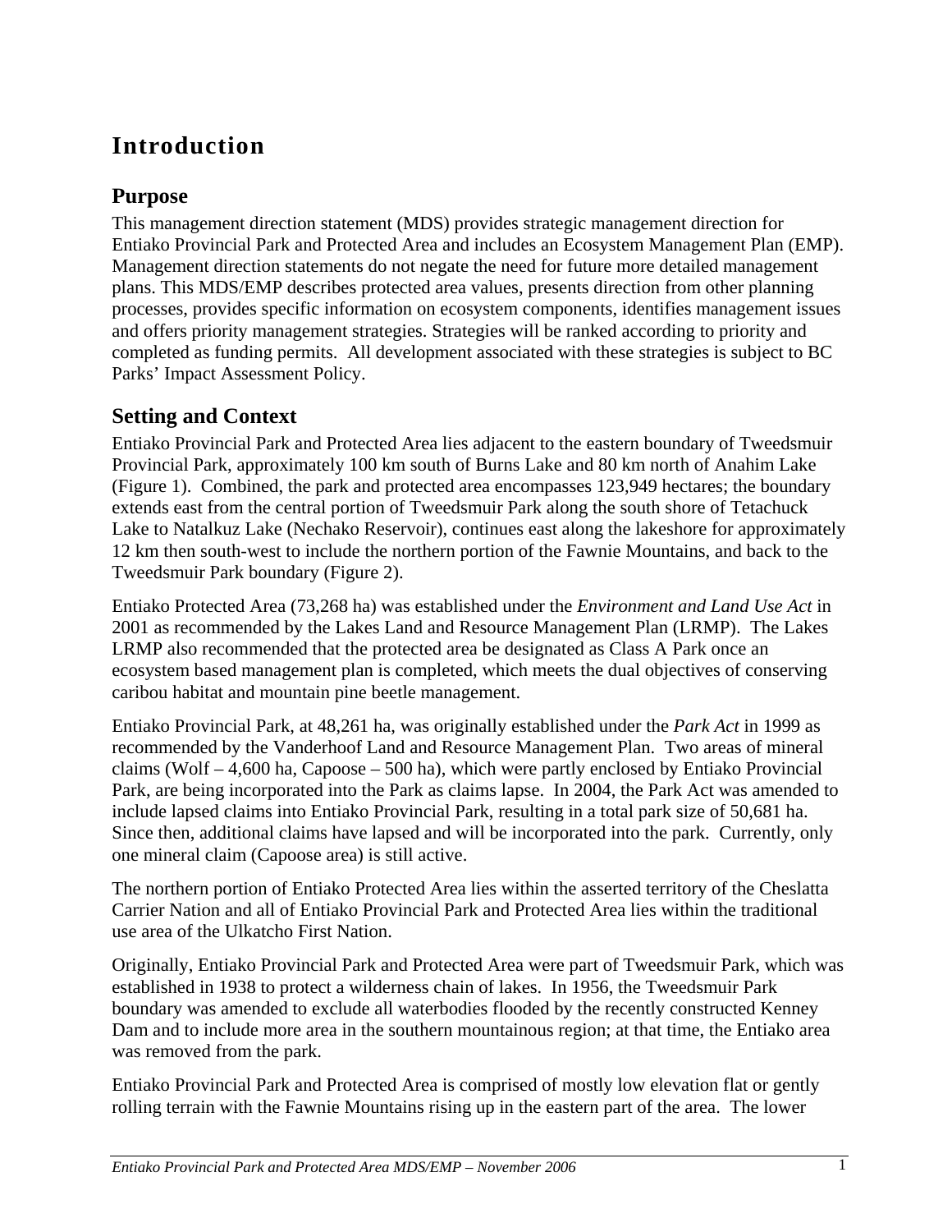# Introduction

## Purpose

This management direction statement (MDS) provides strategic management direction for Entiako Provincial Park and Protected Area and includes an Ecosystem Management Plan (EMP). Management direction statements do not negate the need for future more detailed management plans. This MDS/EMP describes protected area values, presents direction from other planning processes, provides specific information on ecosystem components, identifies management issues and offers priority management strategies. Strategies will be ranked according to priority and completed as funding permits. All development associated with these strategies is subject to BC Parks' Impact Assessment Policy.

## Setting and Context

Entiako Provincial Park and Protected Area lies adjacent to the eastern boundary of Tweedsmuir Provincial Park, approximately 100 km south of Burns Lake and 80 km north of Anahim Lake (Figure 1). Combined, the park and protected area encompasses 123,949 hectares; the boundary extends east from the central portion of Tweedsmuir Park along the south shore of Tetachuck Lake to Natalkuz Lake (Nechako Reservoir), continues east along the lakeshore for approximately 12 km then south-west to include the northern portion of the Fawnie Mountains, and back to the Tweedsmuir Park boundary (Figure 2).

Entiako Protected Area (73,268 ha) was established under the *Environment and Land Use Act* in 2001 as recommended by the Lakes Land and Resource Management Plan (LRMP). The Lakes LRMP also recommended that the protected area be designated as Class A Park once an ecosystem based management plan is completed, which meets the dual objectives of conserving caribou habitat and mountain pine beetle management.

Entiako Provincial Park, at 48,261 ha, was originally established under the *Park Act* in 1999 as recommended by the Vanderhoof Land and Resource Management Plan. Two areas of mineral claims (Wolf – 4,600 ha, Capoose – 500 ha), which were partly enclosed by Entiako Provincial Park, are being incorporated into the Park as claims lapse. In 2004, the Park Act was amended to include lapsed claims into Entiako Provincial Park, resulting in a total park size of 50,681 ha. Since then, additional claims have lapsed and will be incorporated into the park. Currently, only one mineral claim (Capoose area) is still active.

The northern portion of Entiako Protected Area lies within the asserted territory of the Cheslatta Carrier Nation and all of Entiako Provincial Park and Protected Area lies within the traditional use area of the Ulkatcho First Nation.

Originally, Entiako Provincial Park and Protected Area were part of Tweedsmuir Park, which was established in 1938 to protect a wilderness chain of lakes. In 1956, the Tweedsmuir Park boundary was amended to exclude all waterbodies flooded by the recently constructed Kenney Dam and to include more area in the southern mountainous region; at that time, the Entiako area was removed from the park.

Entiako Provincial Park and Protected Area is comprised of mostly low elevation flat or gently rolling terrain with the Fawnie Mountains rising up in the eastern part of the area. The lower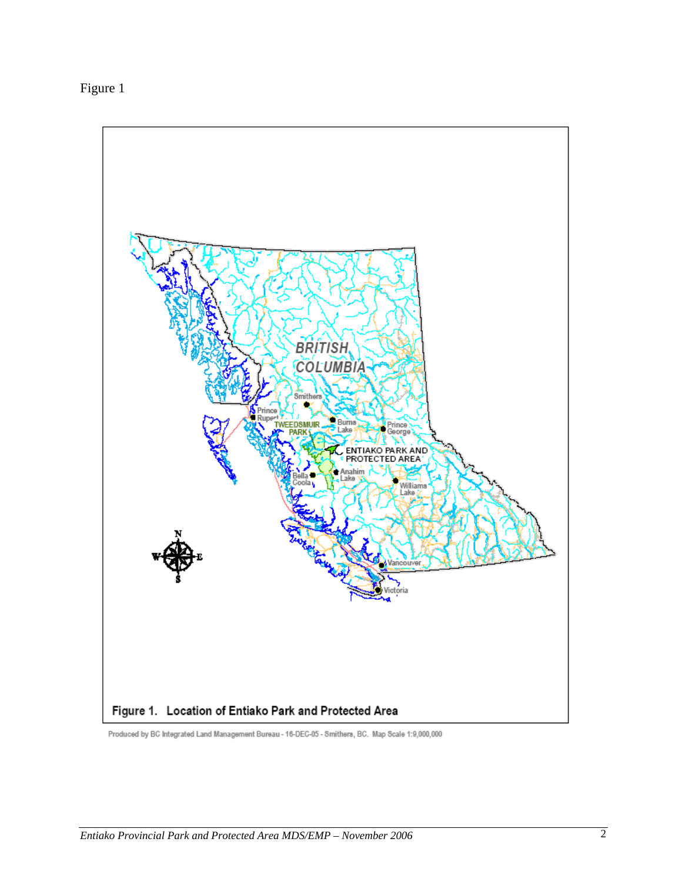Figure 1

Figure 1. Location of Entiako Park and Protected Area

Produced by BC Integrated Land Management Bureau - 16-DEC-05 - Smithers, BC. Map Scale 1:9,000,000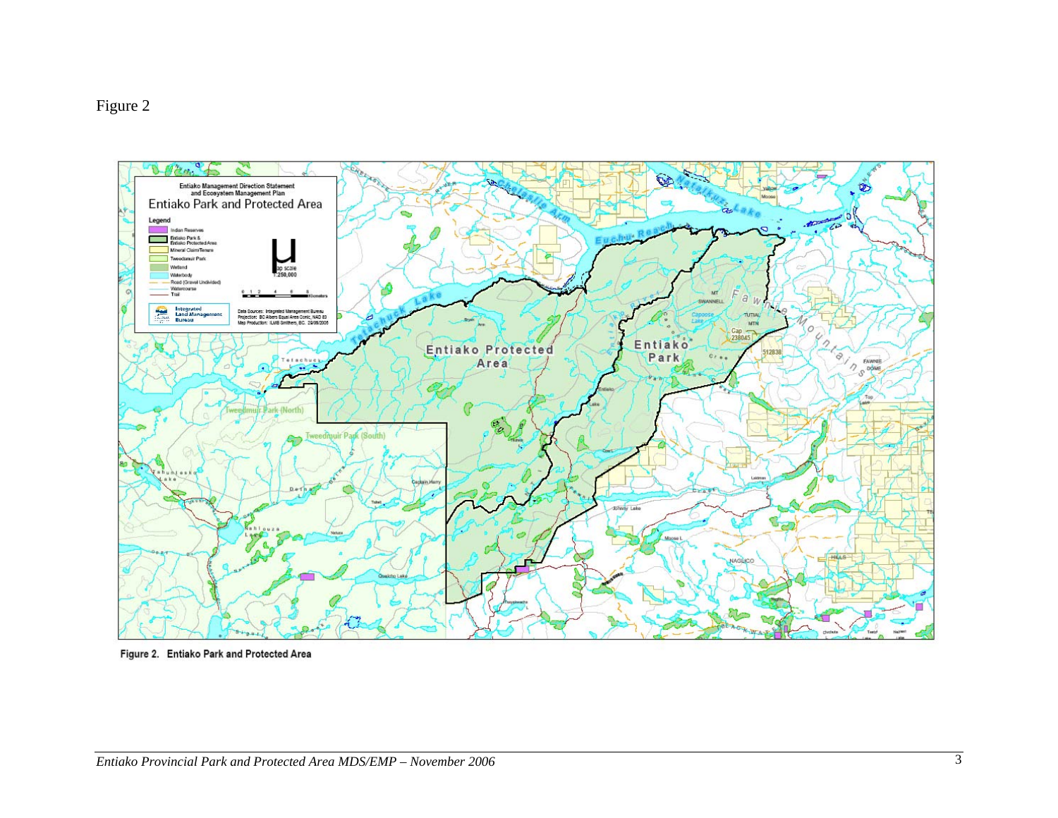Figure 2

Figure 2. Entiako Park and Protected Area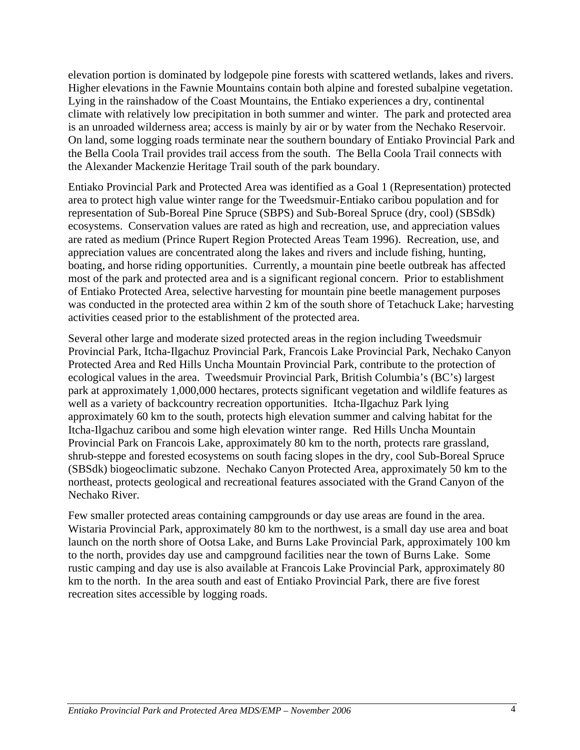elevation portion is dominated by lodgepole pine forests with scattered wetlands, lakes and rivers. Higher elevations in the Fawnie Mountains contain both alpine and forested subalpine vegetation. Lying in the rainshadow of the Coast Mountains, the Entiako experiences a dry, continental climate with relatively low precipitation in both summer and winter. The park and protected area is an unroaded wilderness area; access is mainly by air or by water from the Nechako Reservoir. On land, some logging roads terminate near the southern boundary of Entiako Provincial Park and the Bella Coola Trail provides trail access from the south. The Bella Coola Trail connects with the Alexander Mackenzie Heritage Trail south of the park boundary.

Entiako Provincial Park and Protected Area was identified as a Goal 1 (Representation) protected area to protect high value winter range for the Tweedsmuir-Entiako caribou population and for representation of Sub-Boreal Pine Spruce (SBPS) and Sub-Boreal Spruce (dry, cool) (SBSdk) ecosystems. Conservation values are rated as high and recreation, use, and appreciation values are rated as medium (Prince Rupert Region Protected Areas Team 1996). Recreation, use, and appreciation values are concentrated along the lakes and rivers and include fishing, hunting, boating, and horse riding opportunities. Currently, a mountain pine beetle outbreak has affected most of the park and protected area and is a significant regional concern. Prior to establishment of Entiako Protected Area, selective harvesting for mountain pine beetle management purposes was conducted in the protected area within 2 km of the south shore of Tetachuck Lake; harvesting activities ceased prior to the establishment of the protected area.

Several other large and moderate sized protected areas in the region including Tweedsmuir Provincial Park, Itcha-Ilgachuz Provincial Park, Francois Lake Provincial Park, Nechako Canyon Protected Area and Red Hills Uncha Mountain Provincial Park, contribute to the protection of ecological values in the area. Tweedsmuir Provincial Park, British Columbia's (BC's) largest park at approximately 1,000,000 hectares, protects significant vegetation and wildlife features as well as a variety of backcountry recreation opportunities. Itcha-Ilgachuz Park lying approximately 60 km to the south, protects high elevation summer and calving habitat for the Itcha-Ilgachuz caribou and some high elevation winter range. Red Hills Uncha Mountain Provincial Park on Francois Lake, approximately 80 km to the north, protects rare grassland, shrub-steppe and forested ecosystems on south facing slopes in the dry, cool Sub-Boreal Spruce (SBSdk) biogeoclimatic subzone. Nechako Canyon Protected Area, approximately 50 km to the northeast, protects geological and recreational features associated with the Grand Canyon of the Nechako River.

Few smaller protected areas containing campgrounds or day use areas are found in the area. Wistaria Provincial Park, approximately 80 km to the northwest, is a small day use area and boat launch on the north shore of Ootsa Lake, and Burns Lake Provincial Park, approximately 100 km to the north, provides day use and campground facilities near the town of Burns Lake. Some rustic camping and day use is also available at Francois Lake Provincial Park, approximately 80 km to the north. In the area south and east of Entiako Provincial Park, there are five forest recreation sites accessible by logging roads.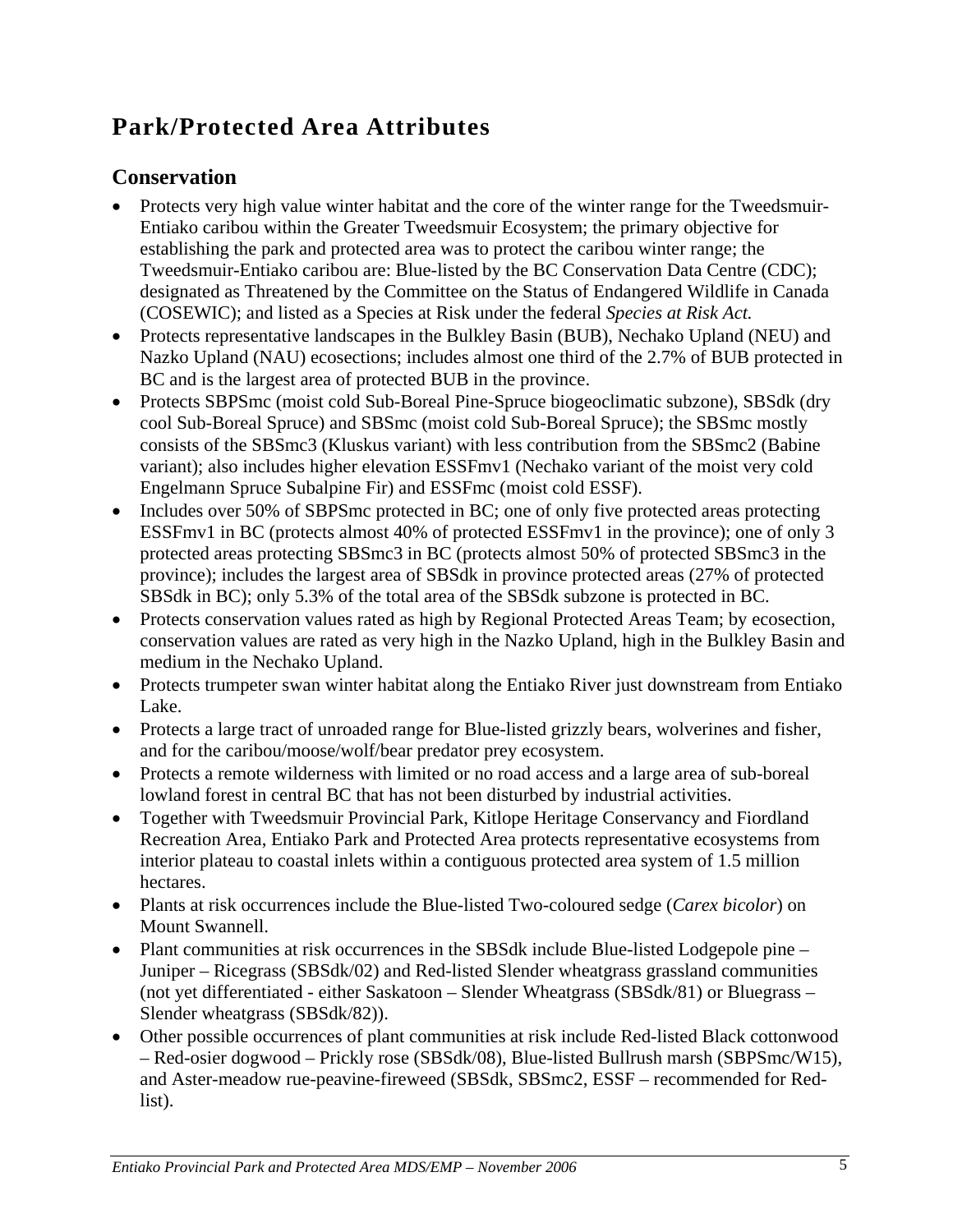# Park/Protected Area Attributes

## Conservation

- Protects very high value winter habitat and the core of the winter range for the Tweedsmuir-Entiako caribou within the Greater Tweedsmuir Ecosystem; the primary objective for establishing the park and protected area was to protect the caribou winter range; the Tweedsmuir-Entiako caribou are: Blue-listed by the BC Conservation Data Centre (CDC); designated as Threatened by the Committee on the Status of Endangered Wildlife in Canada (COSEWIC); and listed as a Species at Risk under the federal *Species at Risk Act.*
- Protects representative landscapes in the Bulkley Basin (BUB), Nechako Upland (NEU) and Nazko Upland (NAU) ecosections; includes almost one third of the 2.7% of BUB protected in BC and is the largest area of protected BUB in the province.
- Protects SBPSmc (moist cold Sub-Boreal Pine-Spruce biogeoclimatic subzone), SBSdk (dry cool Sub-Boreal Spruce) and SBSmc (moist cold Sub-Boreal Spruce); the SBSmc mostly consists of the SBSmc3 (Kluskus variant) with less contribution from the SBSmc2 (Babine variant); also includes higher elevation ESSFmv1 (Nechako variant of the moist very cold Engelmann Spruce Subalpine Fir) and ESSFmc (moist cold ESSF).
- Includes over 50% of SBPSmc protected in BC; one of only five protected areas protecting ESSFmv1 in BC (protects almost 40% of protected ESSFmv1 in the province); one of only 3 protected areas protecting SBSmc3 in BC (protects almost 50% of protected SBSmc3 in the province); includes the largest area of SBSdk in province protected areas (27% of protected SBSdk in BC); only 5.3% of the total area of the SBSdk subzone is protected in BC.
- Protects conservation values rated as high by Regional Protected Areas Team; by ecosection, conservation values are rated as very high in the Nazko Upland, high in the Bulkley Basin and medium in the Nechako Upland.
- Protects trumpeter swan winter habitat along the Entiako River just downstream from Entiako Lake.
- Protects a large tract of unroaded range for Blue-listed grizzly bears, wolverines and fisher, and for the caribou/moose/wolf/bear predator prey ecosystem.
- Protects a remote wilderness with limited or no road access and a large area of sub-boreal lowland forest in central BC that has not been disturbed by industrial activities.
- Together with Tweedsmuir Provincial Park, Kitlope Heritage Conservancy and Fiordland Recreation Area, Entiako Park and Protected Area protects representative ecosystems from interior plateau to coastal inlets within a contiguous protected area system of 1.5 million hectares.
- Plants at risk occurrences include the Blue-listed Two-coloured sedge (*Carex bicolor*) on Mount Swannell.
- Plant communities at risk occurrences in the SBSdk include Blue-listed Lodgepole pine – Juniper – Ricegrass (SBSdk/02) and Red-listed Slender wheatgrass grassland communities (not yet differentiated - either Saskatoon – Slender Wheatgrass (SBSdk/81) or Bluegrass – Slender wheatgrass (SBSdk/82)).
- Other possible occurrences of plant communities at risk include Red-listed Black cottonwood – Red-osier dogwood – Prickly rose (SBSdk/08), Blue-listed Bullrush marsh (SBPSmc/W15), and Aster-meadow rue-peavine-fireweed (SBSdk, SBSmc2, ESSF – recommended for Red-list).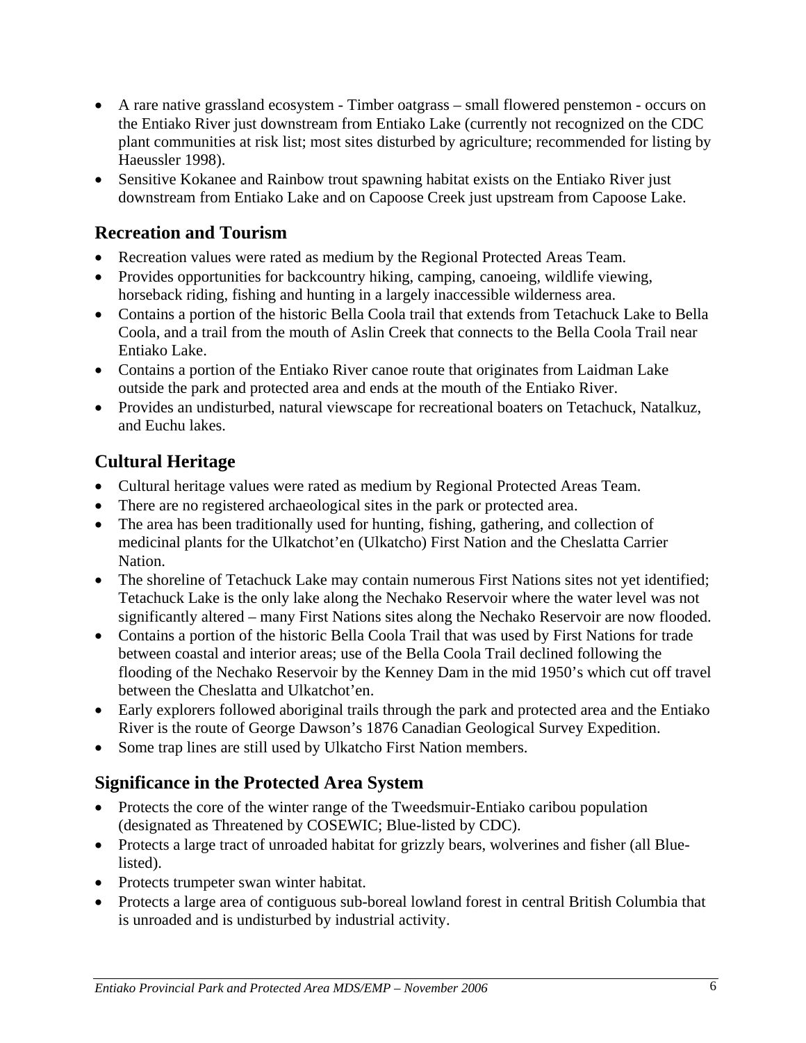- A rare native grassland ecosystem - Timber oatgrass – small flowered penstemon - occurs on the Entiako River just downstream from Entiako Lake (currently not recognized on the CDC plant communities at risk list; most sites disturbed by agriculture; recommended for listing by Haeussler 1998).
- Sensitive Kokanee and Rainbow trout spawning habitat exists on the Entiako River just downstream from Entiako Lake and on Capoose Creek just upstream from Capoose Lake.

## Recreation and Tourism

- Recreation values were rated as medium by the Regional Protected Areas Team.
- Provides opportunities for backcountry hiking, camping, canoeing, wildlife viewing, horseback riding, fishing and hunting in a largely inaccessible wilderness area.
- Contains a portion of the historic Bella Coola trail that extends from Tetachuck Lake to Bella Coola, and a trail from the mouth of Aslin Creek that connects to the Bella Coola Trail near Entiako Lake.
- Contains a portion of the Entiako River canoe route that originates from Laidman Lake outside the park and protected area and ends at the mouth of the Entiako River.
- Provides an undisturbed, natural viewscape for recreational boaters on Tetachuck, Natalkuz, and Euchu lakes.

## Cultural Heritage

- Cultural heritage values were rated as medium by Regional Protected Areas Team.
- There are no registered archaeological sites in the park or protected area.
- The area has been traditionally used for hunting, fishing, gathering, and collection of medicinal plants for the Ulkatchot'en (Ulkatcho) First Nation and the Cheslatta Carrier Nation.
- The shoreline of Tetachuck Lake may contain numerous First Nations sites not yet identified; Tetachuck Lake is the only lake along the Nechako Reservoir where the water level was not significantly altered – many First Nations sites along the Nechako Reservoir are now flooded.
- Contains a portion of the historic Bella Coola Trail that was used by First Nations for trade between coastal and interior areas; use of the Bella Coola Trail declined following the flooding of the Nechako Reservoir by the Kenney Dam in the mid 1950's which cut off travel between the Cheslatta and Ulkatchot'en.
- Early explorers followed aboriginal trails through the park and protected area and the Entiako River is the route of George Dawson's 1876 Canadian Geological Survey Expedition.
- Some trap lines are still used by Ulkatcho First Nation members.

## Significance in the Protected Area System

- Protects the core of the winter range of the Tweedsmuir-Entiako caribou population (designated as Threatened by COSEWIC; Blue-listed by CDC).
- Protects a large tract of unroaded habitat for grizzly bears, wolverines and fisher (all Blue-listed).
- Protects trumpeter swan winter habitat.
- Protects a large area of contiguous sub-boreal lowland forest in central British Columbia that is unroaded and is undisturbed by industrial activity.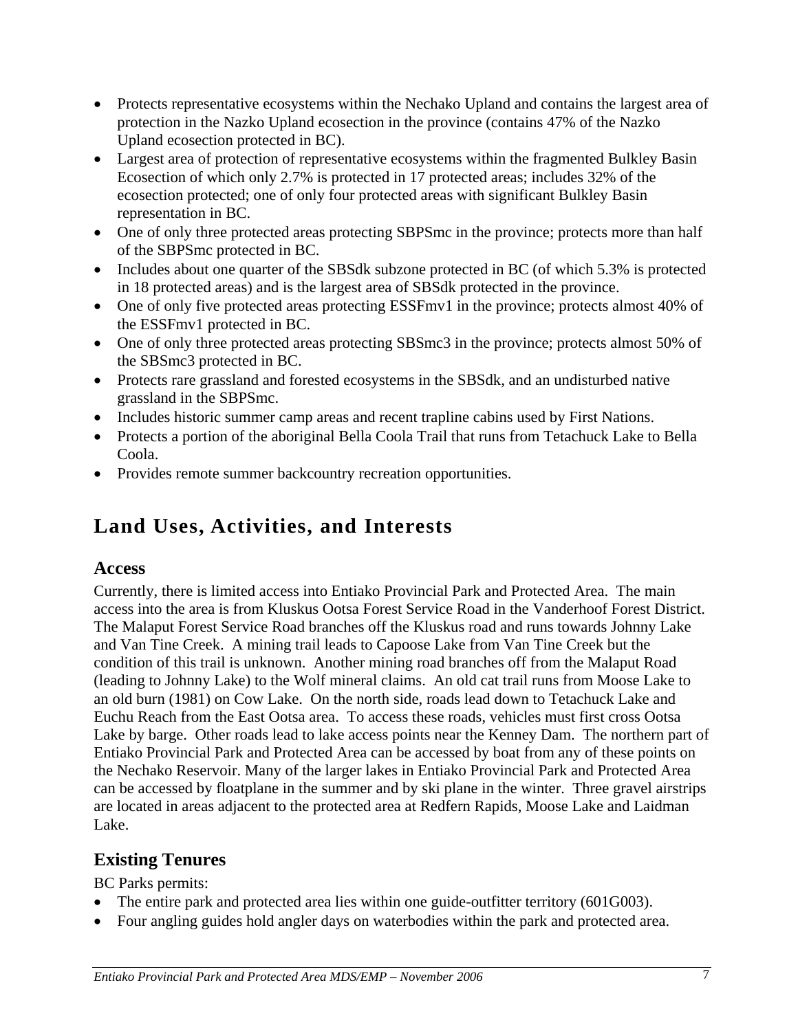- Protects representative ecosystems within the Nechako Upland and contains the largest area of protection in the Nazko Upland ecosection in the province (contains 47% of the Nazko Upland ecosection protected in BC).
- Largest area of protection of representative ecosystems within the fragmented Bulkley Basin Ecosection of which only 2.7% is protected in 17 protected areas; includes 32% of the ecosection protected; one of only four protected areas with significant Bulkley Basin representation in BC.
- One of only three protected areas protecting SBPSmc in the province; protects more than half of the SBPSmc protected in BC.
- Includes about one quarter of the SBSdk subzone protected in BC (of which 5.3% is protected in 18 protected areas) and is the largest area of SBSdk protected in the province.
- One of only five protected areas protecting ESSFmv1 in the province; protects almost 40% of the ESSFmv1 protected in BC.
- One of only three protected areas protecting SBSmc3 in the province; protects almost 50% of the SBSmc3 protected in BC.
- Protects rare grassland and forested ecosystems in the SBSdk, and an undisturbed native grassland in the SBPSmc.
- Includes historic summer camp areas and recent trapline cabins used by First Nations.
- Protects a portion of the aboriginal Bella Coola Trail that runs from Tetachuck Lake to Bella Coola.
- Provides remote summer backcountry recreation opportunities.

# Land Uses, Activities, and Interests

## Access

Currently, there is limited access into Entiako Provincial Park and Protected Area. The main access into the area is from Kluskus Ootsa Forest Service Road in the Vanderhoof Forest District. The Malaput Forest Service Road branches off the Kluskus road and runs towards Johnny Lake and Van Tine Creek. A mining trail leads to Capoose Lake from Van Tine Creek but the condition of this trail is unknown. Another mining road branches off from the Malaput Road (leading to Johnny Lake) to the Wolf mineral claims. An old cat trail runs from Moose Lake to an old burn (1981) on Cow Lake. On the north side, roads lead down to Tetachuck Lake and Euchu Reach from the East Ootsa area. To access these roads, vehicles must first cross Ootsa Lake by barge. Other roads lead to lake access points near the Kenney Dam. The northern part of Entiako Provincial Park and Protected Area can be accessed by boat from any of these points on the Nechako Reservoir. Many of the larger lakes in Entiako Provincial Park and Protected Area can be accessed by floatplane in the summer and by ski plane in the winter. Three gravel airstrips are located in areas adjacent to the protected area at Redfern Rapids, Moose Lake and Laidman Lake.

## Existing Tenures

BC Parks permits:

- The entire park and protected area lies within one guide-outfitter territory (601G003).
- Four angling guides hold angler days on waterbodies within the park and protected area.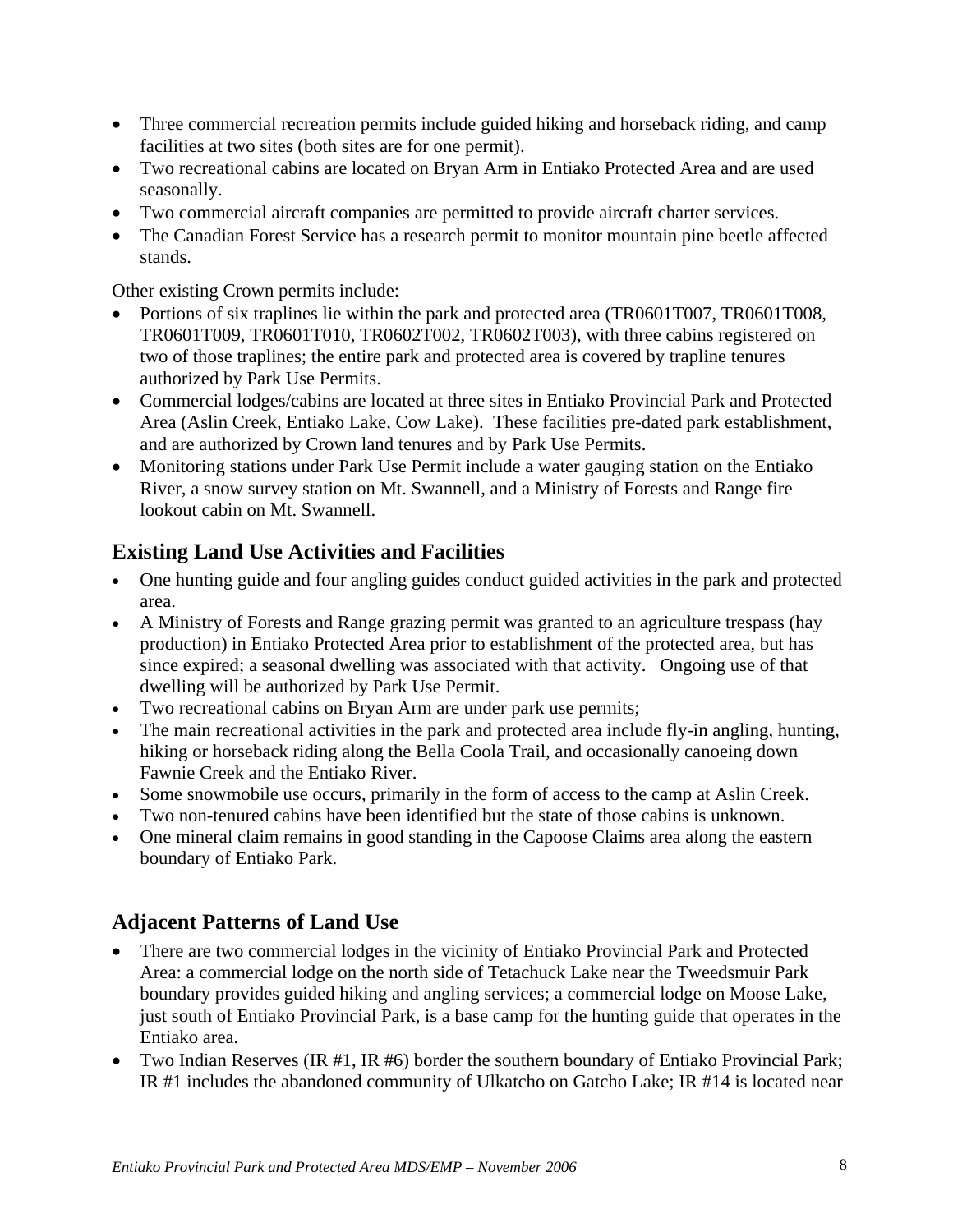- Three commercial recreation permits include guided hiking and horseback riding, and camp facilities at two sites (both sites are for one permit).
- Two recreational cabins are located on Bryan Arm in Entiako Protected Area and are used seasonally.
- Two commercial aircraft companies are permitted to provide aircraft charter services.
- The Canadian Forest Service has a research permit to monitor mountain pine beetle affected stands.

Other existing Crown permits include:

- Portions of six traplines lie within the park and protected area (TR0601T007, TR0601T008, TR0601T009, TR0601T010, TR0602T002, TR0602T003), with three cabins registered on two of those traplines; the entire park and protected area is covered by trapline tenures authorized by Park Use Permits.
- Commercial lodges/cabins are located at three sites in Entiako Provincial Park and Protected Area (Aslin Creek, Entiako Lake, Cow Lake). These facilities pre-dated park establishment, and are authorized by Crown land tenures and by Park Use Permits.
- Monitoring stations under Park Use Permit include a water gauging station on the Entiako River, a snow survey station on Mt. Swannell, and a Ministry of Forests and Range fire lookout cabin on Mt. Swannell.

## Existing Land Use Activities and Facilities

- One hunting guide and four angling guides conduct guided activities in the park and protected area.
- A Ministry of Forests and Range grazing permit was granted to an agriculture trespass (hay production) in Entiako Protected Area prior to establishment of the protected area, but has since expired; a seasonal dwelling was associated with that activity. Ongoing use of that dwelling will be authorized by Park Use Permit.
- Two recreational cabins on Bryan Arm are under park use permits;
- The main recreational activities in the park and protected area include fly-in angling, hunting, hiking or horseback riding along the Bella Coola Trail, and occasionally canoeing down Fawnie Creek and the Entiako River.
- Some snowmobile use occurs, primarily in the form of access to the camp at Aslin Creek.
- Two non-tenured cabins have been identified but the state of those cabins is unknown.
- One mineral claim remains in good standing in the Capoose Claims area along the eastern boundary of Entiako Park.

## Adjacent Patterns of Land Use

- There are two commercial lodges in the vicinity of Entiako Provincial Park and Protected Area: a commercial lodge on the north side of Tetachuck Lake near the Tweedsmuir Park boundary provides guided hiking and angling services; a commercial lodge on Moose Lake, just south of Entiako Provincial Park, is a base camp for the hunting guide that operates in the Entiako area.
- Two Indian Reserves (IR #1, IR #6) border the southern boundary of Entiako Provincial Park; IR #1 includes the abandoned community of Ulkatcho on Gatcho Lake; IR #14 is located near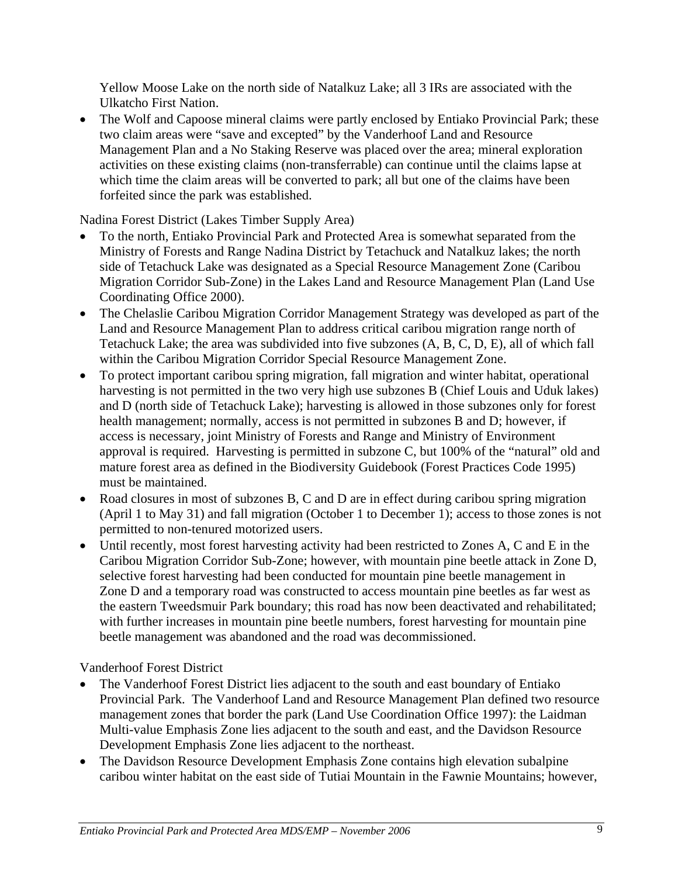Yellow Moose Lake on the north side of Natalkuz Lake; all 3 IRs are associated with the Ulkatcho First Nation.

- The Wolf and Capoose mineral claims were partly enclosed by Entiako Provincial Park; these two claim areas were "save and excepted" by the Vanderhoof Land and Resource Management Plan and a No Staking Reserve was placed over the area; mineral exploration activities on these existing claims (non-transferrable) can continue until the claims lapse at which time the claim areas will be converted to park; all but one of the claims have been forfeited since the park was established.

Nadina Forest District (Lakes Timber Supply Area)

- To the north, Entiako Provincial Park and Protected Area is somewhat separated from the Ministry of Forests and Range Nadina District by Tetachuck and Natalkuz lakes; the north side of Tetachuck Lake was designated as a Special Resource Management Zone (Caribou Migration Corridor Sub-Zone) in the Lakes Land and Resource Management Plan (Land Use Coordinating Office 2000).
- The Chelaslie Caribou Migration Corridor Management Strategy was developed as part of the Land and Resource Management Plan to address critical caribou migration range north of Tetachuck Lake; the area was subdivided into five subzones (A, B, C, D, E), all of which fall within the Caribou Migration Corridor Special Resource Management Zone.
- To protect important caribou spring migration, fall migration and winter habitat, operational harvesting is not permitted in the two very high use subzones B (Chief Louis and Uduk lakes) and D (north side of Tetachuck Lake); harvesting is allowed in those subzones only for forest health management; normally, access is not permitted in subzones B and D; however, if access is necessary, joint Ministry of Forests and Range and Ministry of Environment approval is required. Harvesting is permitted in subzone C, but 100% of the "natural" old and mature forest area as defined in the Biodiversity Guidebook (Forest Practices Code 1995) must be maintained.
- Road closures in most of subzones B, C and D are in effect during caribou spring migration (April 1 to May 31) and fall migration (October 1 to December 1); access to those zones is not permitted to non-tenured motorized users.
- Until recently, most forest harvesting activity had been restricted to Zones A, C and E in the Caribou Migration Corridor Sub-Zone; however, with mountain pine beetle attack in Zone D, selective forest harvesting had been conducted for mountain pine beetle management in Zone D and a temporary road was constructed to access mountain pine beetles as far west as the eastern Tweedsmuir Park boundary; this road has now been deactivated and rehabilitated; with further increases in mountain pine beetle numbers, forest harvesting for mountain pine beetle management was abandoned and the road was decommissioned.

Vanderhoof Forest District

- The Vanderhoof Forest District lies adjacent to the south and east boundary of Entiako Provincial Park. The Vanderhoof Land and Resource Management Plan defined two resource management zones that border the park (Land Use Coordination Office 1997): the Laidman Multi-value Emphasis Zone lies adjacent to the south and east, and the Davidson Resource Development Emphasis Zone lies adjacent to the northeast.
- The Davidson Resource Development Emphasis Zone contains high elevation subalpine caribou winter habitat on the east side of Tutiai Mountain in the Fawnie Mountains; however,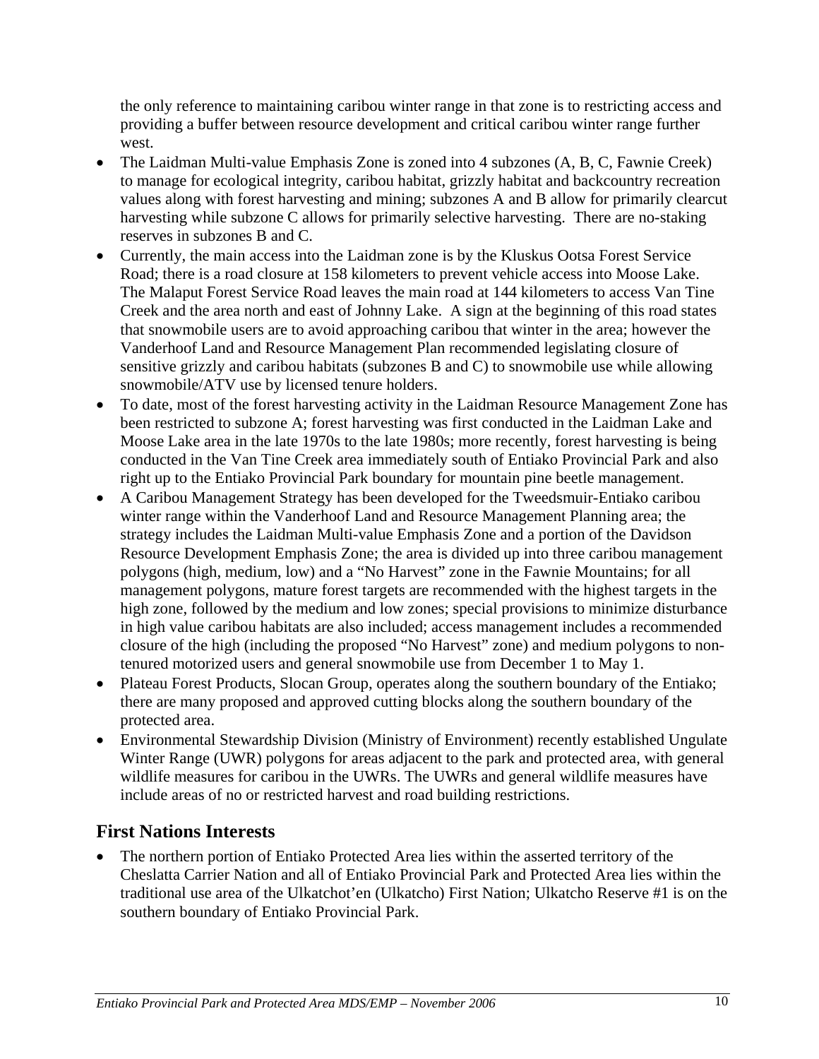the only reference to maintaining caribou winter range in that zone is to restricting access and providing a buffer between resource development and critical caribou winter range further west.

- The Laidman Multi-value Emphasis Zone is zoned into 4 subzones (A, B, C, Fawnie Creek) to manage for ecological integrity, caribou habitat, grizzly habitat and backcountry recreation values along with forest harvesting and mining; subzones A and B allow for primarily clearcut harvesting while subzone C allows for primarily selective harvesting. There are no-staking reserves in subzones B and C.
- Currently, the main access into the Laidman zone is by the Kluskus Ootsa Forest Service Road; there is a road closure at 158 kilometers to prevent vehicle access into Moose Lake. The Malaput Forest Service Road leaves the main road at 144 kilometers to access Van Tine Creek and the area north and east of Johnny Lake. A sign at the beginning of this road states that snowmobile users are to avoid approaching caribou that winter in the area; however the Vanderhoof Land and Resource Management Plan recommended legislating closure of sensitive grizzly and caribou habitats (subzones B and C) to snowmobile use while allowing snowmobile/ATV use by licensed tenure holders.
- To date, most of the forest harvesting activity in the Laidman Resource Management Zone has been restricted to subzone A; forest harvesting was first conducted in the Laidman Lake and Moose Lake area in the late 1970s to the late 1980s; more recently, forest harvesting is being conducted in the Van Tine Creek area immediately south of Entiako Provincial Park and also right up to the Entiako Provincial Park boundary for mountain pine beetle management.
- A Caribou Management Strategy has been developed for the Tweedsmuir-Entiako caribou winter range within the Vanderhoof Land and Resource Management Planning area; the strategy includes the Laidman Multi-value Emphasis Zone and a portion of the Davidson Resource Development Emphasis Zone; the area is divided up into three caribou management polygons (high, medium, low) and a "No Harvest" zone in the Fawnie Mountains; for all management polygons, mature forest targets are recommended with the highest targets in the high zone, followed by the medium and low zones; special provisions to minimize disturbance in high value caribou habitats are also included; access management includes a recommended closure of the high (including the proposed "No Harvest" zone) and medium polygons to non-tenured motorized users and general snowmobile use from December 1 to May 1.
- Plateau Forest Products, Slocan Group, operates along the southern boundary of the Entiako; there are many proposed and approved cutting blocks along the southern boundary of the protected area.
- Environmental Stewardship Division (Ministry of Environment) recently established Ungulate Winter Range (UWR) polygons for areas adjacent to the park and protected area, with general wildlife measures for caribou in the UWRs. The UWRs and general wildlife measures have include areas of no or restricted harvest and road building restrictions.

## First Nations Interests

- The northern portion of Entiako Protected Area lies within the asserted territory of the Cheslatta Carrier Nation and all of Entiako Provincial Park and Protected Area lies within the traditional use area of the Ulkatchot'en (Ulkatcho) First Nation; Ulkatcho Reserve #1 is on the southern boundary of Entiako Provincial Park.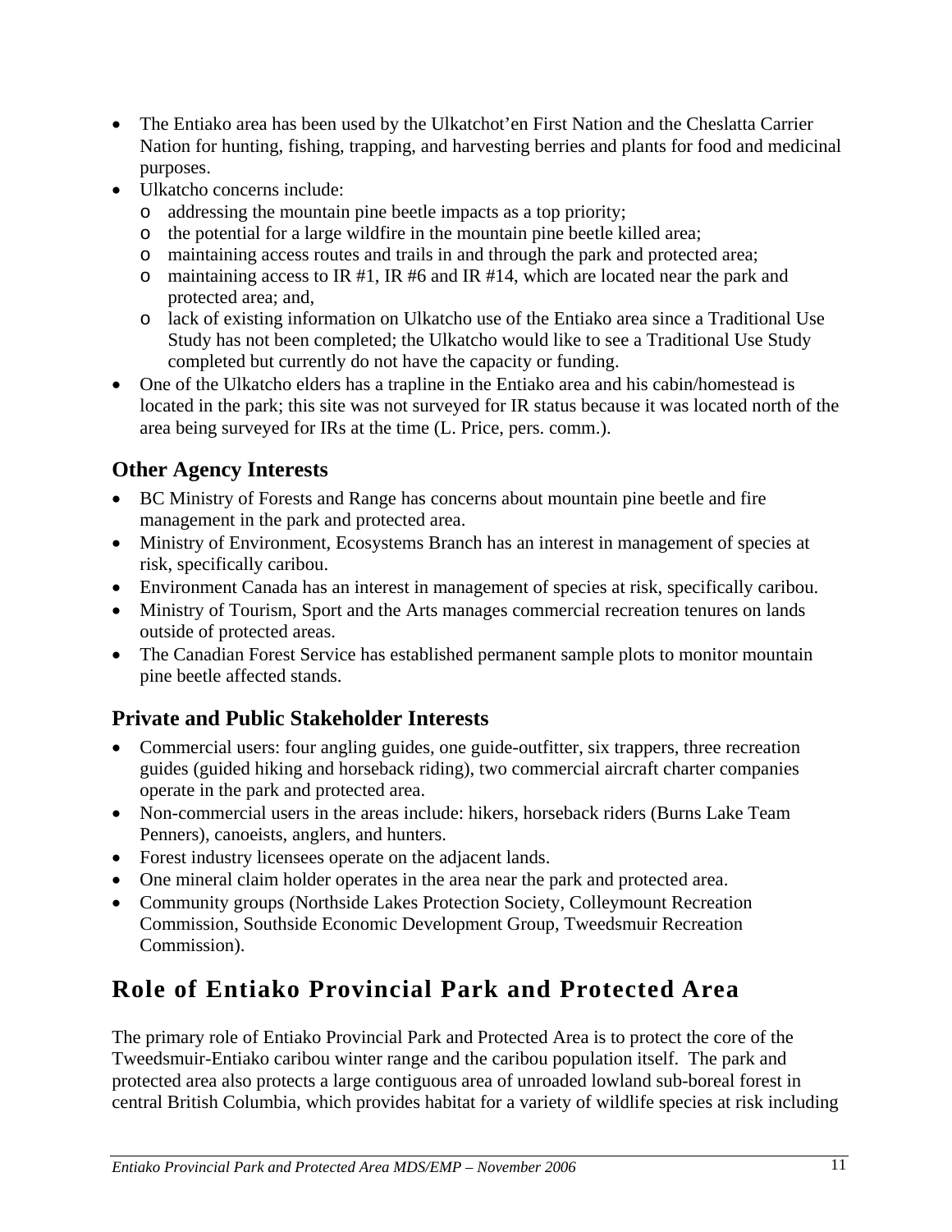- The Entiako area has been used by the Ulkatchot'en First Nation and the Cheslatta Carrier Nation for hunting, fishing, trapping, and harvesting berries and plants for food and medicinal purposes.
- Ulkatcho concerns include:
  - addressing the mountain pine beetle impacts as a top priority;
  - the potential for a large wildfire in the mountain pine beetle killed area;
  - maintaining access routes and trails in and through the park and protected area;
  - maintaining access to IR #1, IR #6 and IR #14, which are located near the park and protected area; and,
  - lack of existing information on Ulkatcho use of the Entiako area since a Traditional Use Study has not been completed; the Ulkatcho would like to see a Traditional Use Study completed but currently do not have the capacity or funding.
- One of the Ulkatcho elders has a trapline in the Entiako area and his cabin/homestead is located in the park; this site was not surveyed for IR status because it was located north of the area being surveyed for IRs at the time (L. Price, pers. comm.).

### Other Agency Interests

- BC Ministry of Forests and Range has concerns about mountain pine beetle and fire management in the park and protected area.
- Ministry of Environment, Ecosystems Branch has an interest in management of species at risk, specifically caribou.
- Environment Canada has an interest in management of species at risk, specifically caribou.
- Ministry of Tourism, Sport and the Arts manages commercial recreation tenures on lands outside of protected areas.
- The Canadian Forest Service has established permanent sample plots to monitor mountain pine beetle affected stands.

### Private and Public Stakeholder Interests

- Commercial users: four angling guides, one guide-outfitter, six trappers, three recreation guides (guided hiking and horseback riding), two commercial aircraft charter companies operate in the park and protected area.
- Non-commercial users in the areas include: hikers, horseback riders (Burns Lake Team Penners), canoeists, anglers, and hunters.
- Forest industry licensees operate on the adjacent lands.
- One mineral claim holder operates in the area near the park and protected area.
- Community groups (Northside Lakes Protection Society, Colleymount Recreation Commission, Southside Economic Development Group, Tweedsmuir Recreation Commission).

## Role of Entiako Provincial Park and Protected Area

The primary role of Entiako Provincial Park and Protected Area is to protect the core of the Tweedsmuir-Entiako caribou winter range and the caribou population itself. The park and protected area also protects a large contiguous area of unroaded lowland sub-boreal forest in central British Columbia, which provides habitat for a variety of wildlife species at risk including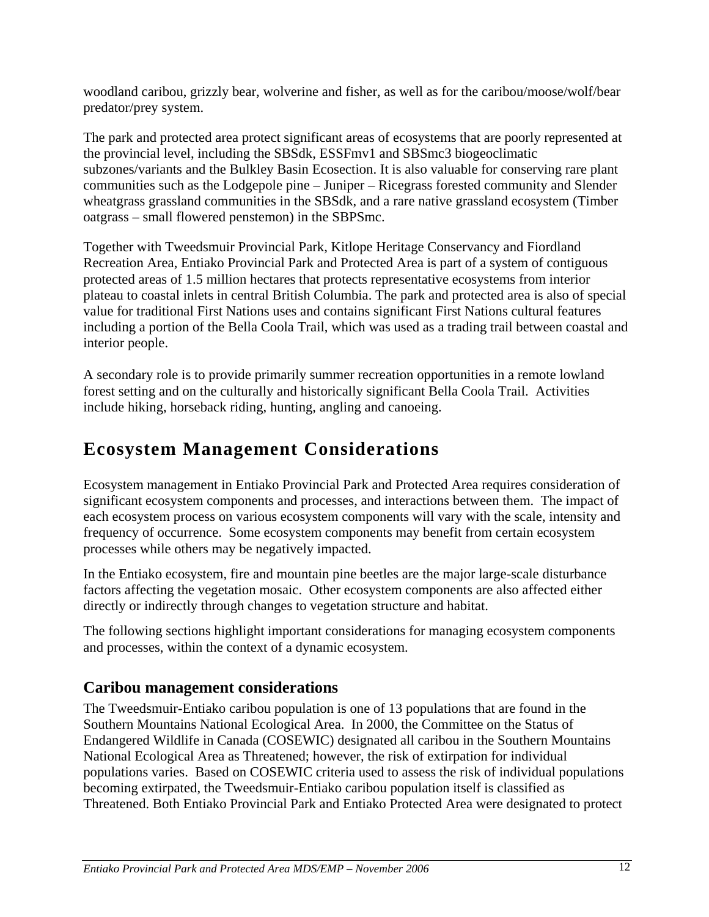woodland caribou, grizzly bear, wolverine and fisher, as well as for the caribou/moose/wolf/bear predator/prey system.

The park and protected area protect significant areas of ecosystems that are poorly represented at the provincial level, including the SBSdk, ESSFmv1 and SBSmc3 biogeoclimatic subzones/variants and the Bulkley Basin Ecosection. It is also valuable for conserving rare plant communities such as the Lodgepole pine – Juniper – Ricegrass forested community and Slender wheatgrass grassland communities in the SBSdk, and a rare native grassland ecosystem (Timber oatgrass – small flowered penstemon) in the SBPSmc.

Together with Tweedsmuir Provincial Park, Kitlope Heritage Conservancy and Fiordland Recreation Area, Entiako Provincial Park and Protected Area is part of a system of contiguous protected areas of 1.5 million hectares that protects representative ecosystems from interior plateau to coastal inlets in central British Columbia. The park and protected area is also of special value for traditional First Nations uses and contains significant First Nations cultural features including a portion of the Bella Coola Trail, which was used as a trading trail between coastal and interior people.

A secondary role is to provide primarily summer recreation opportunities in a remote lowland forest setting and on the culturally and historically significant Bella Coola Trail. Activities include hiking, horseback riding, hunting, angling and canoeing.

# Ecosystem Management Considerations

Ecosystem management in Entiako Provincial Park and Protected Area requires consideration of significant ecosystem components and processes, and interactions between them. The impact of each ecosystem process on various ecosystem components will vary with the scale, intensity and frequency of occurrence. Some ecosystem components may benefit from certain ecosystem processes while others may be negatively impacted.

In the Entiako ecosystem, fire and mountain pine beetles are the major large-scale disturbance factors affecting the vegetation mosaic. Other ecosystem components are also affected either directly or indirectly through changes to vegetation structure and habitat.

The following sections highlight important considerations for managing ecosystem components and processes, within the context of a dynamic ecosystem.

## Caribou management considerations

The Tweedsmuir-Entiako caribou population is one of 13 populations that are found in the Southern Mountains National Ecological Area. In 2000, the Committee on the Status of Endangered Wildlife in Canada (COSEWIC) designated all caribou in the Southern Mountains National Ecological Area as Threatened; however, the risk of extirpation for individual populations varies. Based on COSEWIC criteria used to assess the risk of individual populations becoming extirpated, the Tweedsmuir-Entiako caribou population itself is classified as Threatened. Both Entiako Provincial Park and Entiako Protected Area were designated to protect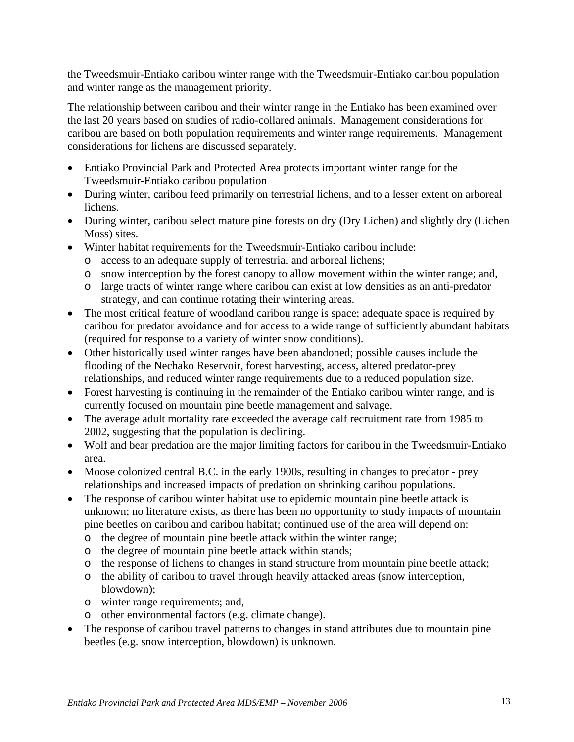the Tweedsmuir-Entiako caribou winter range with the Tweedsmuir-Entiako caribou population and winter range as the management priority.

The relationship between caribou and their winter range in the Entiako has been examined over the last 20 years based on studies of radio-collared animals. Management considerations for caribou are based on both population requirements and winter range requirements. Management considerations for lichens are discussed separately.

- Entiako Provincial Park and Protected Area protects important winter range for the Tweedsmuir-Entiako caribou population
- During winter, caribou feed primarily on terrestrial lichens, and to a lesser extent on arboreal lichens.
- During winter, caribou select mature pine forests on dry (Dry Lichen) and slightly dry (Lichen Moss) sites.
- Winter habitat requirements for the Tweedsmuir-Entiako caribou include:
  - access to an adequate supply of terrestrial and arboreal lichens;
  - snow interception by the forest canopy to allow movement within the winter range; and,
  - large tracts of winter range where caribou can exist at low densities as an anti-predator strategy, and can continue rotating their wintering areas.
- The most critical feature of woodland caribou range is space; adequate space is required by caribou for predator avoidance and for access to a wide range of sufficiently abundant habitats (required for response to a variety of winter snow conditions).
- Other historically used winter ranges have been abandoned; possible causes include the flooding of the Nechako Reservoir, forest harvesting, access, altered predator-prey relationships, and reduced winter range requirements due to a reduced population size.
- Forest harvesting is continuing in the remainder of the Entiako caribou winter range, and is currently focused on mountain pine beetle management and salvage.
- The average adult mortality rate exceeded the average calf recruitment rate from 1985 to 2002, suggesting that the population is declining.
- Wolf and bear predation are the major limiting factors for caribou in the Tweedsmuir-Entiako area.
- Moose colonized central B.C. in the early 1900s, resulting in changes to predator - prey relationships and increased impacts of predation on shrinking caribou populations.
- The response of caribou winter habitat use to epidemic mountain pine beetle attack is unknown; no literature exists, as there has been no opportunity to study impacts of mountain pine beetles on caribou and caribou habitat; continued use of the area will depend on:
  - the degree of mountain pine beetle attack within the winter range;
  - the degree of mountain pine beetle attack within stands;
  - the response of lichens to changes in stand structure from mountain pine beetle attack;
  - the ability of caribou to travel through heavily attacked areas (snow interception, blowdown);
  - winter range requirements; and,
  - other environmental factors (e.g. climate change).
- The response of caribou travel patterns to changes in stand attributes due to mountain pine beetles (e.g. snow interception, blowdown) is unknown.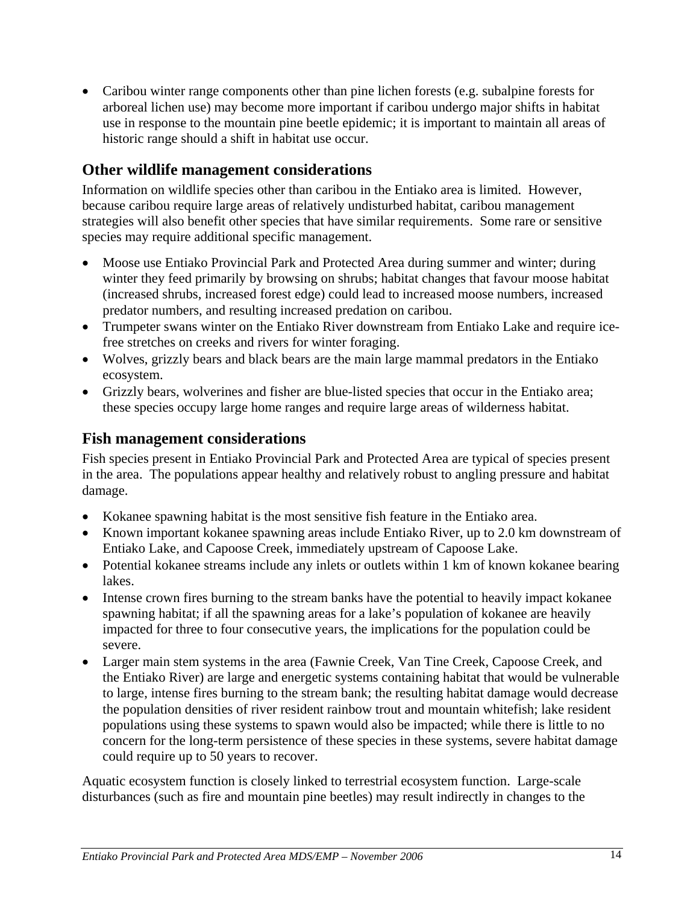- Caribou winter range components other than pine lichen forests (e.g. subalpine forests for arboreal lichen use) may become more important if caribou undergo major shifts in habitat use in response to the mountain pine beetle epidemic; it is important to maintain all areas of historic range should a shift in habitat use occur.

## Other wildlife management considerations

Information on wildlife species other than caribou in the Entiako area is limited. However, because caribou require large areas of relatively undisturbed habitat, caribou management strategies will also benefit other species that have similar requirements. Some rare or sensitive species may require additional specific management.

- Moose use Entiako Provincial Park and Protected Area during summer and winter; during winter they feed primarily by browsing on shrubs; habitat changes that favour moose habitat (increased shrubs, increased forest edge) could lead to increased moose numbers, increased predator numbers, and resulting increased predation on caribou.
- Trumpeter swans winter on the Entiako River downstream from Entiako Lake and require ice-free stretches on creeks and rivers for winter foraging.
- Wolves, grizzly bears and black bears are the main large mammal predators in the Entiako ecosystem.
- Grizzly bears, wolverines and fisher are blue-listed species that occur in the Entiako area; these species occupy large home ranges and require large areas of wilderness habitat.

## Fish management considerations

Fish species present in Entiako Provincial Park and Protected Area are typical of species present in the area. The populations appear healthy and relatively robust to angling pressure and habitat damage.

- Kokanee spawning habitat is the most sensitive fish feature in the Entiako area.
- Known important kokanee spawning areas include Entiako River, up to 2.0 km downstream of Entiako Lake, and Capoose Creek, immediately upstream of Capoose Lake.
- Potential kokanee streams include any inlets or outlets within 1 km of known kokanee bearing lakes.
- Intense crown fires burning to the stream banks have the potential to heavily impact kokanee spawning habitat; if all the spawning areas for a lake's population of kokanee are heavily impacted for three to four consecutive years, the implications for the population could be severe.
- Larger main stem systems in the area (Fawnie Creek, Van Tine Creek, Capoose Creek, and the Entiako River) are large and energetic systems containing habitat that would be vulnerable to large, intense fires burning to the stream bank; the resulting habitat damage would decrease the population densities of river resident rainbow trout and mountain whitefish; lake resident populations using these systems to spawn would also be impacted; while there is little to no concern for the long-term persistence of these species in these systems, severe habitat damage could require up to 50 years to recover.

Aquatic ecosystem function is closely linked to terrestrial ecosystem function. Large-scale disturbances (such as fire and mountain pine beetles) may result indirectly in changes to the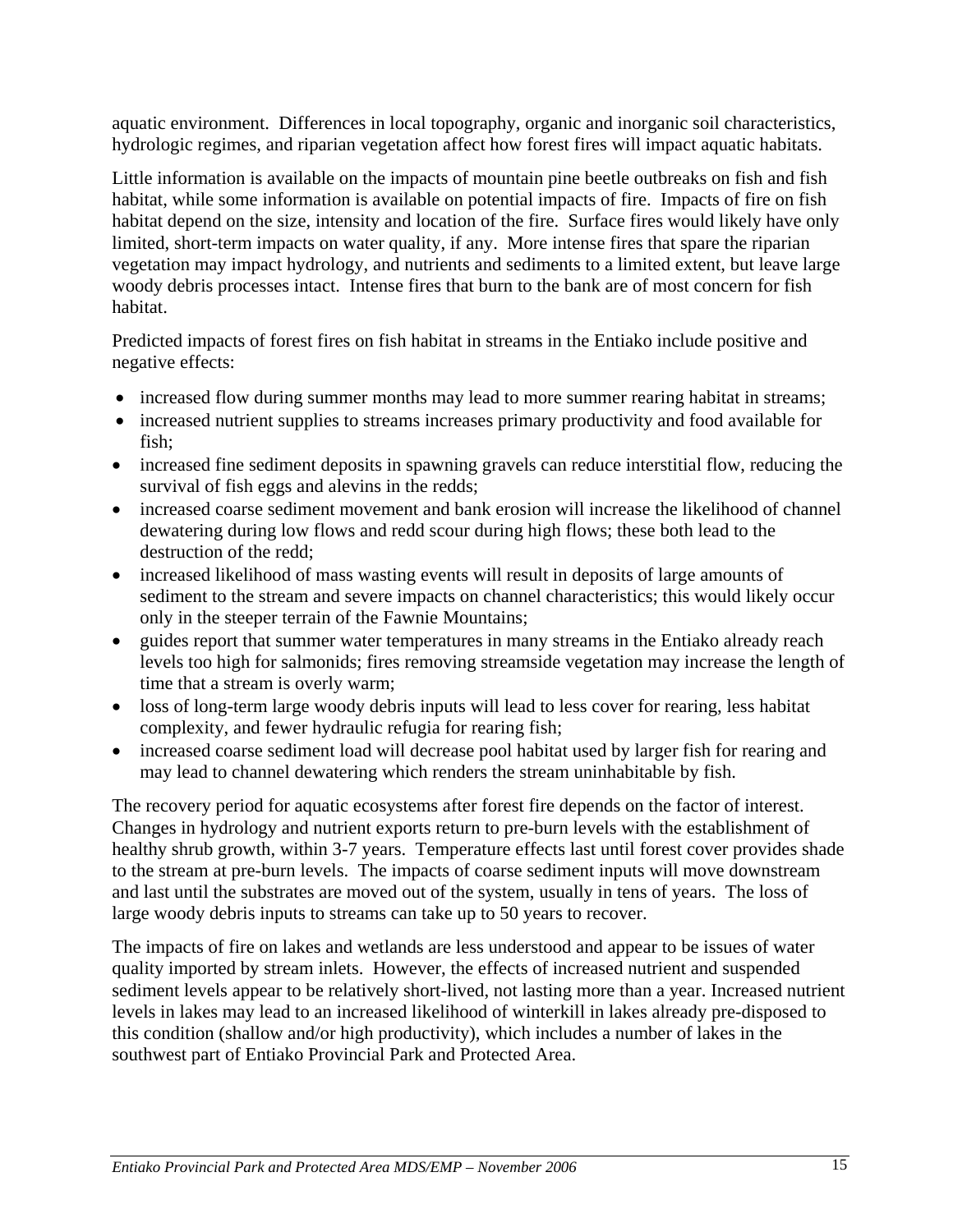aquatic environment. Differences in local topography, organic and inorganic soil characteristics, hydrologic regimes, and riparian vegetation affect how forest fires will impact aquatic habitats.

Little information is available on the impacts of mountain pine beetle outbreaks on fish and fish habitat, while some information is available on potential impacts of fire. Impacts of fire on fish habitat depend on the size, intensity and location of the fire. Surface fires would likely have only limited, short-term impacts on water quality, if any. More intense fires that spare the riparian vegetation may impact hydrology, and nutrients and sediments to a limited extent, but leave large woody debris processes intact. Intense fires that burn to the bank are of most concern for fish habitat.

Predicted impacts of forest fires on fish habitat in streams in the Entiako include positive and negative effects:

- increased flow during summer months may lead to more summer rearing habitat in streams;
- increased nutrient supplies to streams increases primary productivity and food available for fish;
- increased fine sediment deposits in spawning gravels can reduce interstitial flow, reducing the survival of fish eggs and alevins in the redds;
- increased coarse sediment movement and bank erosion will increase the likelihood of channel dewatering during low flows and redd scour during high flows; these both lead to the destruction of the redd;
- increased likelihood of mass wasting events will result in deposits of large amounts of sediment to the stream and severe impacts on channel characteristics; this would likely occur only in the steeper terrain of the Fawnie Mountains;
- guides report that summer water temperatures in many streams in the Entiako already reach levels too high for salmonids; fires removing streamside vegetation may increase the length of time that a stream is overly warm;
- loss of long-term large woody debris inputs will lead to less cover for rearing, less habitat complexity, and fewer hydraulic refugia for rearing fish;
- increased coarse sediment load will decrease pool habitat used by larger fish for rearing and may lead to channel dewatering which renders the stream uninhabitable by fish.

The recovery period for aquatic ecosystems after forest fire depends on the factor of interest. Changes in hydrology and nutrient exports return to pre-burn levels with the establishment of healthy shrub growth, within 3-7 years. Temperature effects last until forest cover provides shade to the stream at pre-burn levels. The impacts of coarse sediment inputs will move downstream and last until the substrates are moved out of the system, usually in tens of years. The loss of large woody debris inputs to streams can take up to 50 years to recover.

The impacts of fire on lakes and wetlands are less understood and appear to be issues of water quality imported by stream inlets. However, the effects of increased nutrient and suspended sediment levels appear to be relatively short-lived, not lasting more than a year. Increased nutrient levels in lakes may lead to an increased likelihood of winterkill in lakes already pre-disposed to this condition (shallow and/or high productivity), which includes a number of lakes in the southwest part of Entiako Provincial Park and Protected Area.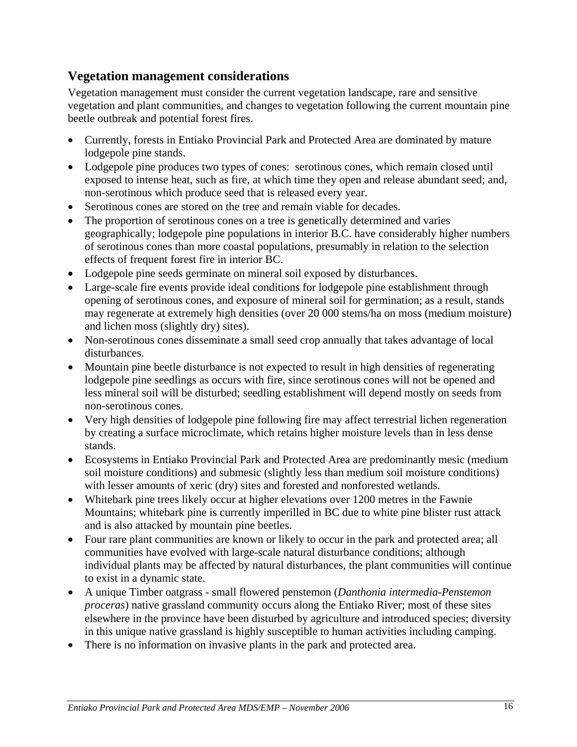## Vegetation management considerations

Vegetation management must consider the current vegetation landscape, rare and sensitive vegetation and plant communities, and changes to vegetation following the current mountain pine beetle outbreak and potential forest fires.

- Currently, forests in Entiako Provincial Park and Protected Area are dominated by mature lodgepole pine stands.
- Lodgepole pine produces two types of cones: serotinous cones, which remain closed until exposed to intense heat, such as fire, at which time they open and release abundant seed; and, non-serotinous which produce seed that is released every year.
- Serotinous cones are stored on the tree and remain viable for decades.
- The proportion of serotinous cones on a tree is genetically determined and varies geographically; lodgepole pine populations in interior B.C. have considerably higher numbers of serotinous cones than more coastal populations, presumably in relation to the selection effects of frequent forest fire in interior BC.
- Lodgepole pine seeds germinate on mineral soil exposed by disturbances.
- Large-scale fire events provide ideal conditions for lodgepole pine establishment through opening of serotinous cones, and exposure of mineral soil for germination; as a result, stands may regenerate at extremely high densities (over 20 000 stems/ha on moss (medium moisture) and lichen moss (slightly dry) sites).
- Non-serotinous cones disseminate a small seed crop annually that takes advantage of local disturbances.
- Mountain pine beetle disturbance is not expected to result in high densities of regenerating lodgepole pine seedlings as occurs with fire, since serotinous cones will not be opened and less mineral soil will be disturbed; seedling establishment will depend mostly on seeds from non-serotinous cones.
- Very high densities of lodgepole pine following fire may affect terrestrial lichen regeneration by creating a surface microclimate, which retains higher moisture levels than in less dense stands.
- Ecosystems in Entiako Provincial Park and Protected Area are predominantly mesic (medium soil moisture conditions) and submesic (slightly less than medium soil moisture conditions) with lesser amounts of xeric (dry) sites and forested and nonforested wetlands.
- Whitebark pine trees likely occur at higher elevations over 1200 metres in the Fawnie Mountains; whitebark pine is currently imperilled in BC due to white pine blister rust attack and is also attacked by mountain pine beetles.
- Four rare plant communities are known or likely to occur in the park and protected area; all communities have evolved with large-scale natural disturbance conditions; although individual plants may be affected by natural disturbances, the plant communities will continue to exist in a dynamic state.
- A unique Timber oatgrass - small flowered penstemon (*Danthonia intermedia-Penstemon proceras*) native grassland community occurs along the Entiako River; most of these sites elsewhere in the province have been disturbed by agriculture and introduced species; diversity in this unique native grassland is highly susceptible to human activities including camping.
- There is no information on invasive plants in the park and protected area.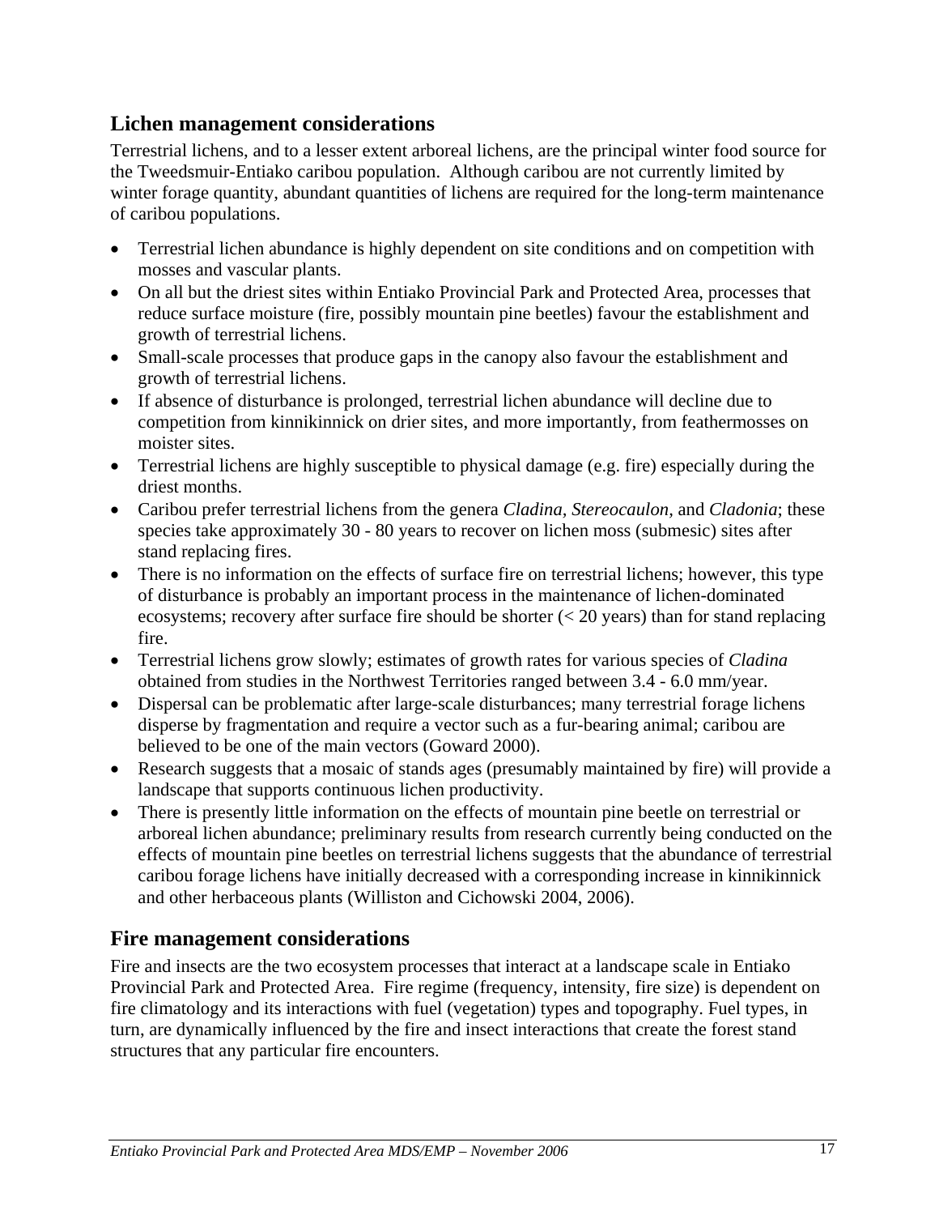## Lichen management considerations

Terrestrial lichens, and to a lesser extent arboreal lichens, are the principal winter food source for the Tweedsmuir-Entiako caribou population. Although caribou are not currently limited by winter forage quantity, abundant quantities of lichens are required for the long-term maintenance of caribou populations.

- Terrestrial lichen abundance is highly dependent on site conditions and on competition with mosses and vascular plants.
- On all but the driest sites within Entiako Provincial Park and Protected Area, processes that reduce surface moisture (fire, possibly mountain pine beetles) favour the establishment and growth of terrestrial lichens.
- Small-scale processes that produce gaps in the canopy also favour the establishment and growth of terrestrial lichens.
- If absence of disturbance is prolonged, terrestrial lichen abundance will decline due to competition from kinnikinnick on drier sites, and more importantly, from feathermosses on moister sites.
- Terrestrial lichens are highly susceptible to physical damage (e.g. fire) especially during the driest months.
- Caribou prefer terrestrial lichens from the genera *Cladina, Stereocaulon,* and *Cladonia*; these species take approximately 30 - 80 years to recover on lichen moss (submesic) sites after stand replacing fires.
- There is no information on the effects of surface fire on terrestrial lichens; however, this type of disturbance is probably an important process in the maintenance of lichen-dominated ecosystems; recovery after surface fire should be shorter (< 20 years) than for stand replacing fire.
- Terrestrial lichens grow slowly; estimates of growth rates for various species of *Cladina* obtained from studies in the Northwest Territories ranged between 3.4 - 6.0 mm/year.
- Dispersal can be problematic after large-scale disturbances; many terrestrial forage lichens disperse by fragmentation and require a vector such as a fur-bearing animal; caribou are believed to be one of the main vectors (Goward 2000).
- Research suggests that a mosaic of stands ages (presumably maintained by fire) will provide a landscape that supports continuous lichen productivity.
- There is presently little information on the effects of mountain pine beetle on terrestrial or arboreal lichen abundance; preliminary results from research currently being conducted on the effects of mountain pine beetles on terrestrial lichens suggests that the abundance of terrestrial caribou forage lichens have initially decreased with a corresponding increase in kinnikinnick and other herbaceous plants (Williston and Cichowski 2004, 2006).

## Fire management considerations

Fire and insects are the two ecosystem processes that interact at a landscape scale in Entiako Provincial Park and Protected Area. Fire regime (frequency, intensity, fire size) is dependent on fire climatology and its interactions with fuel (vegetation) types and topography. Fuel types, in turn, are dynamically influenced by the fire and insect interactions that create the forest stand structures that any particular fire encounters.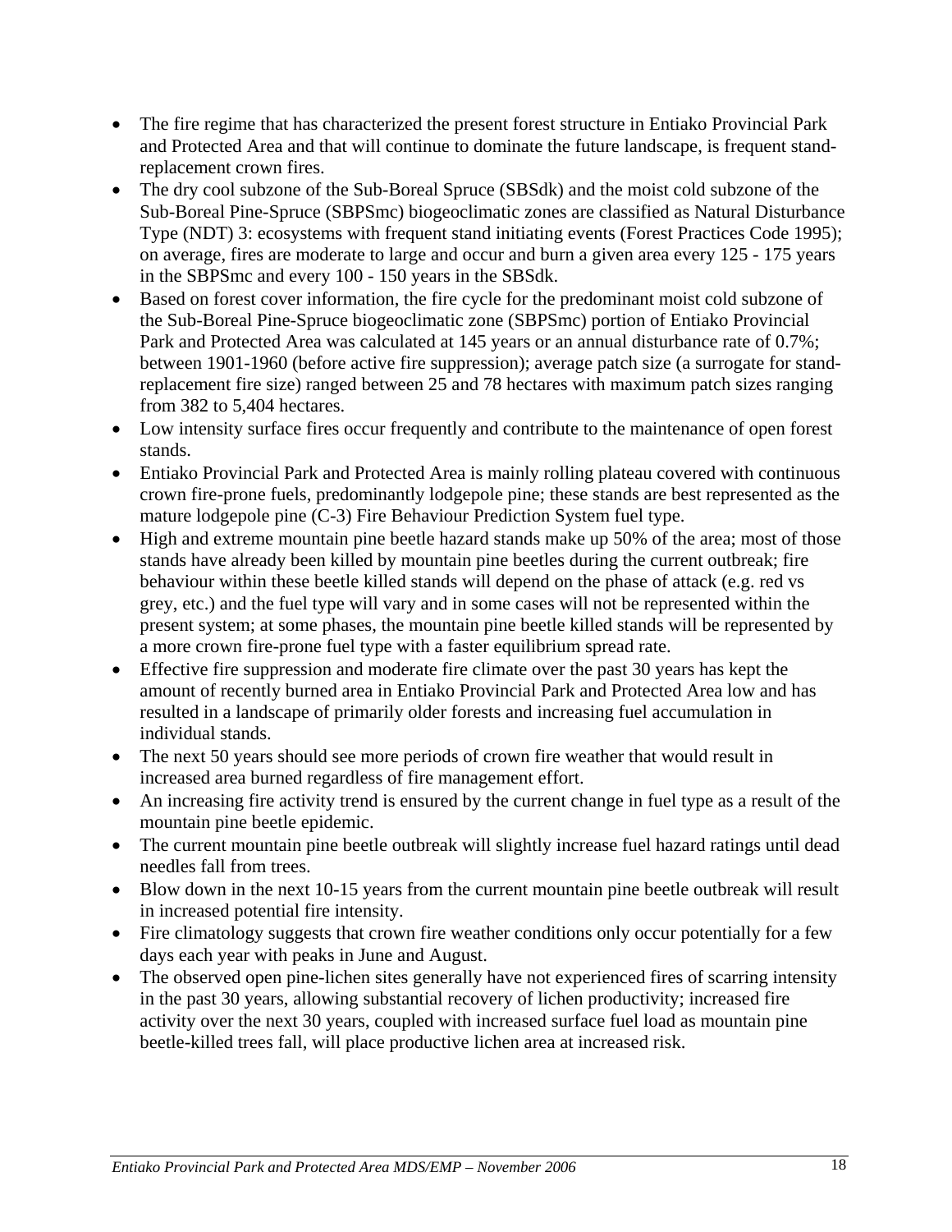- The fire regime that has characterized the present forest structure in Entiako Provincial Park and Protected Area and that will continue to dominate the future landscape, is frequent stand-replacement crown fires.
- The dry cool subzone of the Sub-Boreal Spruce (SBSdk) and the moist cold subzone of the Sub-Boreal Pine-Spruce (SBPSmc) biogeoclimatic zones are classified as Natural Disturbance Type (NDT) 3: ecosystems with frequent stand initiating events (Forest Practices Code 1995); on average, fires are moderate to large and occur and burn a given area every 125 - 175 years in the SBPSmc and every 100 - 150 years in the SBSdk.
- Based on forest cover information, the fire cycle for the predominant moist cold subzone of the Sub-Boreal Pine-Spruce biogeoclimatic zone (SBPSmc) portion of Entiako Provincial Park and Protected Area was calculated at 145 years or an annual disturbance rate of 0.7%; between 1901-1960 (before active fire suppression); average patch size (a surrogate for stand-replacement fire size) ranged between 25 and 78 hectares with maximum patch sizes ranging from 382 to 5,404 hectares.
- Low intensity surface fires occur frequently and contribute to the maintenance of open forest stands.
- Entiako Provincial Park and Protected Area is mainly rolling plateau covered with continuous crown fire-prone fuels, predominantly lodgepole pine; these stands are best represented as the mature lodgepole pine (C-3) Fire Behaviour Prediction System fuel type.
- High and extreme mountain pine beetle hazard stands make up 50% of the area; most of those stands have already been killed by mountain pine beetles during the current outbreak; fire behaviour within these beetle killed stands will depend on the phase of attack (e.g. red vs grey, etc.) and the fuel type will vary and in some cases will not be represented within the present system; at some phases, the mountain pine beetle killed stands will be represented by a more crown fire-prone fuel type with a faster equilibrium spread rate.
- Effective fire suppression and moderate fire climate over the past 30 years has kept the amount of recently burned area in Entiako Provincial Park and Protected Area low and has resulted in a landscape of primarily older forests and increasing fuel accumulation in individual stands.
- The next 50 years should see more periods of crown fire weather that would result in increased area burned regardless of fire management effort.
- An increasing fire activity trend is ensured by the current change in fuel type as a result of the mountain pine beetle epidemic.
- The current mountain pine beetle outbreak will slightly increase fuel hazard ratings until dead needles fall from trees.
- Blow down in the next 10-15 years from the current mountain pine beetle outbreak will result in increased potential fire intensity.
- Fire climatology suggests that crown fire weather conditions only occur potentially for a few days each year with peaks in June and August.
- The observed open pine-lichen sites generally have not experienced fires of scarring intensity in the past 30 years, allowing substantial recovery of lichen productivity; increased fire activity over the next 30 years, coupled with increased surface fuel load as mountain pine beetle-killed trees fall, will place productive lichen area at increased risk.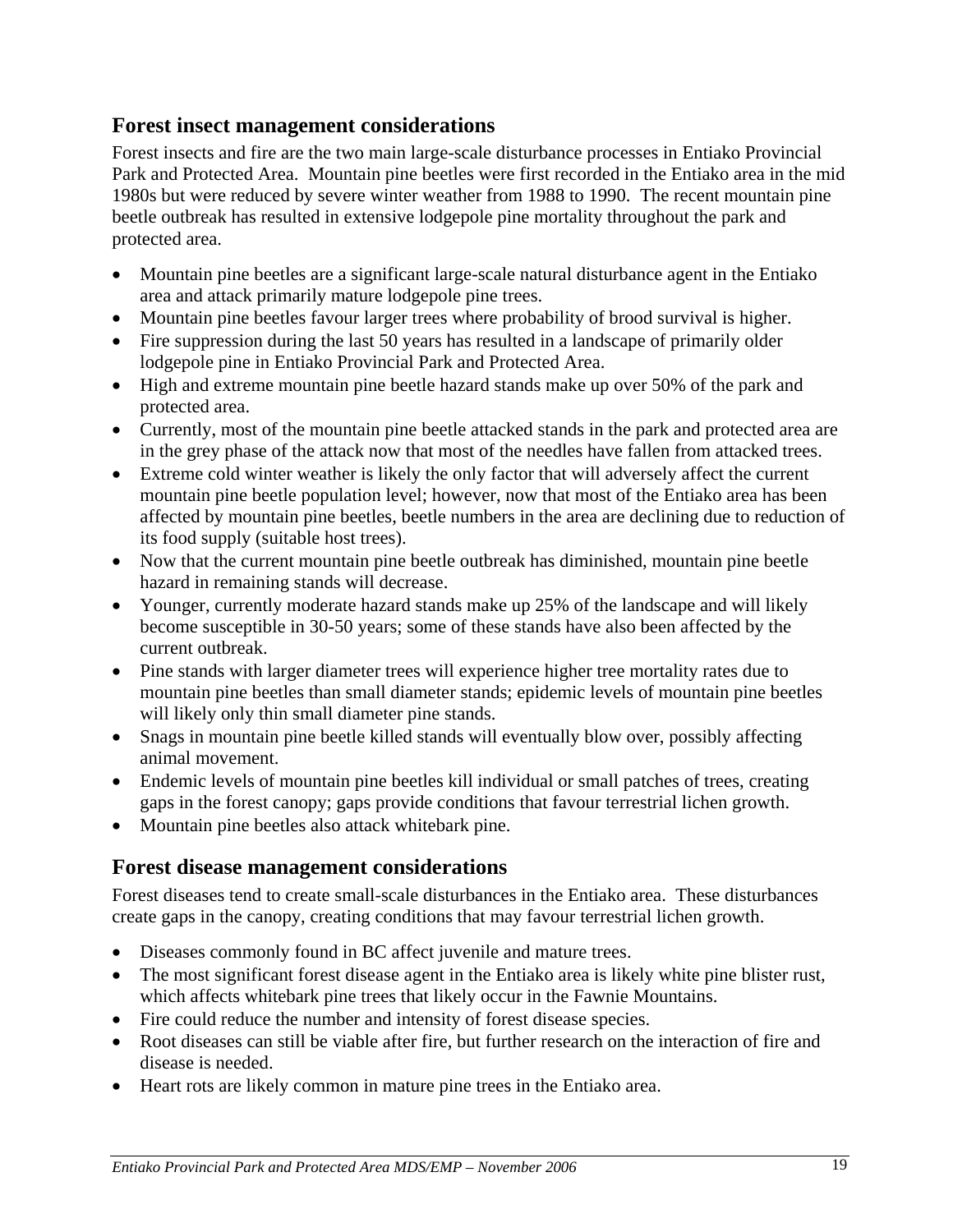## Forest insect management considerations

Forest insects and fire are the two main large-scale disturbance processes in Entiako Provincial Park and Protected Area. Mountain pine beetles were first recorded in the Entiako area in the mid 1980s but were reduced by severe winter weather from 1988 to 1990. The recent mountain pine beetle outbreak has resulted in extensive lodgepole pine mortality throughout the park and protected area.

- Mountain pine beetles are a significant large-scale natural disturbance agent in the Entiako area and attack primarily mature lodgepole pine trees.
- Mountain pine beetles favour larger trees where probability of brood survival is higher.
- Fire suppression during the last 50 years has resulted in a landscape of primarily older lodgepole pine in Entiako Provincial Park and Protected Area.
- High and extreme mountain pine beetle hazard stands make up over 50% of the park and protected area.
- Currently, most of the mountain pine beetle attacked stands in the park and protected area are in the grey phase of the attack now that most of the needles have fallen from attacked trees.
- Extreme cold winter weather is likely the only factor that will adversely affect the current mountain pine beetle population level; however, now that most of the Entiako area has been affected by mountain pine beetles, beetle numbers in the area are declining due to reduction of its food supply (suitable host trees).
- Now that the current mountain pine beetle outbreak has diminished, mountain pine beetle hazard in remaining stands will decrease.
- Younger, currently moderate hazard stands make up 25% of the landscape and will likely become susceptible in 30-50 years; some of these stands have also been affected by the current outbreak.
- Pine stands with larger diameter trees will experience higher tree mortality rates due to mountain pine beetles than small diameter stands; epidemic levels of mountain pine beetles will likely only thin small diameter pine stands.
- Snags in mountain pine beetle killed stands will eventually blow over, possibly affecting animal movement.
- Endemic levels of mountain pine beetles kill individual or small patches of trees, creating gaps in the forest canopy; gaps provide conditions that favour terrestrial lichen growth.
- Mountain pine beetles also attack whitebark pine.

## Forest disease management considerations

Forest diseases tend to create small-scale disturbances in the Entiako area. These disturbances create gaps in the canopy, creating conditions that may favour terrestrial lichen growth.

- Diseases commonly found in BC affect juvenile and mature trees.
- The most significant forest disease agent in the Entiako area is likely white pine blister rust, which affects whitebark pine trees that likely occur in the Fawnie Mountains.
- Fire could reduce the number and intensity of forest disease species.
- Root diseases can still be viable after fire, but further research on the interaction of fire and disease is needed.
- Heart rots are likely common in mature pine trees in the Entiako area.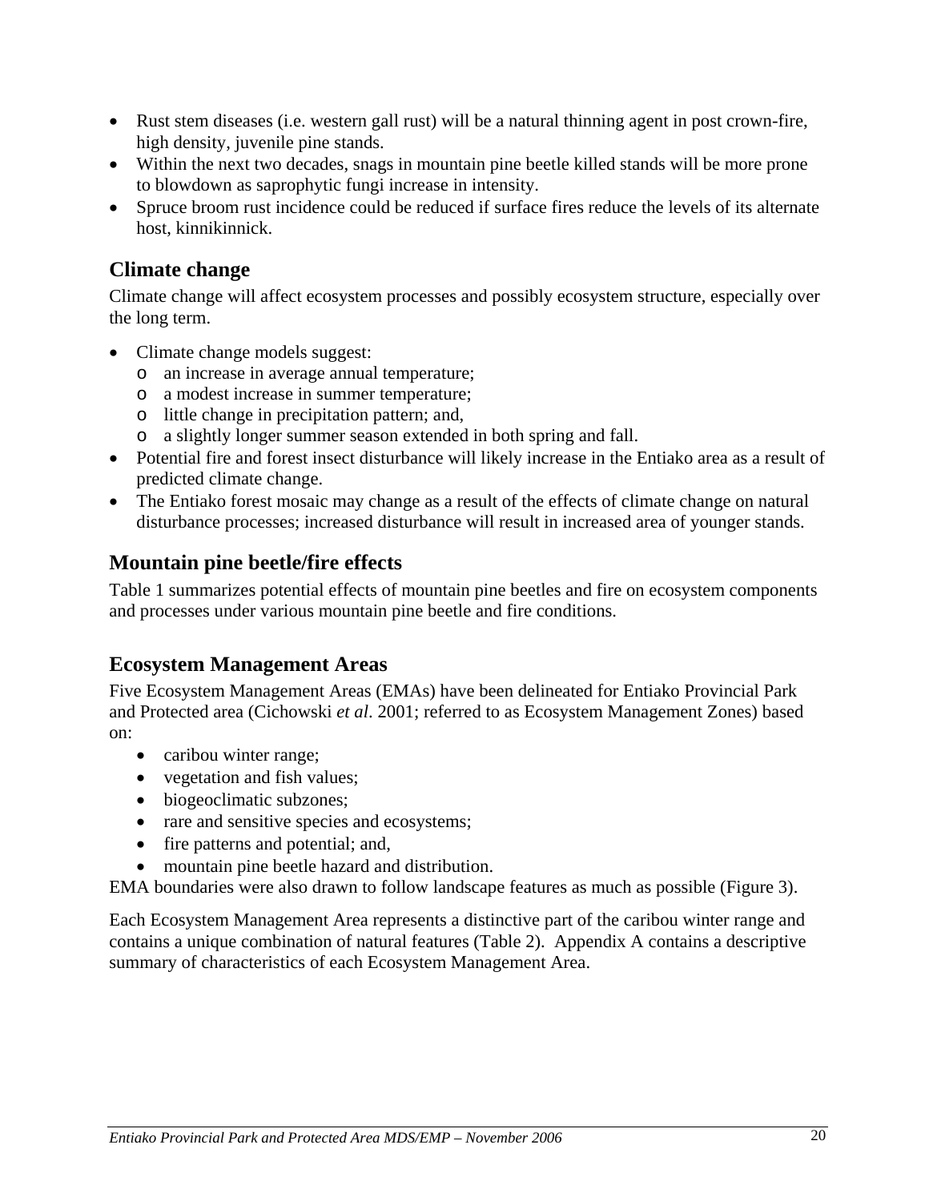- Rust stem diseases (i.e. western gall rust) will be a natural thinning agent in post crown-fire, high density, juvenile pine stands.
- Within the next two decades, snags in mountain pine beetle killed stands will be more prone to blowdown as saprophytic fungi increase in intensity.
- Spruce broom rust incidence could be reduced if surface fires reduce the levels of its alternate host, kinnikinnick.

## Climate change

Climate change will affect ecosystem processes and possibly ecosystem structure, especially over the long term.

- Climate change models suggest:
  - an increase in average annual temperature;
  - a modest increase in summer temperature;
  - little change in precipitation pattern; and,
  - a slightly longer summer season extended in both spring and fall.
- Potential fire and forest insect disturbance will likely increase in the Entiako area as a result of predicted climate change.
- The Entiako forest mosaic may change as a result of the effects of climate change on natural disturbance processes; increased disturbance will result in increased area of younger stands.

## Mountain pine beetle/fire effects

Table 1 summarizes potential effects of mountain pine beetles and fire on ecosystem components and processes under various mountain pine beetle and fire conditions.

## Ecosystem Management Areas

Five Ecosystem Management Areas (EMAs) have been delineated for Entiako Provincial Park and Protected area (Cichowski *et al*. 2001; referred to as Ecosystem Management Zones) based on:

- caribou winter range;
- vegetation and fish values;
- biogeoclimatic subzones;
- rare and sensitive species and ecosystems;
- fire patterns and potential; and,
- mountain pine beetle hazard and distribution.

EMA boundaries were also drawn to follow landscape features as much as possible (Figure 3).

Each Ecosystem Management Area represents a distinctive part of the caribou winter range and contains a unique combination of natural features (Table 2). Appendix A contains a descriptive summary of characteristics of each Ecosystem Management Area.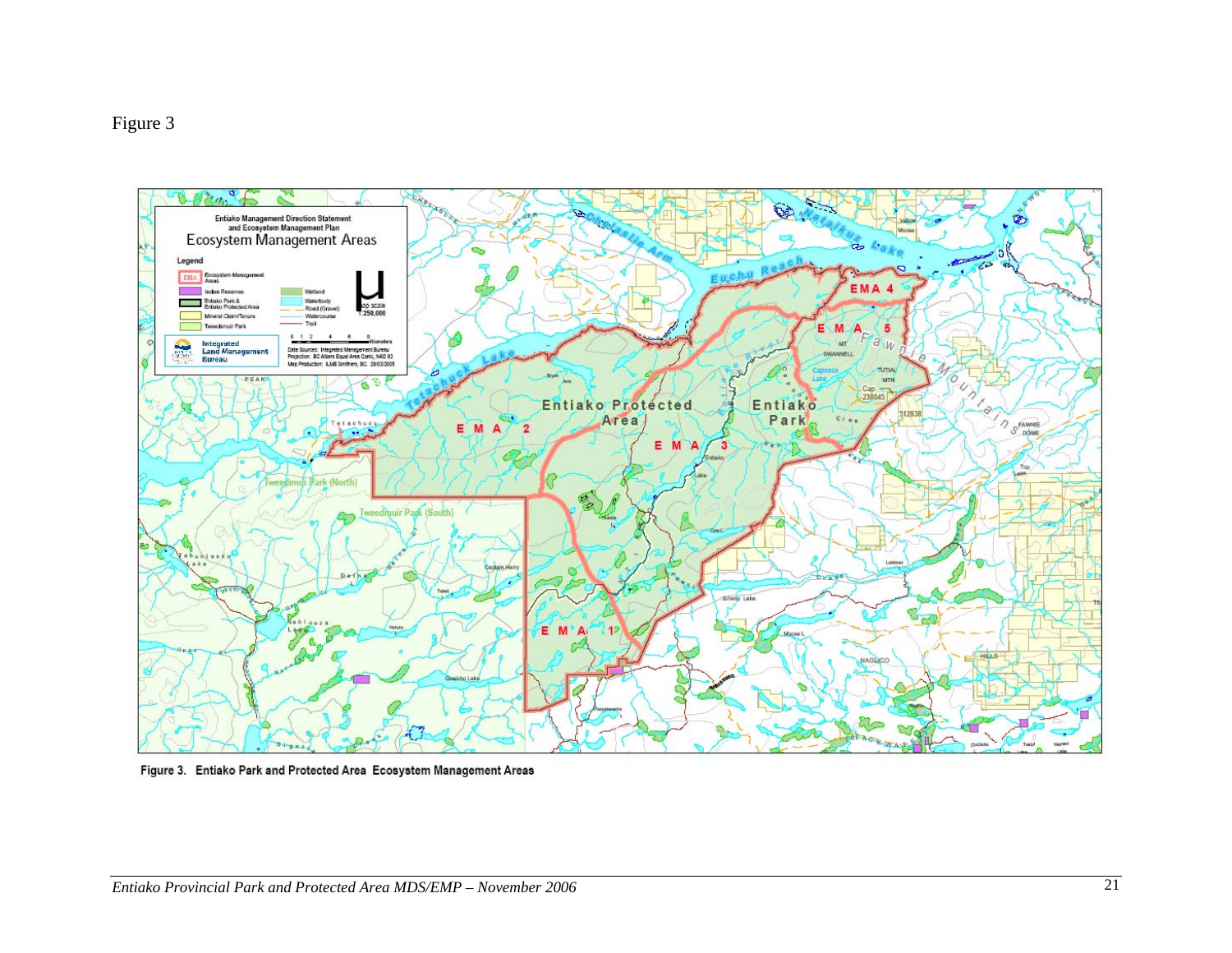Figure 3

Figure 3. Entiako Park and Protected Area Ecosystem Management Areas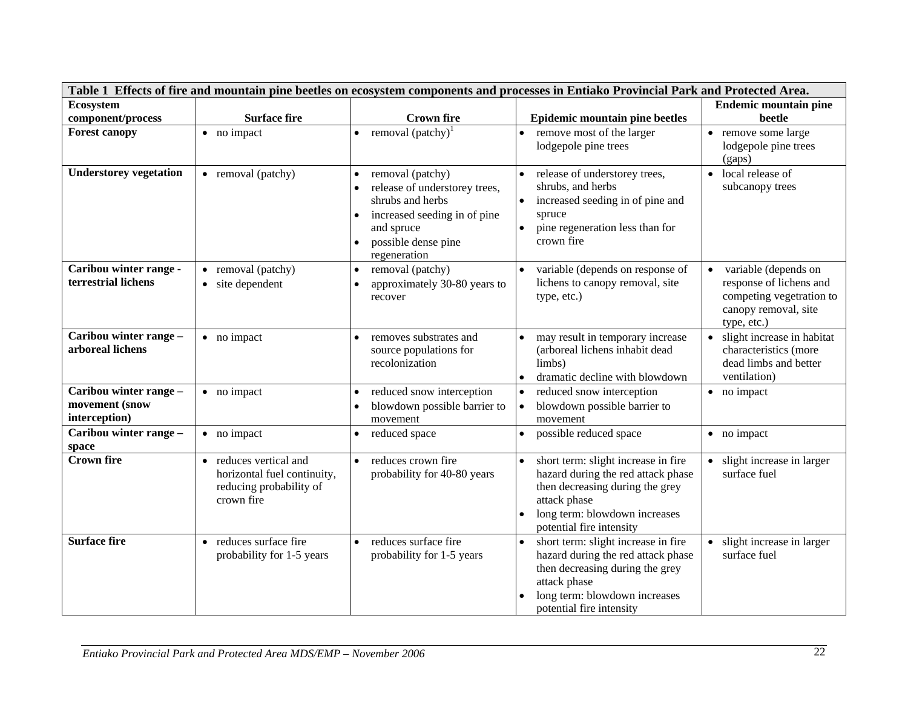**Table 1 Effects of fire and mountain pine beetles on ecosystem components and processes in Entiako Provincial Park and Protected Area.**

| Ecosystem component/process | Surface fire | Crown fire | Epidemic mountain pine beetles | Endemic mountain pine beetle |
|---|---|---|---|---|
| **Forest canopy** | • no impact | • removal (patchy)[1] | • remove most of the larger lodgepole pine trees | • remove some large lodgepole pine trees (gaps) |
| **Understorey vegetation** | • removal (patchy) | • removal (patchy) <br> • release of understorey trees, shrubs and herbs <br> • increased seeding in of pine and spruce <br> • possible dense pine regeneration | • release of understorey trees, shrubs, and herbs <br> • increased seeding in of pine and spruce <br> • pine regeneration less than for crown fire | • local release of subcanopy trees |
| **Caribou winter range - terrestrial lichens** | • removal (patchy) <br> • site dependent | • removal (patchy) <br> • approximately 30-80 years to recover | • variable (depends on response of lichens to canopy removal, site type, etc.) | • variable (depends on response of lichens and competing vegetation to canopy removal, site type, etc.) |
| **Caribou winter range – arboreal lichens** | • no impact | • removes substrates and source populations for recolonization | • may result in temporary increase (arboreal lichens inhabit dead limbs) <br> • dramatic decline with blowdown | • slight increase in habitat characteristics (more dead limbs and better ventilation) |
| **Caribou winter range – movement (snow interception)** | • no impact | • reduced snow interception <br> • blowdown possible barrier to movement | • reduced snow interception <br> • blowdown possible barrier to movement | • no impact |
| **Caribou winter range – space** | • no impact | • reduced space | • possible reduced space | • no impact |
| **Crown fire** | • reduces vertical and horizontal fuel continuity, reducing probability of crown fire | • reduces crown fire probability for 40-80 years | • short term: slight increase in fire hazard during the red attack phase then decreasing during the grey attack phase <br> • long term: blowdown increases potential fire intensity | • slight increase in larger surface fuel |
| **Surface fire** | • reduces surface fire probability for 1-5 years | • reduces surface fire probability for 1-5 years | • short term: slight increase in fire hazard during the red attack phase then decreasing during the grey attack phase <br> • long term: blowdown increases potential fire intensity | • slight increase in larger surface fuel |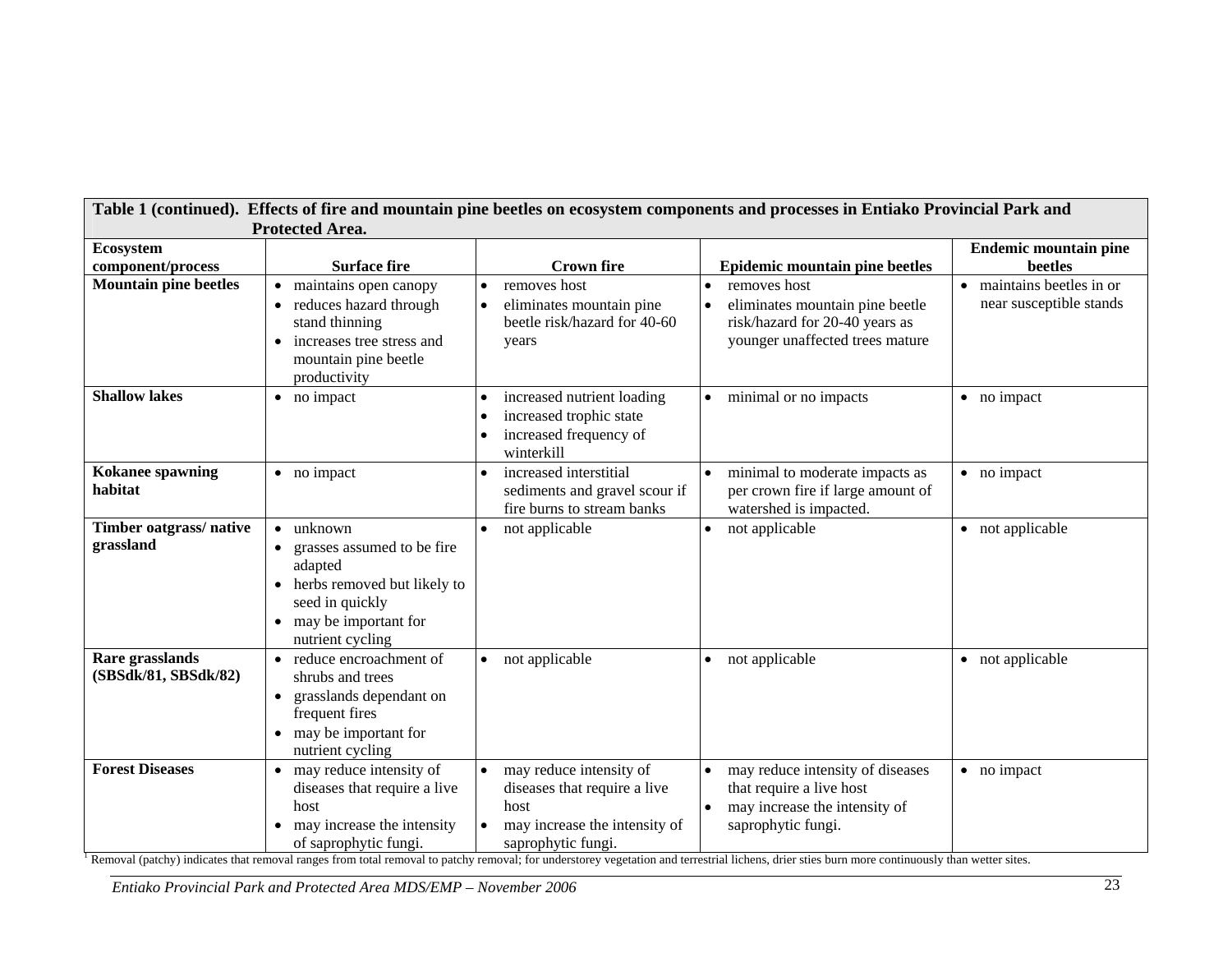**Table 1 (continued). Effects of fire and mountain pine beetles on ecosystem components and processes in Entiako Provincial Park and Protected Area.**

| Ecosystem component/process | Surface fire | Crown fire | Epidemic mountain pine beetles | Endemic mountain pine beetles |
|---|---|---|---|---|
| **Mountain pine beetles** | • maintains open canopy<br>• reduces hazard through stand thinning<br>• increases tree stress and mountain pine beetle productivity | • removes host<br>• eliminates mountain pine beetle risk/hazard for 40-60 years | • removes host<br>• eliminates mountain pine beetle risk/hazard for 20-40 years as younger unaffected trees mature | • maintains beetles in or near susceptible stands |
| **Shallow lakes** | • no impact | • increased nutrient loading<br>• increased trophic state<br>• increased frequency of winterkill | • minimal or no impacts | • no impact |
| **Kokanee spawning habitat** | • no impact | • increased interstitial sediments and gravel scour if fire burns to stream banks | • minimal to moderate impacts as per crown fire if large amount of watershed is impacted. | • no impact |
| **Timber oatgrass/ native grassland** | • unknown<br>• grasses assumed to be fire adapted<br>• herbs removed but likely to seed in quickly<br>• may be important for nutrient cycling | • not applicable | • not applicable | • not applicable |
| **Rare grasslands (SBSdk/81, SBSdk/82)** | • reduce encroachment of shrubs and trees<br>• grasslands dependant on frequent fires<br>• may be important for nutrient cycling | • not applicable | • not applicable | • not applicable |
| **Forest Diseases** | • may reduce intensity of diseases that require a live host<br>• may increase the intensity of saprophytic fungi. | • may reduce intensity of diseases that require a live host<br>• may increase the intensity of saprophytic fungi. | • may reduce intensity of diseases that require a live host<br>• may increase the intensity of saprophytic fungi. | • no impact |

[1] Removal (patchy) indicates that removal ranges from total removal to patchy removal; for understorey vegetation and terrestrial lichens, drier sties burn more continuously than wetter sites.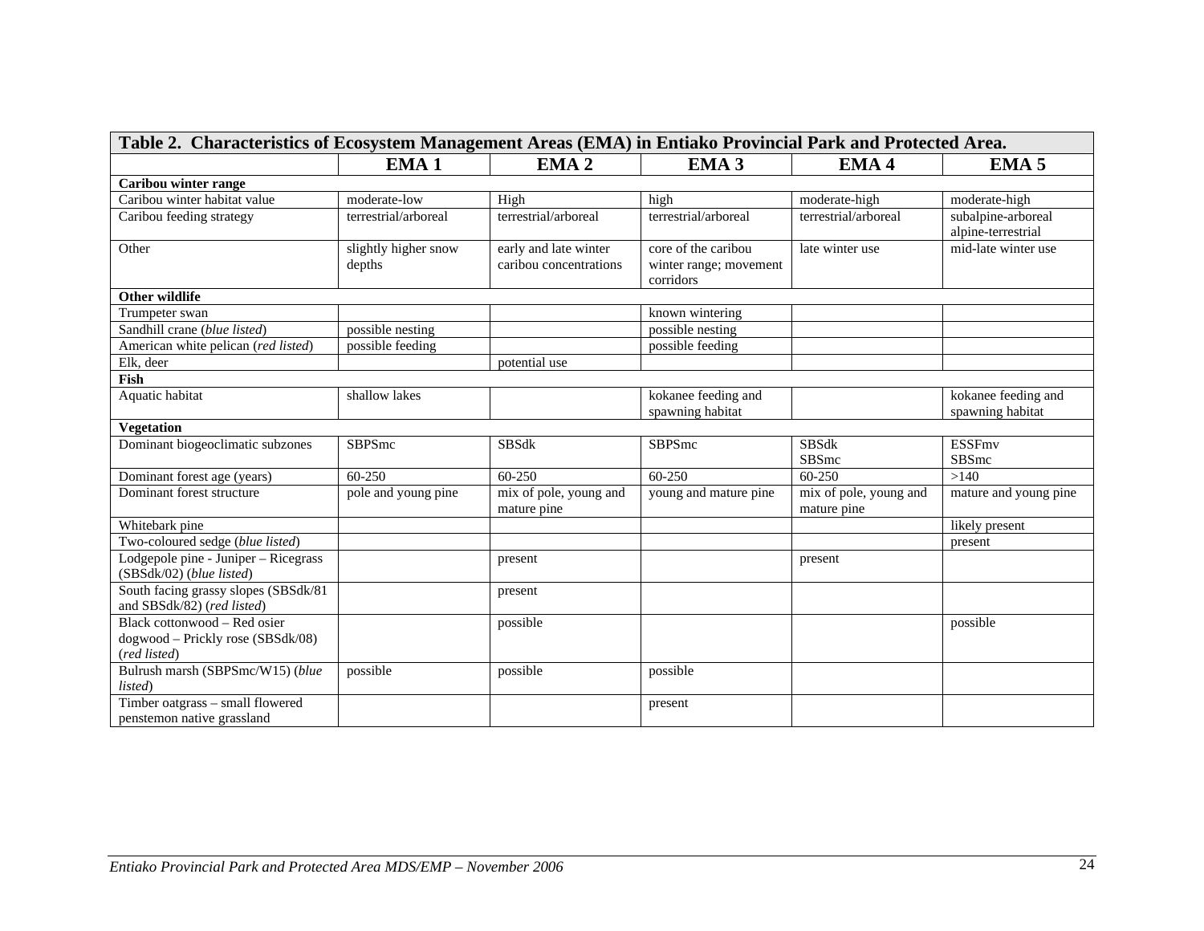**Table 2. Characteristics of Ecosystem Management Areas (EMA) in Entiako Provincial Park and Protected Area.**

| | EMA 1 | EMA 2 | EMA 3 | EMA 4 | EMA 5 |
|---|---|---|---|---|---|
| **Caribou winter range** | | | | | |
| Caribou winter habitat value | moderate-low | High | high | moderate-high | moderate-high |
| Caribou feeding strategy | terrestrial/arboreal | terrestrial/arboreal | terrestrial/arboreal | terrestrial/arboreal | subalpine-arboreal alpine-terrestrial |
| Other | slightly higher snow depths | early and late winter caribou concentrations | core of the caribou winter range; movement corridors | late winter use | mid-late winter use |
| **Other wildlife** | | | | | |
| Trumpeter swan | | | known wintering | | |
| Sandhill crane (*blue listed*) | possible nesting | | possible nesting | | |
| American white pelican (*red listed*) | possible feeding | | possible feeding | | |
| Elk, deer | | potential use | | | |
| **Fish** | | | | | |
| Aquatic habitat | shallow lakes | | kokanee feeding and spawning habitat | | kokanee feeding and spawning habitat |
| **Vegetation** | | | | | |
| Dominant biogeoclimatic subzones | SBPSmc | SBSdk | SBPSmc | SBSdk SBSmc | ESSFmv SBSmc |
| Dominant forest age (years) | 60-250 | 60-250 | 60-250 | 60-250 | >140 |
| Dominant forest structure | pole and young pine | mix of pole, young and mature pine | young and mature pine | mix of pole, young and mature pine | mature and young pine |
| Whitebark pine | | | | | likely present |
| Two-coloured sedge (*blue listed*) | | | | | present |
| Lodgepole pine - Juniper – Ricegrass (SBSdk/02) (*blue listed*) | | present | | present | |
| South facing grassy slopes (SBSdk/81 and SBSdk/82) (*red listed*) | | present | | | |
| Black cottonwood – Red osier dogwood – Prickly rose (SBSdk/08) (*red listed*) | | possible | | | possible |
| Bulrush marsh (SBPSmc/W15) (*blue listed*) | possible | possible | possible | | |
| Timber oatgrass – small flowered penstemon native grassland | | | present | | |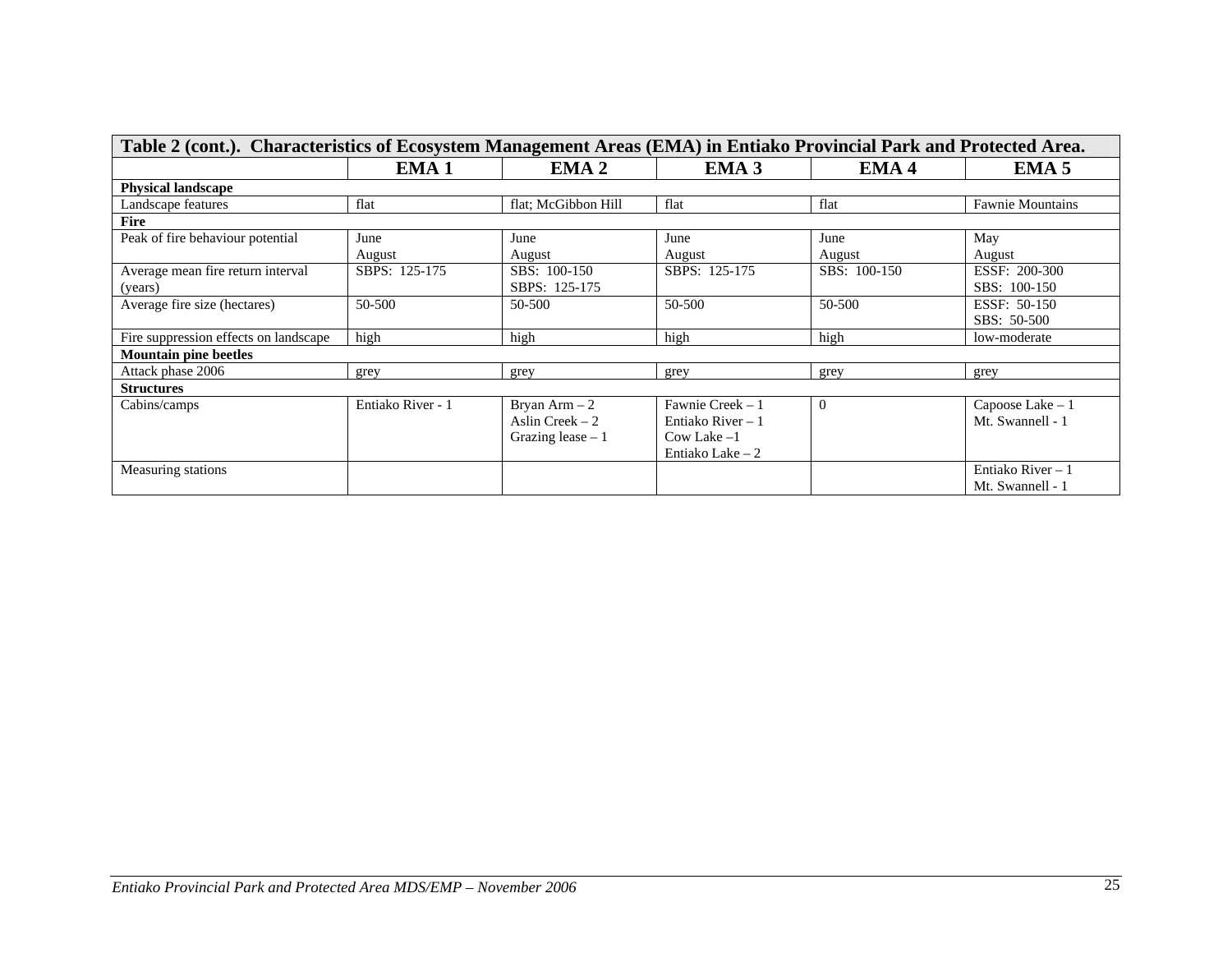| Table 2 (cont.). Characteristics of Ecosystem Management Areas (EMA) in Entiako Provincial Park and Protected Area. | | | | | |
|---|---|---|---|---|---|
| | **EMA 1** | **EMA 2** | **EMA 3** | **EMA 4** | **EMA 5** |
| **Physical landscape** | | | | | |
| Landscape features | flat | flat; McGibbon Hill | flat | flat | Fawnie Mountains |
| **Fire** | | | | | |
| Peak of fire behaviour potential | June<br>August | June<br>August | June<br>August | June<br>August | May<br>August |
| Average mean fire return interval (years) | SBPS: 125-175 | SBS: 100-150<br>SBPS: 125-175 | SBPS: 125-175 | SBS: 100-150 | ESSF: 200-300<br>SBS: 100-150 |
| Average fire size (hectares) | 50-500 | 50-500 | 50-500 | 50-500 | ESSF: 50-150<br>SBS: 50-500 |
| Fire suppression effects on landscape | high | high | high | high | low-moderate |
| **Mountain pine beetles** | | | | | |
| Attack phase 2006 | grey | grey | grey | grey | grey |
| **Structures** | | | | | |
| Cabins/camps | Entiako River - 1 | Bryan Arm – 2<br>Aslin Creek – 2<br>Grazing lease – 1 | Fawnie Creek – 1<br>Entiako River – 1<br>Cow Lake –1<br>Entiako Lake – 2 | 0 | Capoose Lake – 1<br>Mt. Swannell - 1 |
| Measuring stations | | | | | Entiako River – 1<br>Mt. Swannell - 1 |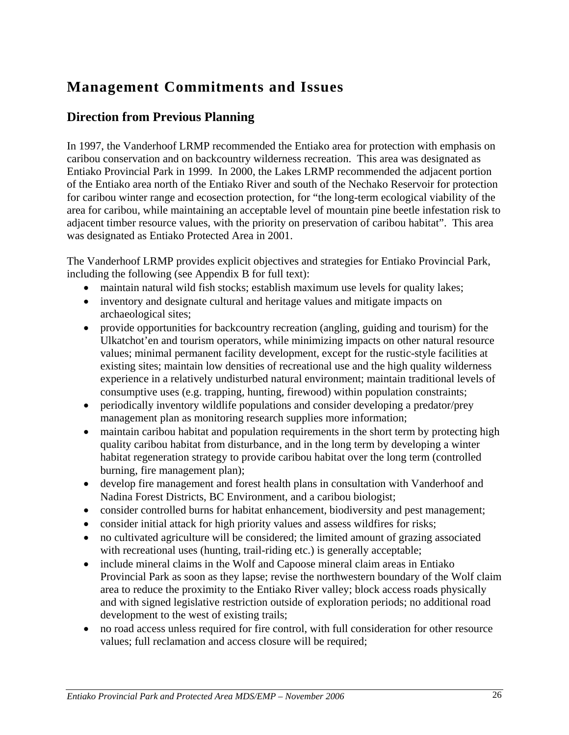# Management Commitments and Issues

## Direction from Previous Planning

In 1997, the Vanderhoof LRMP recommended the Entiako area for protection with emphasis on caribou conservation and on backcountry wilderness recreation. This area was designated as Entiako Provincial Park in 1999. In 2000, the Lakes LRMP recommended the adjacent portion of the Entiako area north of the Entiako River and south of the Nechako Reservoir for protection for caribou winter range and ecosection protection, for "the long-term ecological viability of the area for caribou, while maintaining an acceptable level of mountain pine beetle infestation risk to adjacent timber resource values, with the priority on preservation of caribou habitat". This area was designated as Entiako Protected Area in 2001.

The Vanderhoof LRMP provides explicit objectives and strategies for Entiako Provincial Park, including the following (see Appendix B for full text):

- maintain natural wild fish stocks; establish maximum use levels for quality lakes;
- inventory and designate cultural and heritage values and mitigate impacts on archaeological sites;
- provide opportunities for backcountry recreation (angling, guiding and tourism) for the Ulkatchot'en and tourism operators, while minimizing impacts on other natural resource values; minimal permanent facility development, except for the rustic-style facilities at existing sites; maintain low densities of recreational use and the high quality wilderness experience in a relatively undisturbed natural environment; maintain traditional levels of consumptive uses (e.g. trapping, hunting, firewood) within population constraints;
- periodically inventory wildlife populations and consider developing a predator/prey management plan as monitoring research supplies more information;
- maintain caribou habitat and population requirements in the short term by protecting high quality caribou habitat from disturbance, and in the long term by developing a winter habitat regeneration strategy to provide caribou habitat over the long term (controlled burning, fire management plan);
- develop fire management and forest health plans in consultation with Vanderhoof and Nadina Forest Districts, BC Environment, and a caribou biologist;
- consider controlled burns for habitat enhancement, biodiversity and pest management;
- consider initial attack for high priority values and assess wildfires for risks;
- no cultivated agriculture will be considered; the limited amount of grazing associated with recreational uses (hunting, trail-riding etc.) is generally acceptable;
- include mineral claims in the Wolf and Capoose mineral claim areas in Entiako Provincial Park as soon as they lapse; revise the northwestern boundary of the Wolf claim area to reduce the proximity to the Entiako River valley; block access roads physically and with signed legislative restriction outside of exploration periods; no additional road development to the west of existing trails;
- no road access unless required for fire control, with full consideration for other resource values; full reclamation and access closure will be required;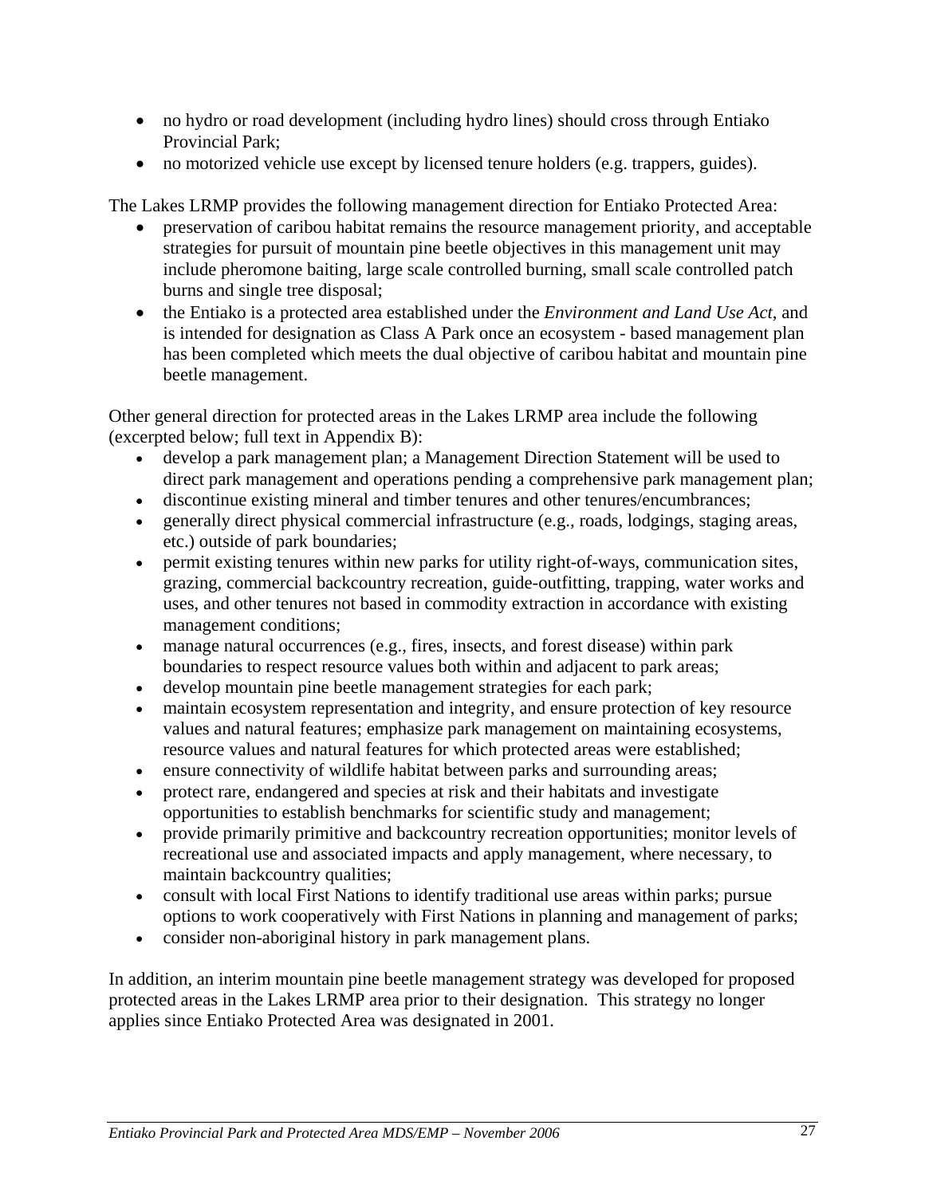- no hydro or road development (including hydro lines) should cross through Entiako Provincial Park;
- no motorized vehicle use except by licensed tenure holders (e.g. trappers, guides).

The Lakes LRMP provides the following management direction for Entiako Protected Area:

- preservation of caribou habitat remains the resource management priority, and acceptable strategies for pursuit of mountain pine beetle objectives in this management unit may include pheromone baiting, large scale controlled burning, small scale controlled patch burns and single tree disposal;
- the Entiako is a protected area established under the *Environment and Land Use Act*, and is intended for designation as Class A Park once an ecosystem - based management plan has been completed which meets the dual objective of caribou habitat and mountain pine beetle management.

Other general direction for protected areas in the Lakes LRMP area include the following (excerpted below; full text in Appendix B):

- develop a park management plan; a Management Direction Statement will be used to direct park management and operations pending a comprehensive park management plan;
- discontinue existing mineral and timber tenures and other tenures/encumbrances;
- generally direct physical commercial infrastructure (e.g., roads, lodgings, staging areas, etc.) outside of park boundaries;
- permit existing tenures within new parks for utility right-of-ways, communication sites, grazing, commercial backcountry recreation, guide-outfitting, trapping, water works and uses, and other tenures not based in commodity extraction in accordance with existing management conditions;
- manage natural occurrences (e.g., fires, insects, and forest disease) within park boundaries to respect resource values both within and adjacent to park areas;
- develop mountain pine beetle management strategies for each park;
- maintain ecosystem representation and integrity, and ensure protection of key resource values and natural features; emphasize park management on maintaining ecosystems, resource values and natural features for which protected areas were established;
- ensure connectivity of wildlife habitat between parks and surrounding areas;
- protect rare, endangered and species at risk and their habitats and investigate opportunities to establish benchmarks for scientific study and management;
- provide primarily primitive and backcountry recreation opportunities; monitor levels of recreational use and associated impacts and apply management, where necessary, to maintain backcountry qualities;
- consult with local First Nations to identify traditional use areas within parks; pursue options to work cooperatively with First Nations in planning and management of parks;
- consider non-aboriginal history in park management plans.

In addition, an interim mountain pine beetle management strategy was developed for proposed protected areas in the Lakes LRMP area prior to their designation. This strategy no longer applies since Entiako Protected Area was designated in 2001.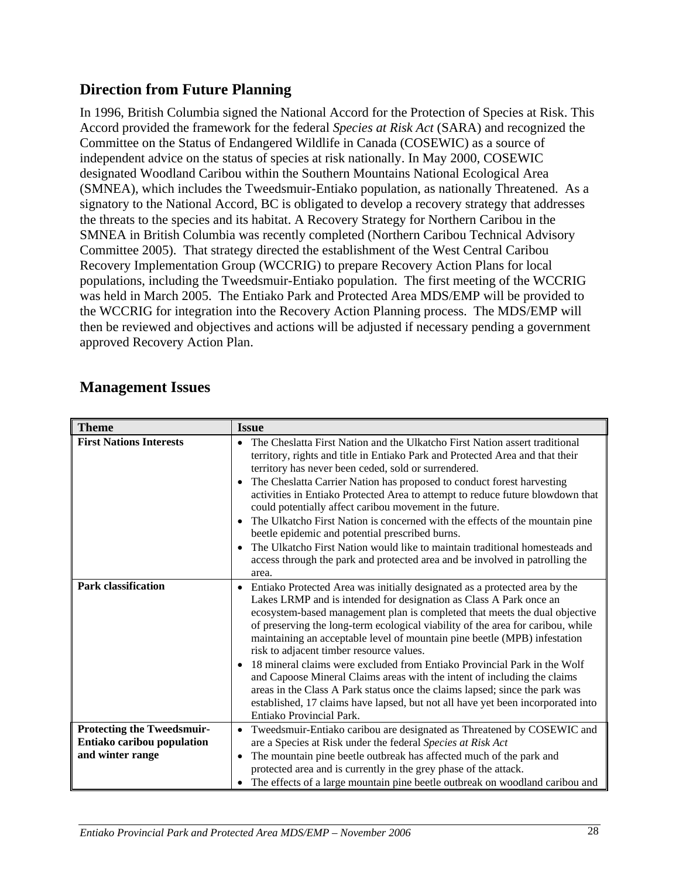## Direction from Future Planning

In 1996, British Columbia signed the National Accord for the Protection of Species at Risk. This Accord provided the framework for the federal *Species at Risk Act* (SARA) and recognized the Committee on the Status of Endangered Wildlife in Canada (COSEWIC) as a source of independent advice on the status of species at risk nationally. In May 2000, COSEWIC designated Woodland Caribou within the Southern Mountains National Ecological Area (SMNEA), which includes the Tweedsmuir-Entiako population, as nationally Threatened. As a signatory to the National Accord, BC is obligated to develop a recovery strategy that addresses the threats to the species and its habitat. A Recovery Strategy for Northern Caribou in the SMNEA in British Columbia was recently completed (Northern Caribou Technical Advisory Committee 2005). That strategy directed the establishment of the West Central Caribou Recovery Implementation Group (WCCRIG) to prepare Recovery Action Plans for local populations, including the Tweedsmuir-Entiako population. The first meeting of the WCCRIG was held in March 2005. The Entiako Park and Protected Area MDS/EMP will be provided to the WCCRIG for integration into the Recovery Action Planning process. The MDS/EMP will then be reviewed and objectives and actions will be adjusted if necessary pending a government approved Recovery Action Plan.

## Management Issues

| Theme | Issue |
|---|---|
| **First Nations Interests** | • The Cheslatta First Nation and the Ulkatcho First Nation assert traditional territory, rights and title in Entiako Park and Protected Area and that their territory has never been ceded, sold or surrendered.<br>• The Cheslatta Carrier Nation has proposed to conduct forest harvesting activities in Entiako Protected Area to attempt to reduce future blowdown that could potentially affect caribou movement in the future.<br>• The Ulkatcho First Nation is concerned with the effects of the mountain pine beetle epidemic and potential prescribed burns.<br>• The Ulkatcho First Nation would like to maintain traditional homesteads and access through the park and protected area and be involved in patrolling the area. |
| **Park classification** | • Entiako Protected Area was initially designated as a protected area by the Lakes LRMP and is intended for designation as Class A Park once an ecosystem-based management plan is completed that meets the dual objective of preserving the long-term ecological viability of the area for caribou, while maintaining an acceptable level of mountain pine beetle (MPB) infestation risk to adjacent timber resource values.<br>• 18 mineral claims were excluded from Entiako Provincial Park in the Wolf and Capoose Mineral Claims areas with the intent of including the claims areas in the Class A Park status once the claims lapsed; since the park was established, 17 claims have lapsed, but not all have yet been incorporated into Entiako Provincial Park. |
| **Protecting the Tweedsmuir-Entiako caribou population and winter range** | • Tweedsmuir-Entiako caribou are designated as Threatened by COSEWIC and are a Species at Risk under the federal *Species at Risk Act*<br>• The mountain pine beetle outbreak has affected much of the park and protected area and is currently in the grey phase of the attack.<br>• The effects of a large mountain pine beetle outbreak on woodland caribou and |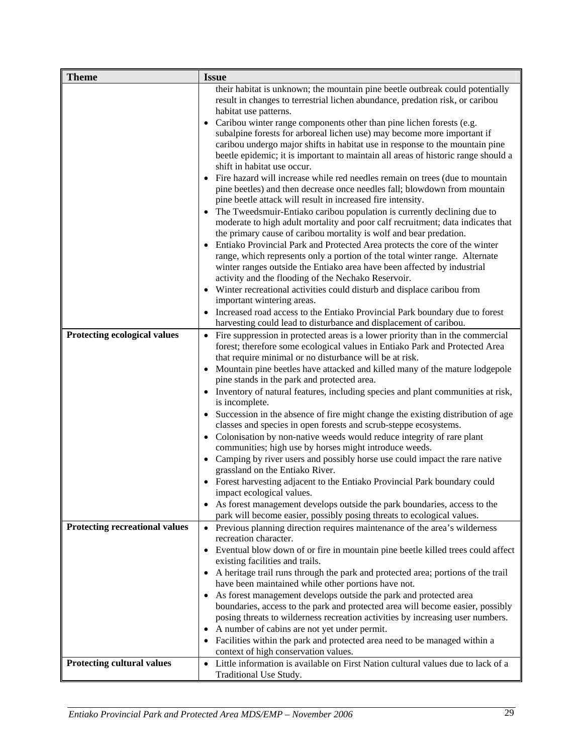| Theme | Issue |
|---|---|
| | their habitat is unknown; the mountain pine beetle outbreak could potentially result in changes to terrestrial lichen abundance, predation risk, or caribou habitat use patterns.<br>• Caribou winter range components other than pine lichen forests (e.g. subalpine forests for arboreal lichen use) may become more important if caribou undergo major shifts in habitat use in response to the mountain pine beetle epidemic; it is important to maintain all areas of historic range should a shift in habitat use occur.<br>• Fire hazard will increase while red needles remain on trees (due to mountain pine beetles) and then decrease once needles fall; blowdown from mountain pine beetle attack will result in increased fire intensity.<br>• The Tweedsmuir-Entiako caribou population is currently declining due to moderate to high adult mortality and poor calf recruitment; data indicates that the primary cause of caribou mortality is wolf and bear predation.<br>• Entiako Provincial Park and Protected Area protects the core of the winter range, which represents only a portion of the total winter range. Alternate winter ranges outside the Entiako area have been affected by industrial activity and the flooding of the Nechako Reservoir.<br>• Winter recreational activities could disturb and displace caribou from important wintering areas.<br>• Increased road access to the Entiako Provincial Park boundary due to forest harvesting could lead to disturbance and displacement of caribou. |
| **Protecting ecological values** | • Fire suppression in protected areas is a lower priority than in the commercial forest; therefore some ecological values in Entiako Park and Protected Area that require minimal or no disturbance will be at risk.<br>• Mountain pine beetles have attacked and killed many of the mature lodgepole pine stands in the park and protected area.<br>• Inventory of natural features, including species and plant communities at risk, is incomplete.<br>• Succession in the absence of fire might change the existing distribution of age classes and species in open forests and scrub-steppe ecosystems.<br>• Colonisation by non-native weeds would reduce integrity of rare plant communities; high use by horses might introduce weeds.<br>• Camping by river users and possibly horse use could impact the rare native grassland on the Entiako River.<br>• Forest harvesting adjacent to the Entiako Provincial Park boundary could impact ecological values.<br>• As forest management develops outside the park boundaries, access to the park will become easier, possibly posing threats to ecological values. |
| **Protecting recreational values** | • Previous planning direction requires maintenance of the area's wilderness recreation character.<br>• Eventual blow down of or fire in mountain pine beetle killed trees could affect existing facilities and trails.<br>• A heritage trail runs through the park and protected area; portions of the trail have been maintained while other portions have not.<br>• As forest management develops outside the park and protected area boundaries, access to the park and protected area will become easier, possibly posing threats to wilderness recreation activities by increasing user numbers.<br>• A number of cabins are not yet under permit.<br>• Facilities within the park and protected area need to be managed within a context of high conservation values. |
| **Protecting cultural values** | • Little information is available on First Nation cultural values due to lack of a Traditional Use Study. |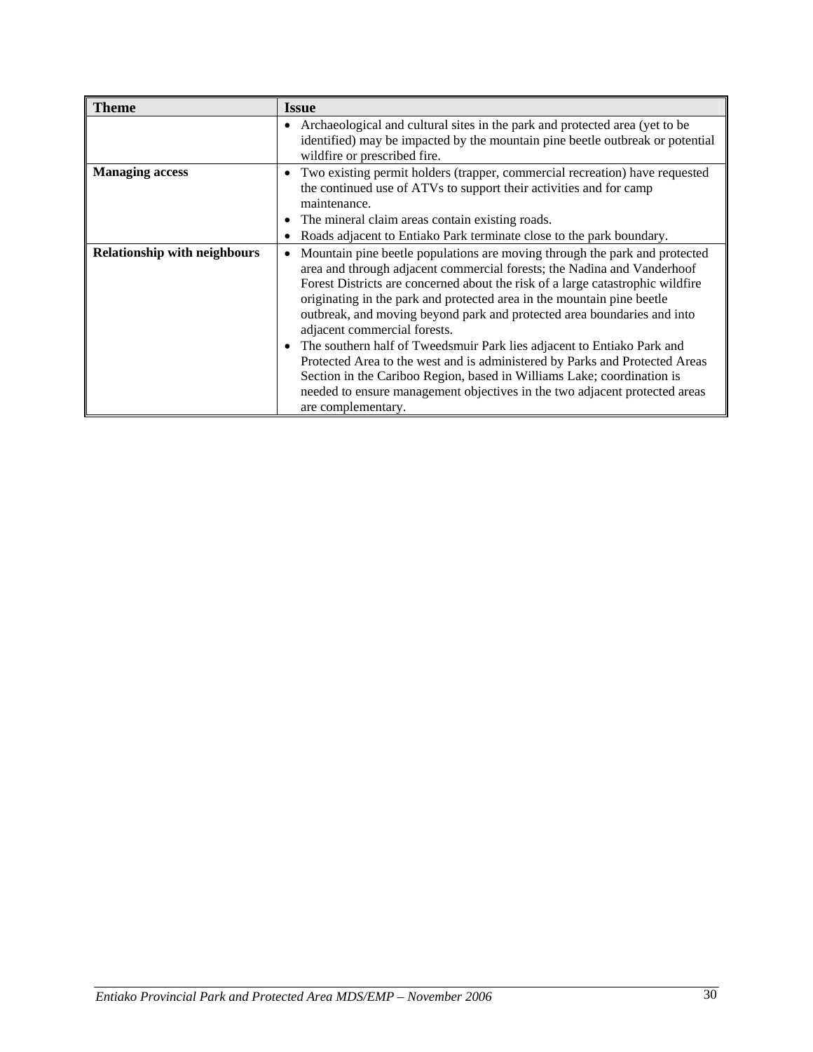| Theme | Issue |
| --- | --- |
| | • Archaeological and cultural sites in the park and protected area (yet to be identified) may be impacted by the mountain pine beetle outbreak or potential wildfire or prescribed fire. |
| **Managing access** | • Two existing permit holders (trapper, commercial recreation) have requested the continued use of ATVs to support their activities and for camp maintenance.<br>• The mineral claim areas contain existing roads.<br>• Roads adjacent to Entiako Park terminate close to the park boundary. |
| **Relationship with neighbours** | • Mountain pine beetle populations are moving through the park and protected area and through adjacent commercial forests; the Nadina and Vanderhoof Forest Districts are concerned about the risk of a large catastrophic wildfire originating in the park and protected area in the mountain pine beetle outbreak, and moving beyond park and protected area boundaries and into adjacent commercial forests.<br>• The southern half of Tweedsmuir Park lies adjacent to Entiako Park and Protected Area to the west and is administered by Parks and Protected Areas Section in the Cariboo Region, based in Williams Lake; coordination is needed to ensure management objectives in the two adjacent protected areas are complementary. |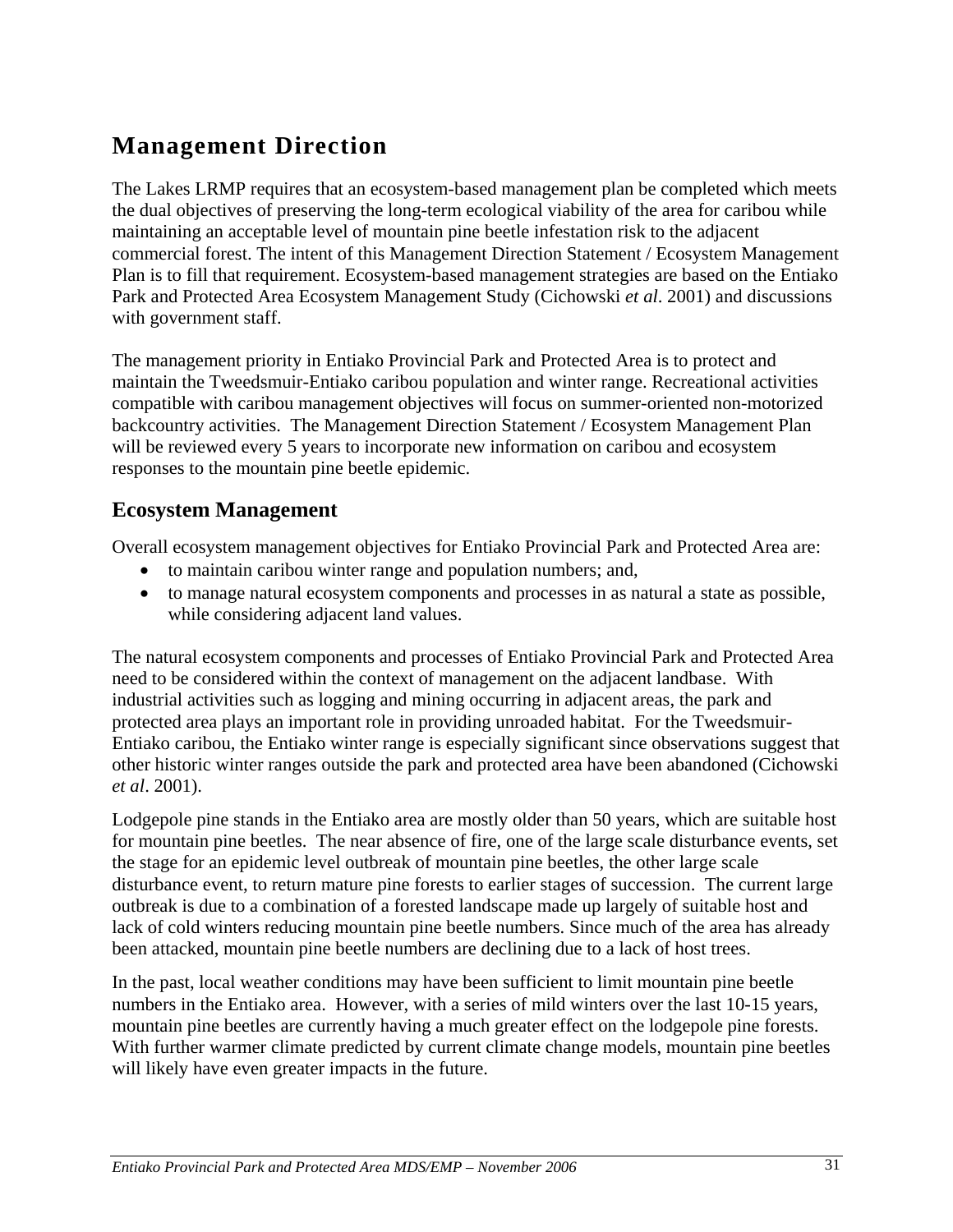# Management Direction

The Lakes LRMP requires that an ecosystem-based management plan be completed which meets the dual objectives of preserving the long-term ecological viability of the area for caribou while maintaining an acceptable level of mountain pine beetle infestation risk to the adjacent commercial forest. The intent of this Management Direction Statement / Ecosystem Management Plan is to fill that requirement. Ecosystem-based management strategies are based on the Entiako Park and Protected Area Ecosystem Management Study (Cichowski *et al*. 2001) and discussions with government staff.

The management priority in Entiako Provincial Park and Protected Area is to protect and maintain the Tweedsmuir-Entiako caribou population and winter range. Recreational activities compatible with caribou management objectives will focus on summer-oriented non-motorized backcountry activities. The Management Direction Statement / Ecosystem Management Plan will be reviewed every 5 years to incorporate new information on caribou and ecosystem responses to the mountain pine beetle epidemic.

## Ecosystem Management

Overall ecosystem management objectives for Entiako Provincial Park and Protected Area are:

- to maintain caribou winter range and population numbers; and,
- to manage natural ecosystem components and processes in as natural a state as possible, while considering adjacent land values.

The natural ecosystem components and processes of Entiako Provincial Park and Protected Area need to be considered within the context of management on the adjacent landbase. With industrial activities such as logging and mining occurring in adjacent areas, the park and protected area plays an important role in providing unroaded habitat. For the Tweedsmuir-Entiako caribou, the Entiako winter range is especially significant since observations suggest that other historic winter ranges outside the park and protected area have been abandoned (Cichowski *et al*. 2001).

Lodgepole pine stands in the Entiako area are mostly older than 50 years, which are suitable host for mountain pine beetles. The near absence of fire, one of the large scale disturbance events, set the stage for an epidemic level outbreak of mountain pine beetles, the other large scale disturbance event, to return mature pine forests to earlier stages of succession. The current large outbreak is due to a combination of a forested landscape made up largely of suitable host and lack of cold winters reducing mountain pine beetle numbers. Since much of the area has already been attacked, mountain pine beetle numbers are declining due to a lack of host trees.

In the past, local weather conditions may have been sufficient to limit mountain pine beetle numbers in the Entiako area. However, with a series of mild winters over the last 10-15 years, mountain pine beetles are currently having a much greater effect on the lodgepole pine forests. With further warmer climate predicted by current climate change models, mountain pine beetles will likely have even greater impacts in the future.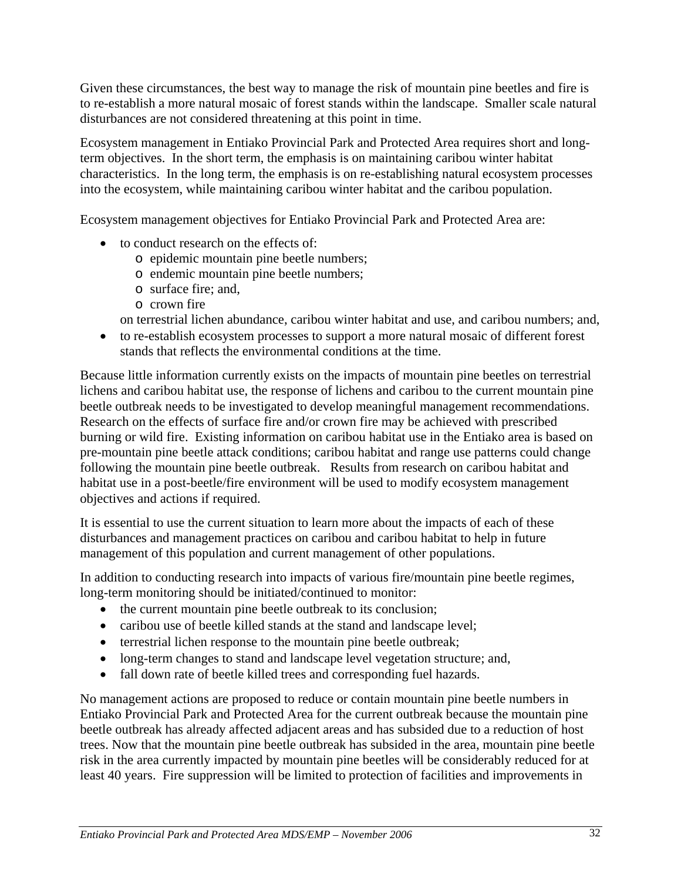Given these circumstances, the best way to manage the risk of mountain pine beetles and fire is to re-establish a more natural mosaic of forest stands within the landscape. Smaller scale natural disturbances are not considered threatening at this point in time.

Ecosystem management in Entiako Provincial Park and Protected Area requires short and long-term objectives. In the short term, the emphasis is on maintaining caribou winter habitat characteristics. In the long term, the emphasis is on re-establishing natural ecosystem processes into the ecosystem, while maintaining caribou winter habitat and the caribou population.

Ecosystem management objectives for Entiako Provincial Park and Protected Area are:

- to conduct research on the effects of:
  - epidemic mountain pine beetle numbers;
  - endemic mountain pine beetle numbers;
  - surface fire; and,
  - crown fire

  on terrestrial lichen abundance, caribou winter habitat and use, and caribou numbers; and,
- to re-establish ecosystem processes to support a more natural mosaic of different forest stands that reflects the environmental conditions at the time.

Because little information currently exists on the impacts of mountain pine beetles on terrestrial lichens and caribou habitat use, the response of lichens and caribou to the current mountain pine beetle outbreak needs to be investigated to develop meaningful management recommendations. Research on the effects of surface fire and/or crown fire may be achieved with prescribed burning or wild fire. Existing information on caribou habitat use in the Entiako area is based on pre-mountain pine beetle attack conditions; caribou habitat and range use patterns could change following the mountain pine beetle outbreak. Results from research on caribou habitat and habitat use in a post-beetle/fire environment will be used to modify ecosystem management objectives and actions if required.

It is essential to use the current situation to learn more about the impacts of each of these disturbances and management practices on caribou and caribou habitat to help in future management of this population and current management of other populations.

In addition to conducting research into impacts of various fire/mountain pine beetle regimes, long-term monitoring should be initiated/continued to monitor:

- the current mountain pine beetle outbreak to its conclusion;
- caribou use of beetle killed stands at the stand and landscape level;
- terrestrial lichen response to the mountain pine beetle outbreak;
- long-term changes to stand and landscape level vegetation structure; and,
- fall down rate of beetle killed trees and corresponding fuel hazards.

No management actions are proposed to reduce or contain mountain pine beetle numbers in Entiako Provincial Park and Protected Area for the current outbreak because the mountain pine beetle outbreak has already affected adjacent areas and has subsided due to a reduction of host trees. Now that the mountain pine beetle outbreak has subsided in the area, mountain pine beetle risk in the area currently impacted by mountain pine beetles will be considerably reduced for at least 40 years. Fire suppression will be limited to protection of facilities and improvements in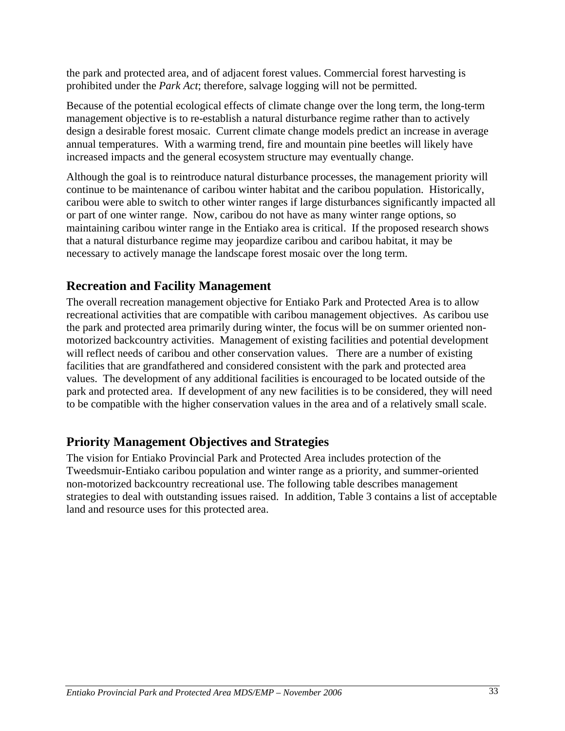the park and protected area, and of adjacent forest values. Commercial forest harvesting is prohibited under the *Park Act*; therefore, salvage logging will not be permitted.

Because of the potential ecological effects of climate change over the long term, the long-term management objective is to re-establish a natural disturbance regime rather than to actively design a desirable forest mosaic. Current climate change models predict an increase in average annual temperatures. With a warming trend, fire and mountain pine beetles will likely have increased impacts and the general ecosystem structure may eventually change.

Although the goal is to reintroduce natural disturbance processes, the management priority will continue to be maintenance of caribou winter habitat and the caribou population. Historically, caribou were able to switch to other winter ranges if large disturbances significantly impacted all or part of one winter range. Now, caribou do not have as many winter range options, so maintaining caribou winter range in the Entiako area is critical. If the proposed research shows that a natural disturbance regime may jeopardize caribou and caribou habitat, it may be necessary to actively manage the landscape forest mosaic over the long term.

## Recreation and Facility Management

The overall recreation management objective for Entiako Park and Protected Area is to allow recreational activities that are compatible with caribou management objectives. As caribou use the park and protected area primarily during winter, the focus will be on summer oriented non-motorized backcountry activities. Management of existing facilities and potential development will reflect needs of caribou and other conservation values. There are a number of existing facilities that are grandfathered and considered consistent with the park and protected area values. The development of any additional facilities is encouraged to be located outside of the park and protected area. If development of any new facilities is to be considered, they will need to be compatible with the higher conservation values in the area and of a relatively small scale.

## Priority Management Objectives and Strategies

The vision for Entiako Provincial Park and Protected Area includes protection of the Tweedsmuir-Entiako caribou population and winter range as a priority, and summer-oriented non-motorized backcountry recreational use. The following table describes management strategies to deal with outstanding issues raised. In addition, Table 3 contains a list of acceptable land and resource uses for this protected area.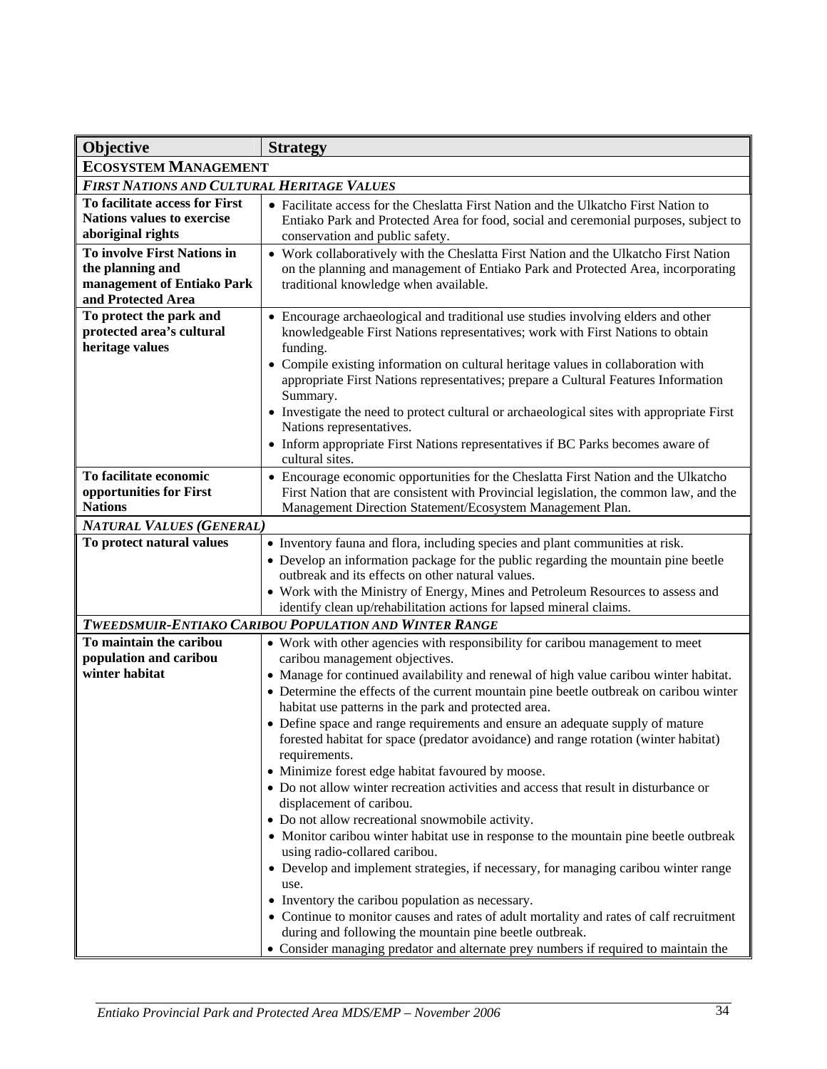| Objective | Strategy |
|---|---|
| **ECOSYSTEM MANAGEMENT** | |
| ***FIRST NATIONS AND CULTURAL HERITAGE VALUES*** | |
| **To facilitate access for First Nations values to exercise aboriginal rights** | • Facilitate access for the Cheslatta First Nation and the Ulkatcho First Nation to Entiako Park and Protected Area for food, social and ceremonial purposes, subject to conservation and public safety. |
| **To involve First Nations in the planning and management of Entiako Park and Protected Area** | • Work collaboratively with the Cheslatta First Nation and the Ulkatcho First Nation on the planning and management of Entiako Park and Protected Area, incorporating traditional knowledge when available. |
| **To protect the park and protected area's cultural heritage values** | • Encourage archaeological and traditional use studies involving elders and other knowledgeable First Nations representatives; work with First Nations to obtain funding.<br>• Compile existing information on cultural heritage values in collaboration with appropriate First Nations representatives; prepare a Cultural Features Information Summary.<br>• Investigate the need to protect cultural or archaeological sites with appropriate First Nations representatives.<br>• Inform appropriate First Nations representatives if BC Parks becomes aware of cultural sites. |
| **To facilitate economic opportunities for First Nations** | • Encourage economic opportunities for the Cheslatta First Nation and the Ulkatcho First Nation that are consistent with Provincial legislation, the common law, and the Management Direction Statement/Ecosystem Management Plan. |
| ***NATURAL VALUES (GENERAL)*** | |
| **To protect natural values** | • Inventory fauna and flora, including species and plant communities at risk.<br>• Develop an information package for the public regarding the mountain pine beetle outbreak and its effects on other natural values.<br>• Work with the Ministry of Energy, Mines and Petroleum Resources to assess and identify clean up/rehabilitation actions for lapsed mineral claims. |
| ***TWEEDSMUIR-ENTIAKO CARIBOU POPULATION AND WINTER RANGE*** | |
| **To maintain the caribou population and caribou winter habitat** | • Work with other agencies with responsibility for caribou management to meet caribou management objectives.<br>• Manage for continued availability and renewal of high value caribou winter habitat.<br>• Determine the effects of the current mountain pine beetle outbreak on caribou winter habitat use patterns in the park and protected area.<br>• Define space and range requirements and ensure an adequate supply of mature forested habitat for space (predator avoidance) and range rotation (winter habitat) requirements.<br>• Minimize forest edge habitat favoured by moose.<br>• Do not allow winter recreation activities and access that result in disturbance or displacement of caribou.<br>• Do not allow recreational snowmobile activity.<br>• Monitor caribou winter habitat use in response to the mountain pine beetle outbreak using radio-collared caribou.<br>• Develop and implement strategies, if necessary, for managing caribou winter range use.<br>• Inventory the caribou population as necessary.<br>• Continue to monitor causes and rates of adult mortality and rates of calf recruitment during and following the mountain pine beetle outbreak.<br>• Consider managing predator and alternate prey numbers if required to maintain the |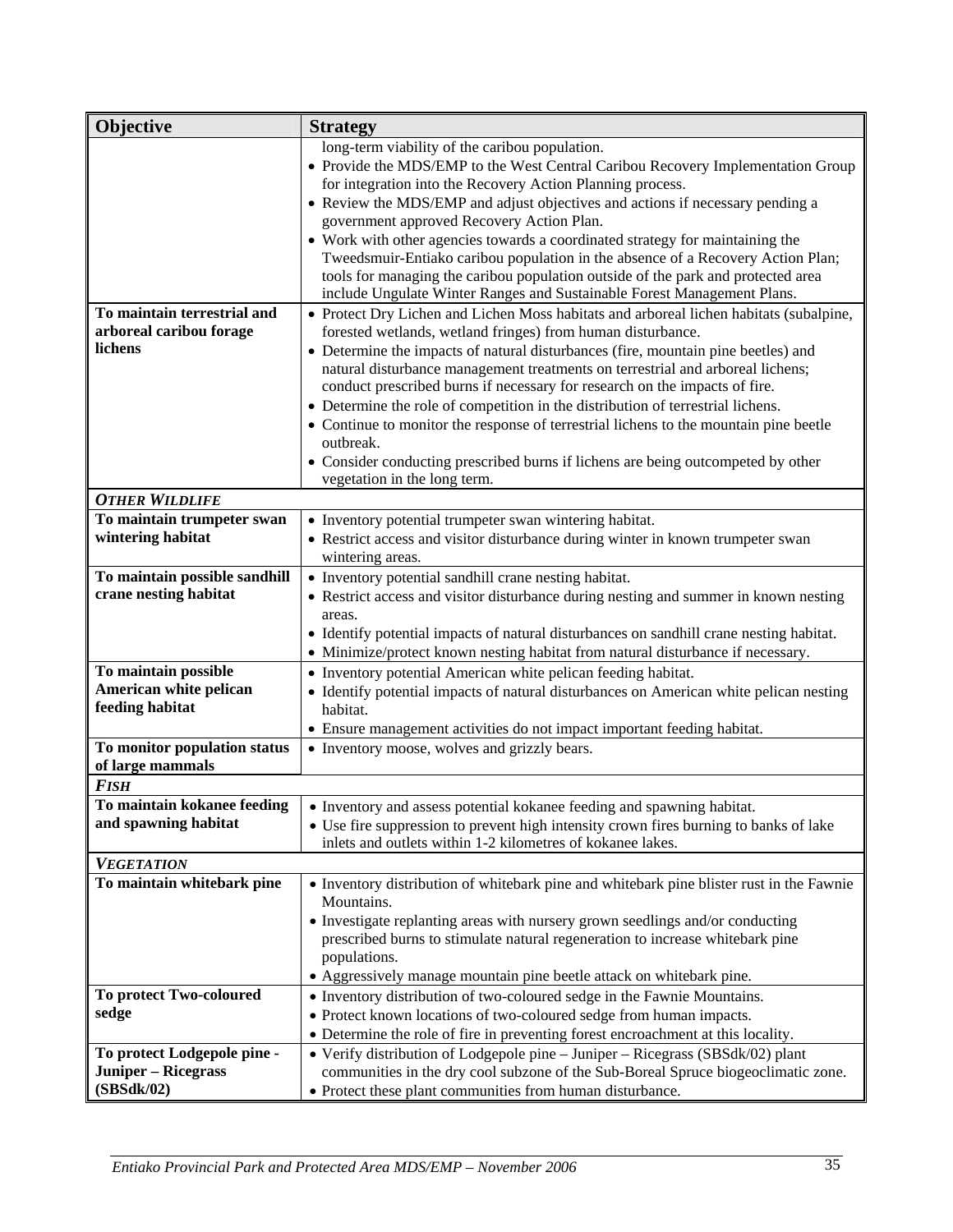| Objective | Strategy |
|---|---|
| | long-term viability of the caribou population.<br>• Provide the MDS/EMP to the West Central Caribou Recovery Implementation Group for integration into the Recovery Action Planning process.<br>• Review the MDS/EMP and adjust objectives and actions if necessary pending a government approved Recovery Action Plan.<br>• Work with other agencies towards a coordinated strategy for maintaining the Tweedsmuir-Entiako caribou population in the absence of a Recovery Action Plan; tools for managing the caribou population outside of the park and protected area include Ungulate Winter Ranges and Sustainable Forest Management Plans. |
| **To maintain terrestrial and arboreal caribou forage lichens** | • Protect Dry Lichen and Lichen Moss habitats and arboreal lichen habitats (subalpine, forested wetlands, wetland fringes) from human disturbance.<br>• Determine the impacts of natural disturbances (fire, mountain pine beetles) and natural disturbance management treatments on terrestrial and arboreal lichens; conduct prescribed burns if necessary for research on the impacts of fire.<br>• Determine the role of competition in the distribution of terrestrial lichens.<br>• Continue to monitor the response of terrestrial lichens to the mountain pine beetle outbreak.<br>• Consider conducting prescribed burns if lichens are being outcompeted by other vegetation in the long term. |
| ***OTHER WILDLIFE*** | |
| **To maintain trumpeter swan wintering habitat** | • Inventory potential trumpeter swan wintering habitat.<br>• Restrict access and visitor disturbance during winter in known trumpeter swan wintering areas. |
| **To maintain possible sandhill crane nesting habitat** | • Inventory potential sandhill crane nesting habitat.<br>• Restrict access and visitor disturbance during nesting and summer in known nesting areas.<br>• Identify potential impacts of natural disturbances on sandhill crane nesting habitat.<br>• Minimize/protect known nesting habitat from natural disturbance if necessary. |
| **To maintain possible American white pelican feeding habitat** | • Inventory potential American white pelican feeding habitat.<br>• Identify potential impacts of natural disturbances on American white pelican nesting habitat.<br>• Ensure management activities do not impact important feeding habitat. |
| **To monitor population status of large mammals** | • Inventory moose, wolves and grizzly bears. |
| ***FISH*** | |
| **To maintain kokanee feeding and spawning habitat** | • Inventory and assess potential kokanee feeding and spawning habitat.<br>• Use fire suppression to prevent high intensity crown fires burning to banks of lake inlets and outlets within 1-2 kilometres of kokanee lakes. |
| ***VEGETATION*** | |
| **To maintain whitebark pine** | • Inventory distribution of whitebark pine and whitebark pine blister rust in the Fawnie Mountains.<br>• Investigate replanting areas with nursery grown seedlings and/or conducting prescribed burns to stimulate natural regeneration to increase whitebark pine populations.<br>• Aggressively manage mountain pine beetle attack on whitebark pine. |
| **To protect Two-coloured sedge** | • Inventory distribution of two-coloured sedge in the Fawnie Mountains.<br>• Protect known locations of two-coloured sedge from human impacts.<br>• Determine the role of fire in preventing forest encroachment at this locality. |
| **To protect Lodgepole pine - Juniper – Ricegrass (SBSdk/02)** | • Verify distribution of Lodgepole pine – Juniper – Ricegrass (SBSdk/02) plant communities in the dry cool subzone of the Sub-Boreal Spruce biogeoclimatic zone.<br>• Protect these plant communities from human disturbance. |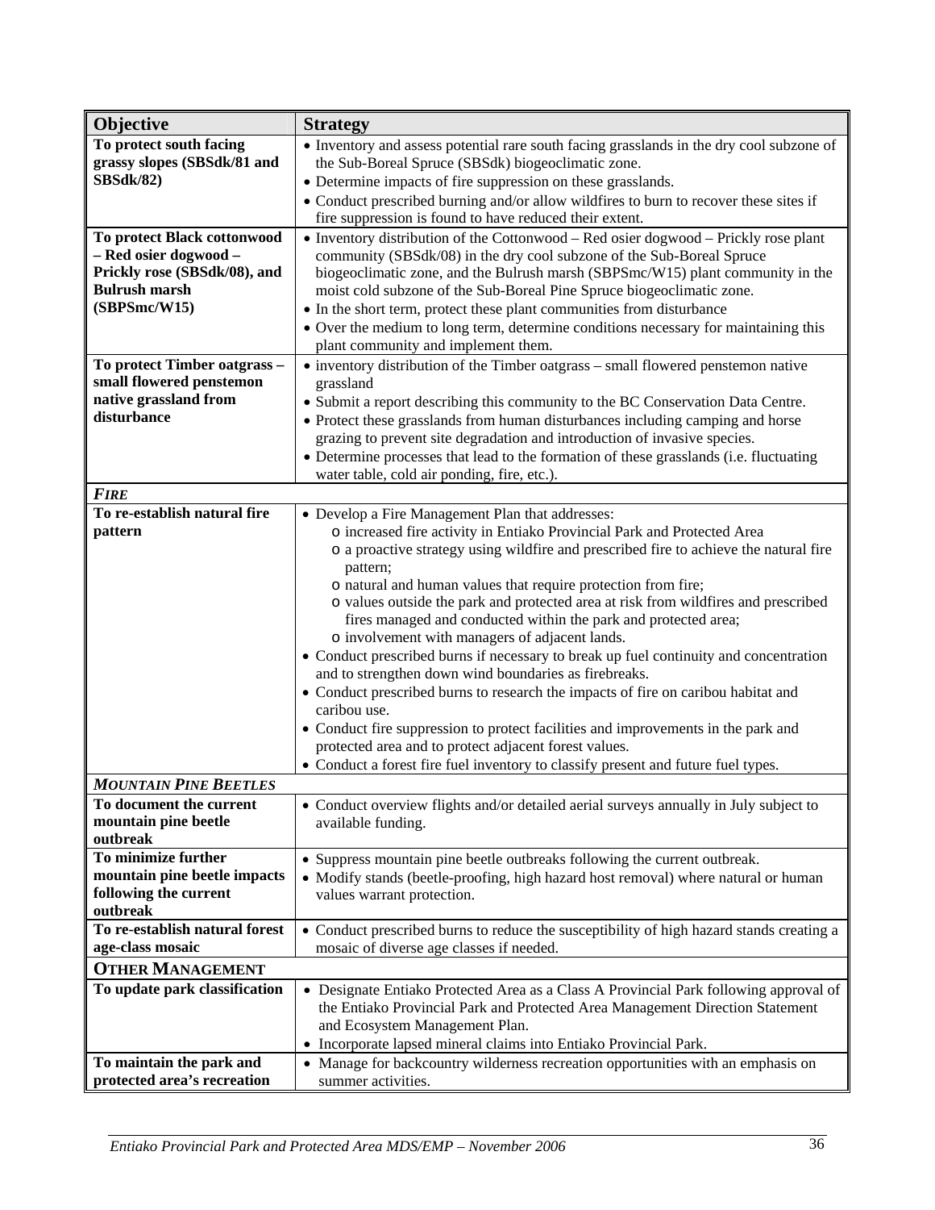| Objective | Strategy |
|---|---|
| **To protect south facing grassy slopes (SBSdk/81 and SBSdk/82)** | • Inventory and assess potential rare south facing grasslands in the dry cool subzone of the Sub-Boreal Spruce (SBSdk) biogeoclimatic zone.<br>• Determine impacts of fire suppression on these grasslands.<br>• Conduct prescribed burning and/or allow wildfires to burn to recover these sites if fire suppression is found to have reduced their extent. |
| **To protect Black cottonwood – Red osier dogwood – Prickly rose (SBSdk/08), and Bulrush marsh (SBPSmc/W15)** | • Inventory distribution of the Cottonwood – Red osier dogwood – Prickly rose plant community (SBSdk/08) in the dry cool subzone of the Sub-Boreal Spruce biogeoclimatic zone, and the Bulrush marsh (SBPSmc/W15) plant community in the moist cold subzone of the Sub-Boreal Pine Spruce biogeoclimatic zone.<br>• In the short term, protect these plant communities from disturbance<br>• Over the medium to long term, determine conditions necessary for maintaining this plant community and implement them. |
| **To protect Timber oatgrass – small flowered penstemon native grassland from disturbance** | • inventory distribution of the Timber oatgrass – small flowered penstemon native grassland<br>• Submit a report describing this community to the BC Conservation Data Centre.<br>• Protect these grasslands from human disturbances including camping and horse grazing to prevent site degradation and introduction of invasive species.<br>• Determine processes that lead to the formation of these grasslands (i.e. fluctuating water table, cold air ponding, fire, etc.). |
| ***FIRE*** | |
| **To re-establish natural fire pattern** | • Develop a Fire Management Plan that addresses:<br>  o increased fire activity in Entiako Provincial Park and Protected Area<br>  o a proactive strategy using wildfire and prescribed fire to achieve the natural fire pattern;<br>  o natural and human values that require protection from fire;<br>  o values outside the park and protected area at risk from wildfires and prescribed fires managed and conducted within the park and protected area;<br>  o involvement with managers of adjacent lands.<br>• Conduct prescribed burns if necessary to break up fuel continuity and concentration and to strengthen down wind boundaries as firebreaks.<br>• Conduct prescribed burns to research the impacts of fire on caribou habitat and caribou use.<br>• Conduct fire suppression to protect facilities and improvements in the park and protected area and to protect adjacent forest values.<br>• Conduct a forest fire fuel inventory to classify present and future fuel types. |
| ***MOUNTAIN PINE BEETLES*** | |
| **To document the current mountain pine beetle outbreak** | • Conduct overview flights and/or detailed aerial surveys annually in July subject to available funding. |
| **To minimize further mountain pine beetle impacts following the current outbreak** | • Suppress mountain pine beetle outbreaks following the current outbreak.<br>• Modify stands (beetle-proofing, high hazard host removal) where natural or human values warrant protection. |
| **To re-establish natural forest age-class mosaic** | • Conduct prescribed burns to reduce the susceptibility of high hazard stands creating a mosaic of diverse age classes if needed. |
| **OTHER MANAGEMENT** | |
| **To update park classification** | • Designate Entiako Protected Area as a Class A Provincial Park following approval of the Entiako Provincial Park and Protected Area Management Direction Statement and Ecosystem Management Plan.<br>• Incorporate lapsed mineral claims into Entiako Provincial Park. |
| **To maintain the park and protected area's recreation** | • Manage for backcountry wilderness recreation opportunities with an emphasis on summer activities. |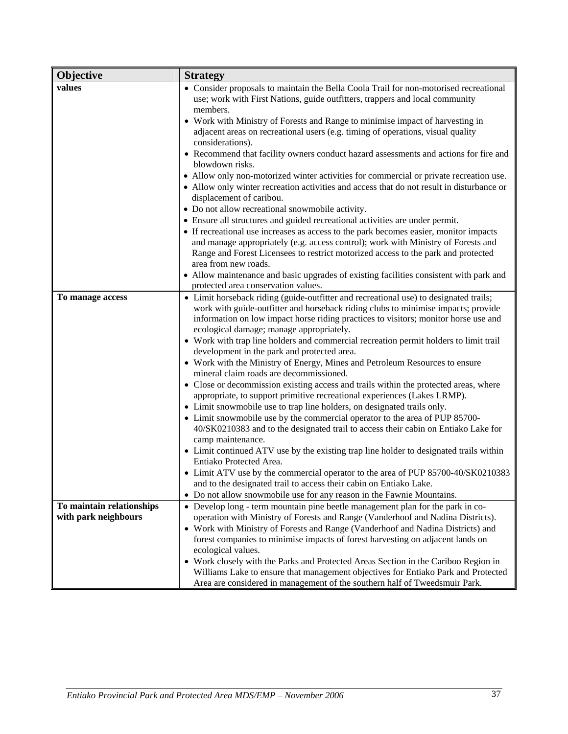| Objective | Strategy |
|---|---|
| **values** | • Consider proposals to maintain the Bella Coola Trail for non-motorised recreational use; work with First Nations, guide outfitters, trappers and local community members.<br>• Work with Ministry of Forests and Range to minimise impact of harvesting in adjacent areas on recreational users (e.g. timing of operations, visual quality considerations).<br>• Recommend that facility owners conduct hazard assessments and actions for fire and blowdown risks.<br>• Allow only non-motorized winter activities for commercial or private recreation use.<br>• Allow only winter recreation activities and access that do not result in disturbance or displacement of caribou.<br>• Do not allow recreational snowmobile activity.<br>• Ensure all structures and guided recreational activities are under permit.<br>• If recreational use increases as access to the park becomes easier, monitor impacts and manage appropriately (e.g. access control); work with Ministry of Forests and Range and Forest Licensees to restrict motorized access to the park and protected area from new roads.<br>• Allow maintenance and basic upgrades of existing facilities consistent with park and protected area conservation values. |
| **To manage access** | • Limit horseback riding (guide-outfitter and recreational use) to designated trails; work with guide-outfitter and horseback riding clubs to minimise impacts; provide information on low impact horse riding practices to visitors; monitor horse use and ecological damage; manage appropriately.<br>• Work with trap line holders and commercial recreation permit holders to limit trail development in the park and protected area.<br>• Work with the Ministry of Energy, Mines and Petroleum Resources to ensure mineral claim roads are decommissioned.<br>• Close or decommission existing access and trails within the protected areas, where appropriate, to support primitive recreational experiences (Lakes LRMP).<br>• Limit snowmobile use to trap line holders, on designated trails only.<br>• Limit snowmobile use by the commercial operator to the area of PUP 85700-40/SK0210383 and to the designated trail to access their cabin on Entiako Lake for camp maintenance.<br>• Limit continued ATV use by the existing trap line holder to designated trails within Entiako Protected Area.<br>• Limit ATV use by the commercial operator to the area of PUP 85700-40/SK0210383 and to the designated trail to access their cabin on Entiako Lake.<br>• Do not allow snowmobile use for any reason in the Fawnie Mountains. |
| **To maintain relationships with park neighbours** | • Develop long - term mountain pine beetle management plan for the park in co-operation with Ministry of Forests and Range (Vanderhoof and Nadina Districts).<br>• Work with Ministry of Forests and Range (Vanderhoof and Nadina Districts) and forest companies to minimise impacts of forest harvesting on adjacent lands on ecological values.<br>• Work closely with the Parks and Protected Areas Section in the Cariboo Region in Williams Lake to ensure that management objectives for Entiako Park and Protected Area are considered in management of the southern half of Tweedsmuir Park. |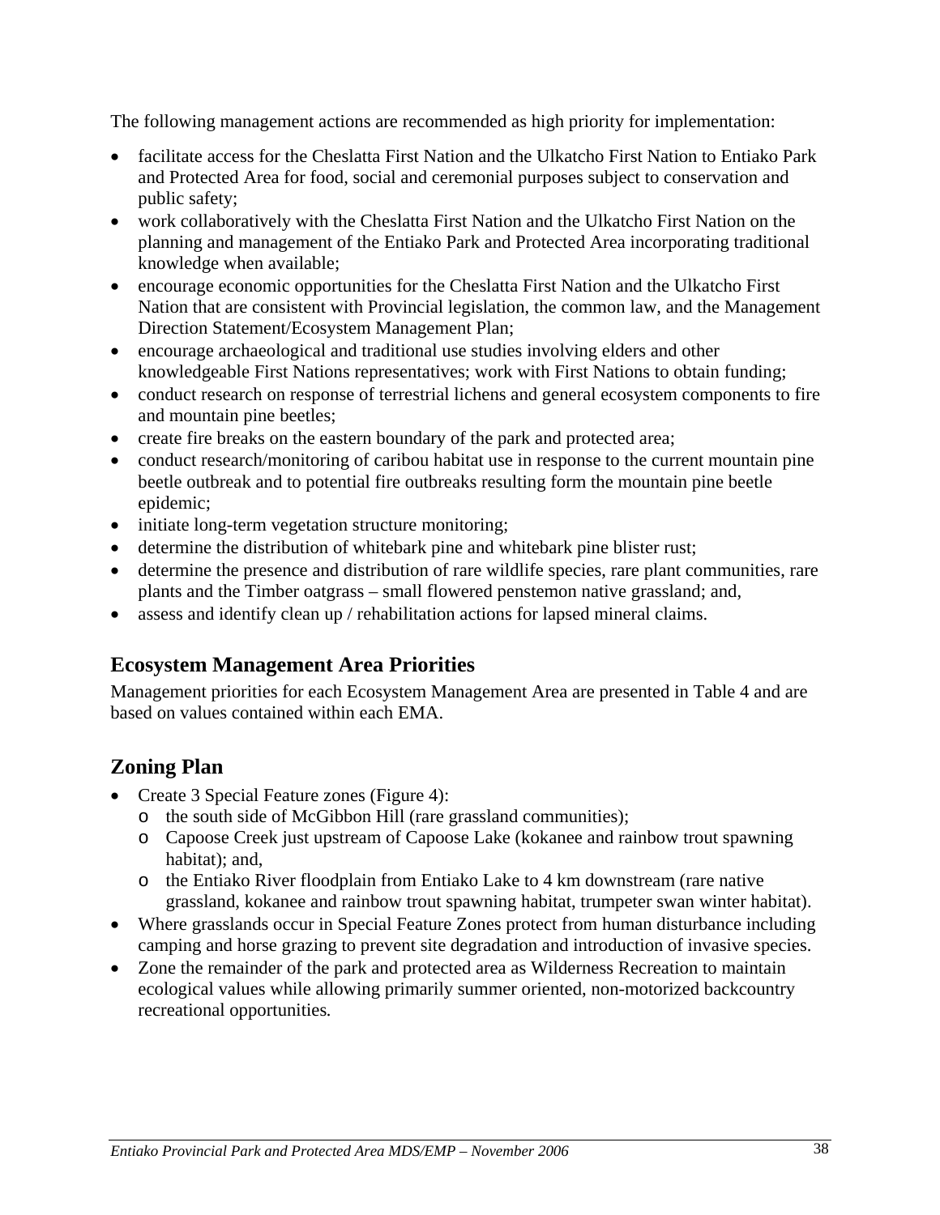The following management actions are recommended as high priority for implementation:

- facilitate access for the Cheslatta First Nation and the Ulkatcho First Nation to Entiako Park and Protected Area for food, social and ceremonial purposes subject to conservation and public safety;
- work collaboratively with the Cheslatta First Nation and the Ulkatcho First Nation on the planning and management of the Entiako Park and Protected Area incorporating traditional knowledge when available;
- encourage economic opportunities for the Cheslatta First Nation and the Ulkatcho First Nation that are consistent with Provincial legislation, the common law, and the Management Direction Statement/Ecosystem Management Plan;
- encourage archaeological and traditional use studies involving elders and other knowledgeable First Nations representatives; work with First Nations to obtain funding;
- conduct research on response of terrestrial lichens and general ecosystem components to fire and mountain pine beetles;
- create fire breaks on the eastern boundary of the park and protected area;
- conduct research/monitoring of caribou habitat use in response to the current mountain pine beetle outbreak and to potential fire outbreaks resulting form the mountain pine beetle epidemic;
- initiate long-term vegetation structure monitoring;
- determine the distribution of whitebark pine and whitebark pine blister rust;
- determine the presence and distribution of rare wildlife species, rare plant communities, rare plants and the Timber oatgrass – small flowered penstemon native grassland; and,
- assess and identify clean up / rehabilitation actions for lapsed mineral claims.

## Ecosystem Management Area Priorities

Management priorities for each Ecosystem Management Area are presented in Table 4 and are based on values contained within each EMA.

## Zoning Plan

- Create 3 Special Feature zones (Figure 4):
  - the south side of McGibbon Hill (rare grassland communities);
  - Capoose Creek just upstream of Capoose Lake (kokanee and rainbow trout spawning habitat); and,
  - the Entiako River floodplain from Entiako Lake to 4 km downstream (rare native grassland, kokanee and rainbow trout spawning habitat, trumpeter swan winter habitat).
- Where grasslands occur in Special Feature Zones protect from human disturbance including camping and horse grazing to prevent site degradation and introduction of invasive species.
- Zone the remainder of the park and protected area as Wilderness Recreation to maintain ecological values while allowing primarily summer oriented, non-motorized backcountry recreational opportunities.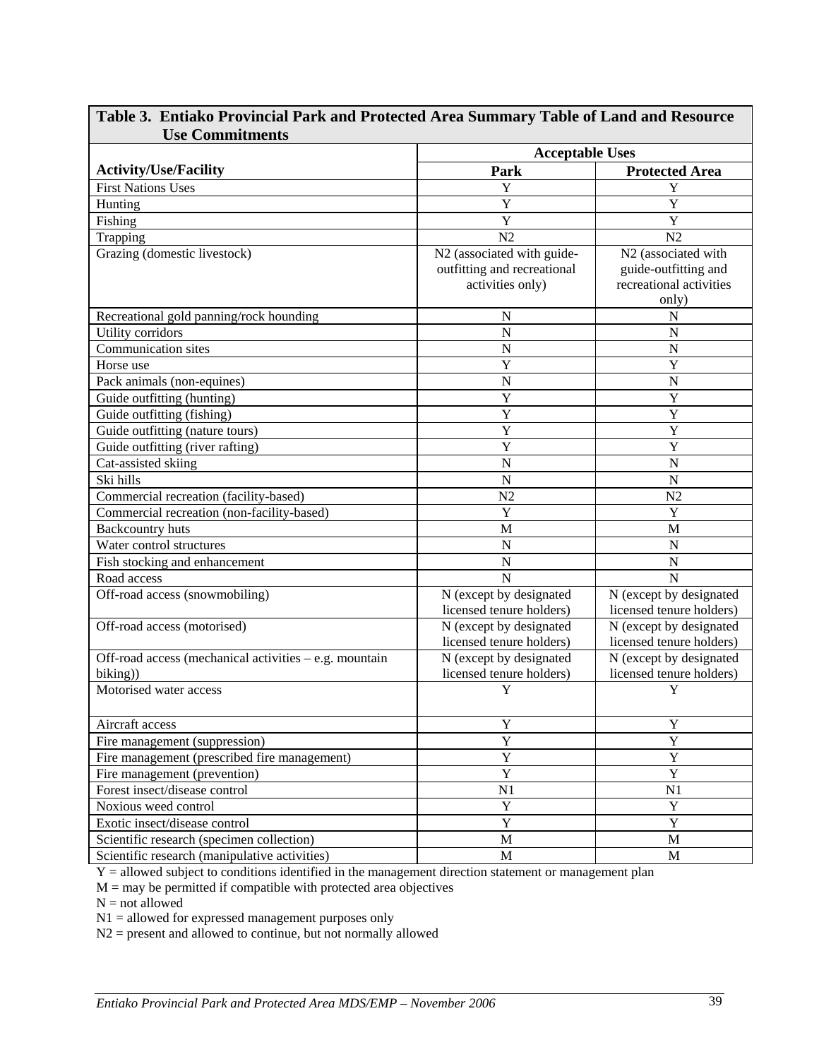**Table 3. Entiako Provincial Park and Protected Area Summary Table of Land and Resource Use Commitments**

| Activity/Use/Facility | Acceptable Uses | |
|---|---|---|
| | **Park** | **Protected Area** |
| First Nations Uses | Y | Y |
| Hunting | Y | Y |
| Fishing | Y | Y |
| Trapping | N2 | N2 |
| Grazing (domestic livestock) | N2 (associated with guide-outfitting and recreational activities only) | N2 (associated with guide-outfitting and recreational activities only) |
| Recreational gold panning/rock hounding | N | N |
| Utility corridors | N | N |
| Communication sites | N | N |
| Horse use | Y | Y |
| Pack animals (non-equines) | N | N |
| Guide outfitting (hunting) | Y | Y |
| Guide outfitting (fishing) | Y | Y |
| Guide outfitting (nature tours) | Y | Y |
| Guide outfitting (river rafting) | Y | Y |
| Cat-assisted skiing | N | N |
| Ski hills | N | N |
| Commercial recreation (facility-based) | N2 | N2 |
| Commercial recreation (non-facility-based) | Y | Y |
| Backcountry huts | M | M |
| Water control structures | N | N |
| Fish stocking and enhancement | N | N |
| Road access | N | N |
| Off-road access (snowmobiling) | N (except by designated licensed tenure holders) | N (except by designated licensed tenure holders) |
| Off-road access (motorised) | N (except by designated licensed tenure holders) | N (except by designated licensed tenure holders) |
| Off-road access (mechanical activities – e.g. mountain biking)) | N (except by designated licensed tenure holders) | N (except by designated licensed tenure holders) |
| Motorised water access | Y | Y |
| Aircraft access | Y | Y |
| Fire management (suppression) | Y | Y |
| Fire management (prescribed fire management) | Y | Y |
| Fire management (prevention) | Y | Y |
| Forest insect/disease control | N1 | N1 |
| Noxious weed control | Y | Y |
| Exotic insect/disease control | Y | Y |
| Scientific research (specimen collection) | M | M |
| Scientific research (manipulative activities) | M | M |

Y = allowed subject to conditions identified in the management direction statement or management plan
M = may be permitted if compatible with protected area objectives
N = not allowed
N1 = allowed for expressed management purposes only
N2 = present and allowed to continue, but not normally allowed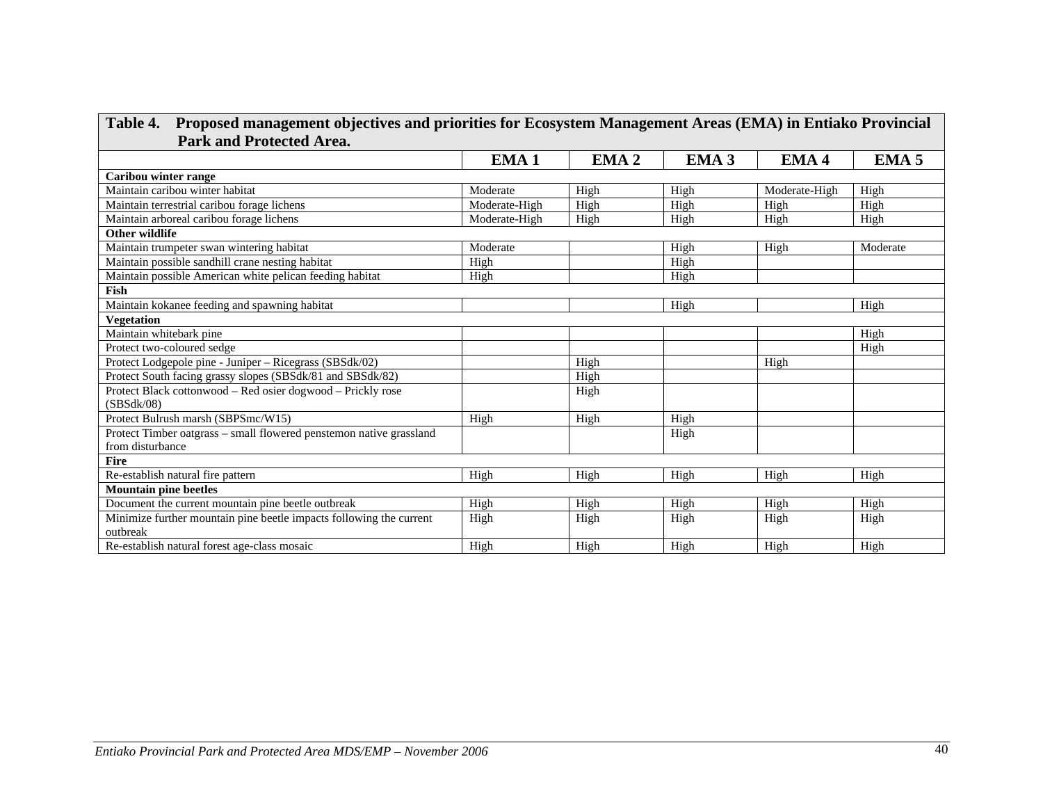**Table 4. Proposed management objectives and priorities for Ecosystem Management Areas (EMA) in Entiako Provincial Park and Protected Area.**

| | EMA 1 | EMA 2 | EMA 3 | EMA 4 | EMA 5 |
|---|---|---|---|---|---|
| **Caribou winter range** | | | | | |
| Maintain caribou winter habitat | Moderate | High | High | Moderate-High | High |
| Maintain terrestrial caribou forage lichens | Moderate-High | High | High | High | High |
| Maintain arboreal caribou forage lichens | Moderate-High | High | High | High | High |
| **Other wildlife** | | | | | |
| Maintain trumpeter swan wintering habitat | Moderate | | High | High | Moderate |
| Maintain possible sandhill crane nesting habitat | High | | High | | |
| Maintain possible American white pelican feeding habitat | High | | High | | |
| **Fish** | | | | | |
| Maintain kokanee feeding and spawning habitat | | | High | | High |
| **Vegetation** | | | | | |
| Maintain whitebark pine | | | | | High |
| Protect two-coloured sedge | | | | | High |
| Protect Lodgepole pine - Juniper – Ricegrass (SBSdk/02) | | High | | High | |
| Protect South facing grassy slopes (SBSdk/81 and SBSdk/82) | | High | | | |
| Protect Black cottonwood – Red osier dogwood – Prickly rose (SBSdk/08) | | High | | | |
| Protect Bulrush marsh (SBPSmc/W15) | High | High | High | | |
| Protect Timber oatgrass – small flowered penstemon native grassland from disturbance | | | High | | |
| **Fire** | | | | | |
| Re-establish natural fire pattern | High | High | High | High | High |
| **Mountain pine beetles** | | | | | |
| Document the current mountain pine beetle outbreak | High | High | High | High | High |
| Minimize further mountain pine beetle impacts following the current outbreak | High | High | High | High | High |
| Re-establish natural forest age-class mosaic | High | High | High | High | High |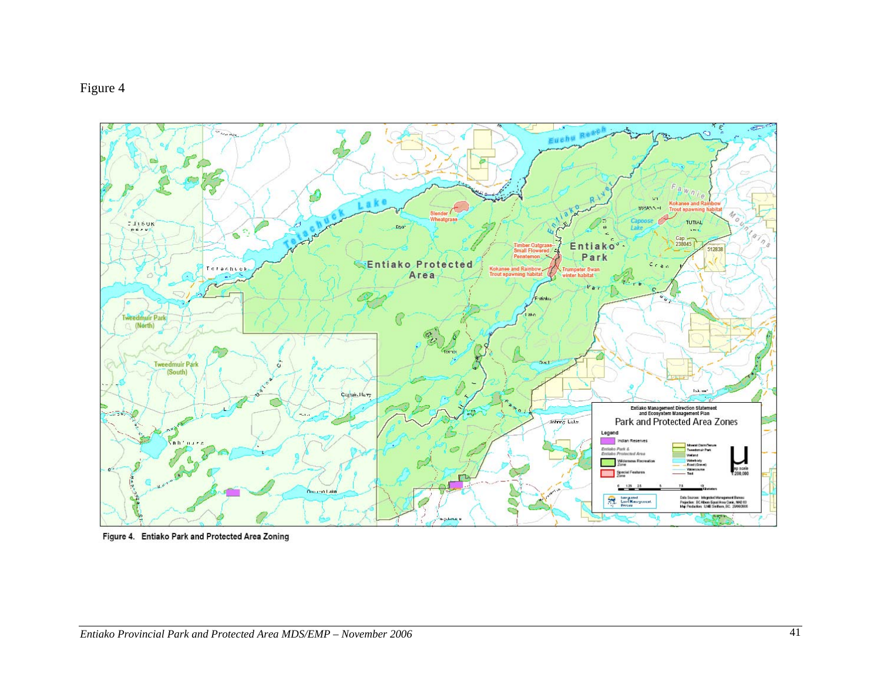Figure 4

Figure 4. Entiako Park and Protected Area Zoning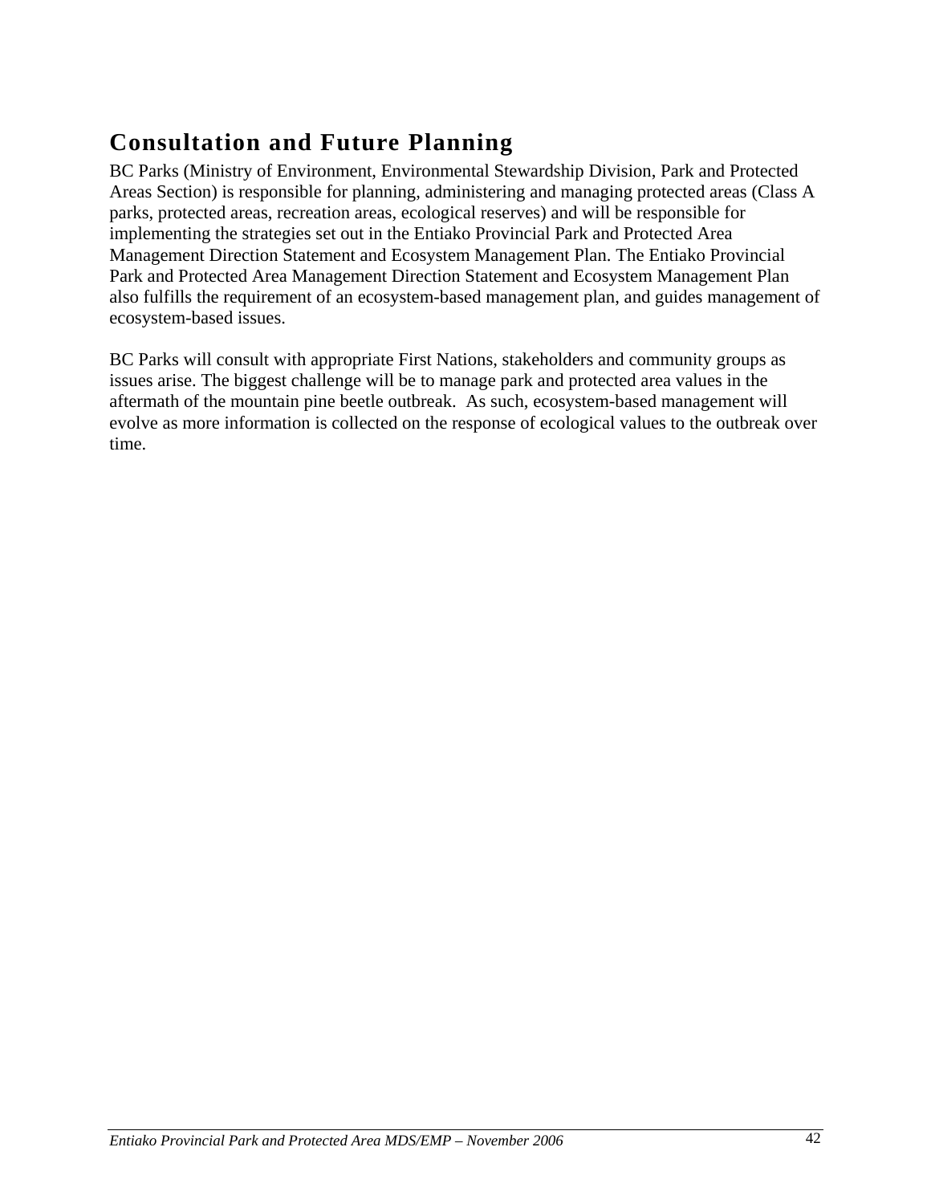## Consultation and Future Planning

BC Parks (Ministry of Environment, Environmental Stewardship Division, Park and Protected Areas Section) is responsible for planning, administering and managing protected areas (Class A parks, protected areas, recreation areas, ecological reserves) and will be responsible for implementing the strategies set out in the Entiako Provincial Park and Protected Area Management Direction Statement and Ecosystem Management Plan. The Entiako Provincial Park and Protected Area Management Direction Statement and Ecosystem Management Plan also fulfills the requirement of an ecosystem-based management plan, and guides management of ecosystem-based issues.

BC Parks will consult with appropriate First Nations, stakeholders and community groups as issues arise. The biggest challenge will be to manage park and protected area values in the aftermath of the mountain pine beetle outbreak. As such, ecosystem-based management will evolve as more information is collected on the response of ecological values to the outbreak over time.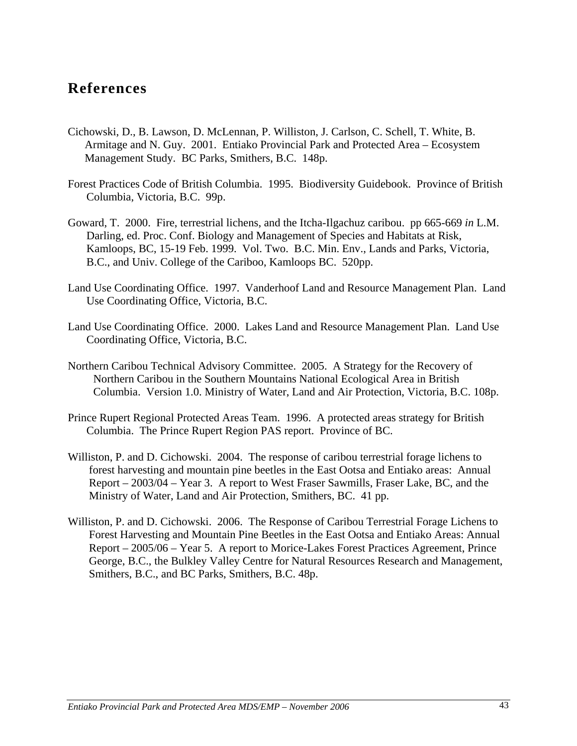# References

Cichowski, D., B. Lawson, D. McLennan, P. Williston, J. Carlson, C. Schell, T. White, B. Armitage and N. Guy. 2001. Entiako Provincial Park and Protected Area – Ecosystem Management Study. BC Parks, Smithers, B.C. 148p.

Forest Practices Code of British Columbia. 1995. Biodiversity Guidebook. Province of British Columbia, Victoria, B.C. 99p.

Goward, T. 2000. Fire, terrestrial lichens, and the Itcha-Ilgachuz caribou. pp 665-669 *in* L.M. Darling, ed. Proc. Conf. Biology and Management of Species and Habitats at Risk, Kamloops, BC, 15-19 Feb. 1999. Vol. Two. B.C. Min. Env., Lands and Parks, Victoria, B.C., and Univ. College of the Cariboo, Kamloops BC. 520pp.

Land Use Coordinating Office. 1997. Vanderhoof Land and Resource Management Plan. Land Use Coordinating Office, Victoria, B.C.

Land Use Coordinating Office. 2000. Lakes Land and Resource Management Plan. Land Use Coordinating Office, Victoria, B.C.

Northern Caribou Technical Advisory Committee. 2005. A Strategy for the Recovery of Northern Caribou in the Southern Mountains National Ecological Area in British Columbia. Version 1.0. Ministry of Water, Land and Air Protection, Victoria, B.C. 108p.

Prince Rupert Regional Protected Areas Team. 1996. A protected areas strategy for British Columbia. The Prince Rupert Region PAS report. Province of BC.

Williston, P. and D. Cichowski. 2004. The response of caribou terrestrial forage lichens to forest harvesting and mountain pine beetles in the East Ootsa and Entiako areas: Annual Report – 2003/04 – Year 3. A report to West Fraser Sawmills, Fraser Lake, BC, and the Ministry of Water, Land and Air Protection, Smithers, BC. 41 pp.

Williston, P. and D. Cichowski. 2006. The Response of Caribou Terrestrial Forage Lichens to Forest Harvesting and Mountain Pine Beetles in the East Ootsa and Entiako Areas: Annual Report – 2005/06 – Year 5. A report to Morice-Lakes Forest Practices Agreement, Prince George, B.C., the Bulkley Valley Centre for Natural Resources Research and Management, Smithers, B.C., and BC Parks, Smithers, B.C. 48p.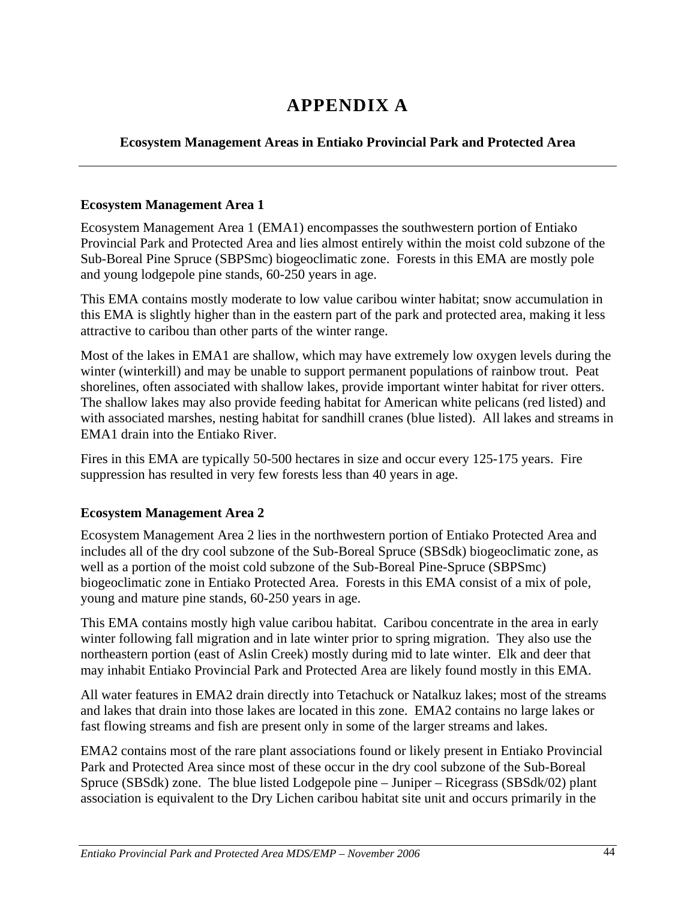# APPENDIX A

**Ecosystem Management Areas in Entiako Provincial Park and Protected Area**

---

### Ecosystem Management Area 1

Ecosystem Management Area 1 (EMA1) encompasses the southwestern portion of Entiako Provincial Park and Protected Area and lies almost entirely within the moist cold subzone of the Sub-Boreal Pine Spruce (SBPSmc) biogeoclimatic zone. Forests in this EMA are mostly pole and young lodgepole pine stands, 60-250 years in age.

This EMA contains mostly moderate to low value caribou winter habitat; snow accumulation in this EMA is slightly higher than in the eastern part of the park and protected area, making it less attractive to caribou than other parts of the winter range.

Most of the lakes in EMA1 are shallow, which may have extremely low oxygen levels during the winter (winterkill) and may be unable to support permanent populations of rainbow trout. Peat shorelines, often associated with shallow lakes, provide important winter habitat for river otters. The shallow lakes may also provide feeding habitat for American white pelicans (red listed) and with associated marshes, nesting habitat for sandhill cranes (blue listed). All lakes and streams in EMA1 drain into the Entiako River.

Fires in this EMA are typically 50-500 hectares in size and occur every 125-175 years. Fire suppression has resulted in very few forests less than 40 years in age.

### Ecosystem Management Area 2

Ecosystem Management Area 2 lies in the northwestern portion of Entiako Protected Area and includes all of the dry cool subzone of the Sub-Boreal Spruce (SBSdk) biogeoclimatic zone, as well as a portion of the moist cold subzone of the Sub-Boreal Pine-Spruce (SBPSmc) biogeoclimatic zone in Entiako Protected Area. Forests in this EMA consist of a mix of pole, young and mature pine stands, 60-250 years in age.

This EMA contains mostly high value caribou habitat. Caribou concentrate in the area in early winter following fall migration and in late winter prior to spring migration. They also use the northeastern portion (east of Aslin Creek) mostly during mid to late winter. Elk and deer that may inhabit Entiako Provincial Park and Protected Area are likely found mostly in this EMA.

All water features in EMA2 drain directly into Tetachuck or Natalkuz lakes; most of the streams and lakes that drain into those lakes are located in this zone. EMA2 contains no large lakes or fast flowing streams and fish are present only in some of the larger streams and lakes.

EMA2 contains most of the rare plant associations found or likely present in Entiako Provincial Park and Protected Area since most of these occur in the dry cool subzone of the Sub-Boreal Spruce (SBSdk) zone. The blue listed Lodgepole pine – Juniper – Ricegrass (SBSdk/02) plant association is equivalent to the Dry Lichen caribou habitat site unit and occurs primarily in the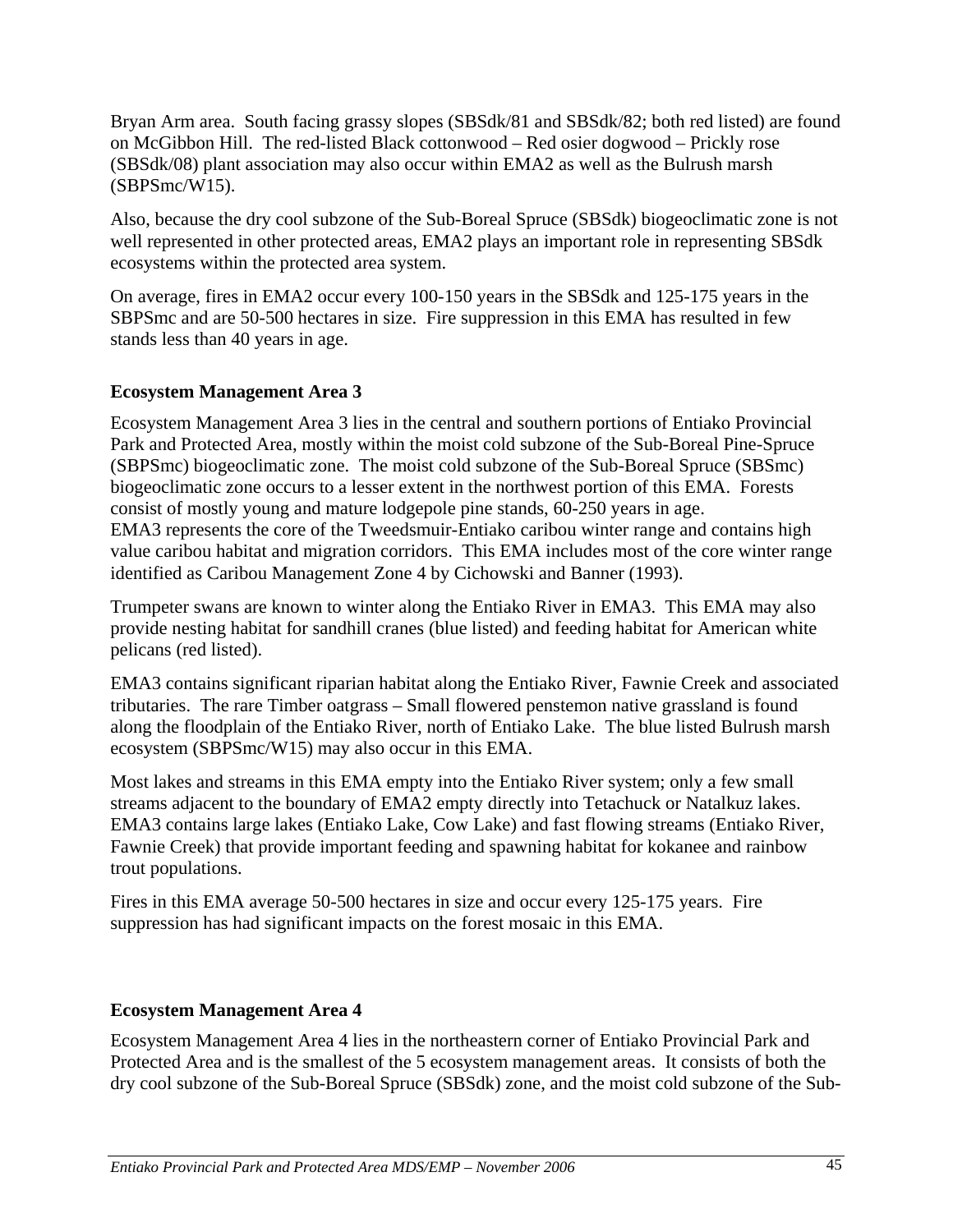Bryan Arm area. South facing grassy slopes (SBSdk/81 and SBSdk/82; both red listed) are found on McGibbon Hill. The red-listed Black cottonwood – Red osier dogwood – Prickly rose (SBSdk/08) plant association may also occur within EMA2 as well as the Bulrush marsh (SBPSmc/W15).

Also, because the dry cool subzone of the Sub-Boreal Spruce (SBSdk) biogeoclimatic zone is not well represented in other protected areas, EMA2 plays an important role in representing SBSdk ecosystems within the protected area system.

On average, fires in EMA2 occur every 100-150 years in the SBSdk and 125-175 years in the SBPSmc and are 50-500 hectares in size. Fire suppression in this EMA has resulted in few stands less than 40 years in age.

**Ecosystem Management Area 3**

Ecosystem Management Area 3 lies in the central and southern portions of Entiako Provincial Park and Protected Area, mostly within the moist cold subzone of the Sub-Boreal Pine-Spruce (SBPSmc) biogeoclimatic zone. The moist cold subzone of the Sub-Boreal Spruce (SBSmc) biogeoclimatic zone occurs to a lesser extent in the northwest portion of this EMA. Forests consist of mostly young and mature lodgepole pine stands, 60-250 years in age.
EMA3 represents the core of the Tweedsmuir-Entiako caribou winter range and contains high value caribou habitat and migration corridors. This EMA includes most of the core winter range identified as Caribou Management Zone 4 by Cichowski and Banner (1993).

Trumpeter swans are known to winter along the Entiako River in EMA3. This EMA may also provide nesting habitat for sandhill cranes (blue listed) and feeding habitat for American white pelicans (red listed).

EMA3 contains significant riparian habitat along the Entiako River, Fawnie Creek and associated tributaries. The rare Timber oatgrass – Small flowered penstemon native grassland is found along the floodplain of the Entiako River, north of Entiako Lake. The blue listed Bulrush marsh ecosystem (SBPSmc/W15) may also occur in this EMA.

Most lakes and streams in this EMA empty into the Entiako River system; only a few small streams adjacent to the boundary of EMA2 empty directly into Tetachuck or Natalkuz lakes. EMA3 contains large lakes (Entiako Lake, Cow Lake) and fast flowing streams (Entiako River, Fawnie Creek) that provide important feeding and spawning habitat for kokanee and rainbow trout populations.

Fires in this EMA average 50-500 hectares in size and occur every 125-175 years. Fire suppression has had significant impacts on the forest mosaic in this EMA.

**Ecosystem Management Area 4**

Ecosystem Management Area 4 lies in the northeastern corner of Entiako Provincial Park and Protected Area and is the smallest of the 5 ecosystem management areas. It consists of both the dry cool subzone of the Sub-Boreal Spruce (SBSdk) zone, and the moist cold subzone of the Sub-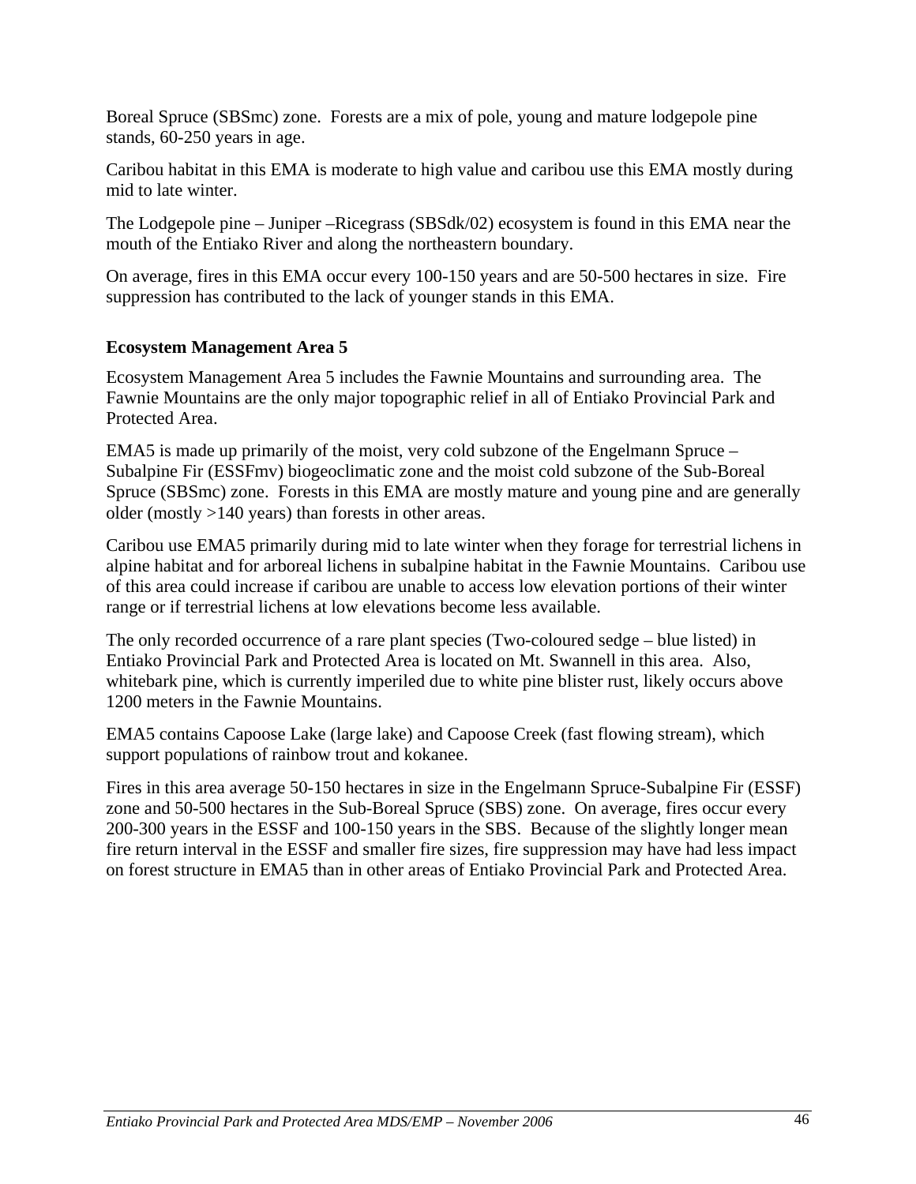Boreal Spruce (SBSmc) zone. Forests are a mix of pole, young and mature lodgepole pine stands, 60-250 years in age.

Caribou habitat in this EMA is moderate to high value and caribou use this EMA mostly during mid to late winter.

The Lodgepole pine – Juniper –Ricegrass (SBSdk/02) ecosystem is found in this EMA near the mouth of the Entiako River and along the northeastern boundary.

On average, fires in this EMA occur every 100-150 years and are 50-500 hectares in size. Fire suppression has contributed to the lack of younger stands in this EMA.

**Ecosystem Management Area 5**

Ecosystem Management Area 5 includes the Fawnie Mountains and surrounding area. The Fawnie Mountains are the only major topographic relief in all of Entiako Provincial Park and Protected Area.

EMA5 is made up primarily of the moist, very cold subzone of the Engelmann Spruce – Subalpine Fir (ESSFmv) biogeoclimatic zone and the moist cold subzone of the Sub-Boreal Spruce (SBSmc) zone. Forests in this EMA are mostly mature and young pine and are generally older (mostly >140 years) than forests in other areas.

Caribou use EMA5 primarily during mid to late winter when they forage for terrestrial lichens in alpine habitat and for arboreal lichens in subalpine habitat in the Fawnie Mountains. Caribou use of this area could increase if caribou are unable to access low elevation portions of their winter range or if terrestrial lichens at low elevations become less available.

The only recorded occurrence of a rare plant species (Two-coloured sedge – blue listed) in Entiako Provincial Park and Protected Area is located on Mt. Swannell in this area. Also, whitebark pine, which is currently imperiled due to white pine blister rust, likely occurs above 1200 meters in the Fawnie Mountains.

EMA5 contains Capoose Lake (large lake) and Capoose Creek (fast flowing stream), which support populations of rainbow trout and kokanee.

Fires in this area average 50-150 hectares in size in the Engelmann Spruce-Subalpine Fir (ESSF) zone and 50-500 hectares in the Sub-Boreal Spruce (SBS) zone. On average, fires occur every 200-300 years in the ESSF and 100-150 years in the SBS. Because of the slightly longer mean fire return interval in the ESSF and smaller fire sizes, fire suppression may have had less impact on forest structure in EMA5 than in other areas of Entiako Provincial Park and Protected Area.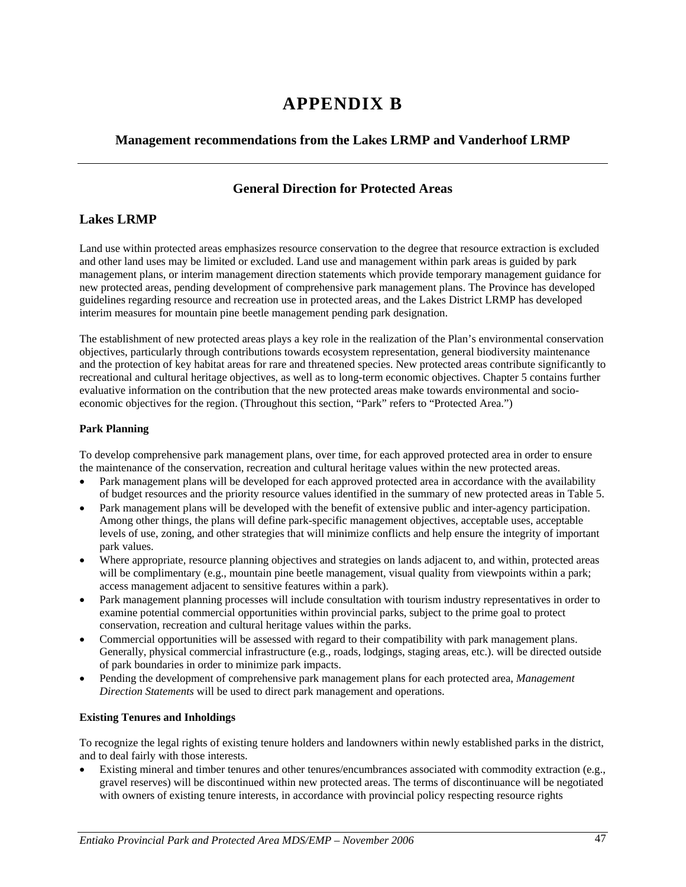# APPENDIX B

## Management recommendations from the Lakes LRMP and Vanderhoof LRMP

---

## General Direction for Protected Areas

## Lakes LRMP

Land use within protected areas emphasizes resource conservation to the degree that resource extraction is excluded and other land uses may be limited or excluded. Land use and management within park areas is guided by park management plans, or interim management direction statements which provide temporary management guidance for new protected areas, pending development of comprehensive park management plans. The Province has developed guidelines regarding resource and recreation use in protected areas, and the Lakes District LRMP has developed interim measures for mountain pine beetle management pending park designation.

The establishment of new protected areas plays a key role in the realization of the Plan's environmental conservation objectives, particularly through contributions towards ecosystem representation, general biodiversity maintenance and the protection of key habitat areas for rare and threatened species. New protected areas contribute significantly to recreational and cultural heritage objectives, as well as to long-term economic objectives. Chapter 5 contains further evaluative information on the contribution that the new protected areas make towards environmental and socio-economic objectives for the region. (Throughout this section, "Park" refers to "Protected Area.")

**Park Planning**

To develop comprehensive park management plans, over time, for each approved protected area in order to ensure the maintenance of the conservation, recreation and cultural heritage values within the new protected areas.

- Park management plans will be developed for each approved protected area in accordance with the availability of budget resources and the priority resource values identified in the summary of new protected areas in Table 5.
- Park management plans will be developed with the benefit of extensive public and inter-agency participation. Among other things, the plans will define park-specific management objectives, acceptable uses, acceptable levels of use, zoning, and other strategies that will minimize conflicts and help ensure the integrity of important park values.
- Where appropriate, resource planning objectives and strategies on lands adjacent to, and within, protected areas will be complimentary (e.g., mountain pine beetle management, visual quality from viewpoints within a park; access management adjacent to sensitive features within a park).
- Park management planning processes will include consultation with tourism industry representatives in order to examine potential commercial opportunities within provincial parks, subject to the prime goal to protect conservation, recreation and cultural heritage values within the parks.
- Commercial opportunities will be assessed with regard to their compatibility with park management plans. Generally, physical commercial infrastructure (e.g., roads, lodgings, staging areas, etc.). will be directed outside of park boundaries in order to minimize park impacts.
- Pending the development of comprehensive park management plans for each protected area, *Management Direction Statements* will be used to direct park management and operations.

**Existing Tenures and Inholdings**

To recognize the legal rights of existing tenure holders and landowners within newly established parks in the district, and to deal fairly with those interests.

- Existing mineral and timber tenures and other tenures/encumbrances associated with commodity extraction (e.g., gravel reserves) will be discontinued within new protected areas. The terms of discontinuance will be negotiated with owners of existing tenure interests, in accordance with provincial policy respecting resource rights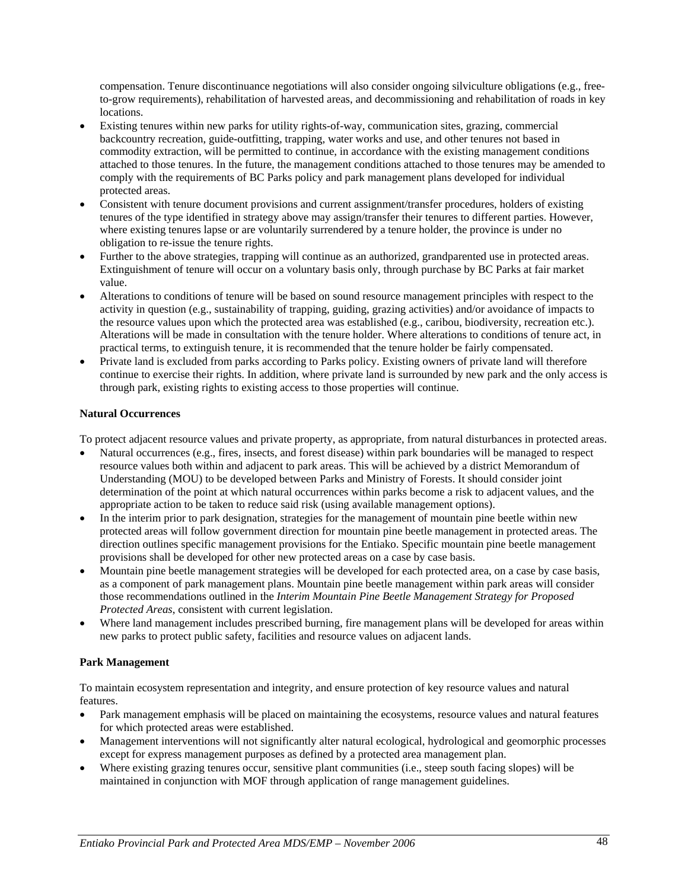compensation. Tenure discontinuance negotiations will also consider ongoing silviculture obligations (e.g., free-to-grow requirements), rehabilitation of harvested areas, and decommissioning and rehabilitation of roads in key locations.

- Existing tenures within new parks for utility rights-of-way, communication sites, grazing, commercial backcountry recreation, guide-outfitting, trapping, water works and use, and other tenures not based in commodity extraction, will be permitted to continue, in accordance with the existing management conditions attached to those tenures. In the future, the management conditions attached to those tenures may be amended to comply with the requirements of BC Parks policy and park management plans developed for individual protected areas.
- Consistent with tenure document provisions and current assignment/transfer procedures, holders of existing tenures of the type identified in strategy above may assign/transfer their tenures to different parties. However, where existing tenures lapse or are voluntarily surrendered by a tenure holder, the province is under no obligation to re-issue the tenure rights.
- Further to the above strategies, trapping will continue as an authorized, grandparented use in protected areas. Extinguishment of tenure will occur on a voluntary basis only, through purchase by BC Parks at fair market value.
- Alterations to conditions of tenure will be based on sound resource management principles with respect to the activity in question (e.g., sustainability of trapping, guiding, grazing activities) and/or avoidance of impacts to the resource values upon which the protected area was established (e.g., caribou, biodiversity, recreation etc.). Alterations will be made in consultation with the tenure holder. Where alterations to conditions of tenure act, in practical terms, to extinguish tenure, it is recommended that the tenure holder be fairly compensated.
- Private land is excluded from parks according to Parks policy. Existing owners of private land will therefore continue to exercise their rights. In addition, where private land is surrounded by new park and the only access is through park, existing rights to existing access to those properties will continue.

**Natural Occurrences**

To protect adjacent resource values and private property, as appropriate, from natural disturbances in protected areas.

- Natural occurrences (e.g., fires, insects, and forest disease) within park boundaries will be managed to respect resource values both within and adjacent to park areas. This will be achieved by a district Memorandum of Understanding (MOU) to be developed between Parks and Ministry of Forests. It should consider joint determination of the point at which natural occurrences within parks become a risk to adjacent values, and the appropriate action to be taken to reduce said risk (using available management options).
- In the interim prior to park designation, strategies for the management of mountain pine beetle within new protected areas will follow government direction for mountain pine beetle management in protected areas. The direction outlines specific management provisions for the Entiako. Specific mountain pine beetle management provisions shall be developed for other new protected areas on a case by case basis.
- Mountain pine beetle management strategies will be developed for each protected area, on a case by case basis, as a component of park management plans. Mountain pine beetle management within park areas will consider those recommendations outlined in the *Interim Mountain Pine Beetle Management Strategy for Proposed Protected Areas*, consistent with current legislation.
- Where land management includes prescribed burning, fire management plans will be developed for areas within new parks to protect public safety, facilities and resource values on adjacent lands.

**Park Management**

To maintain ecosystem representation and integrity, and ensure protection of key resource values and natural features.

- Park management emphasis will be placed on maintaining the ecosystems, resource values and natural features for which protected areas were established.
- Management interventions will not significantly alter natural ecological, hydrological and geomorphic processes except for express management purposes as defined by a protected area management plan.
- Where existing grazing tenures occur, sensitive plant communities (i.e., steep south facing slopes) will be maintained in conjunction with MOF through application of range management guidelines.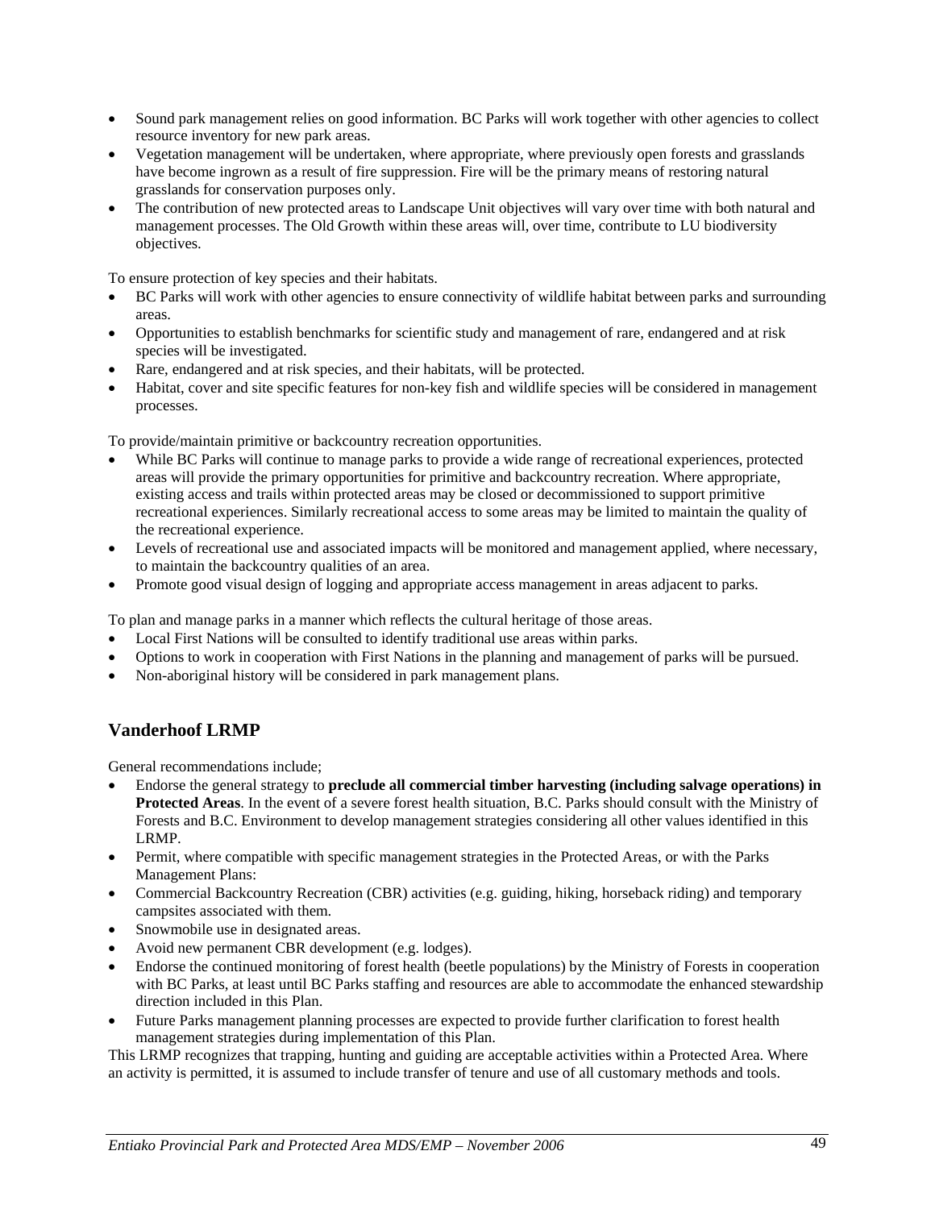- Sound park management relies on good information. BC Parks will work together with other agencies to collect resource inventory for new park areas.
- Vegetation management will be undertaken, where appropriate, where previously open forests and grasslands have become ingrown as a result of fire suppression. Fire will be the primary means of restoring natural grasslands for conservation purposes only.
- The contribution of new protected areas to Landscape Unit objectives will vary over time with both natural and management processes. The Old Growth within these areas will, over time, contribute to LU biodiversity objectives.

To ensure protection of key species and their habitats.

- BC Parks will work with other agencies to ensure connectivity of wildlife habitat between parks and surrounding areas.
- Opportunities to establish benchmarks for scientific study and management of rare, endangered and at risk species will be investigated.
- Rare, endangered and at risk species, and their habitats, will be protected.
- Habitat, cover and site specific features for non-key fish and wildlife species will be considered in management processes.

To provide/maintain primitive or backcountry recreation opportunities.

- While BC Parks will continue to manage parks to provide a wide range of recreational experiences, protected areas will provide the primary opportunities for primitive and backcountry recreation. Where appropriate, existing access and trails within protected areas may be closed or decommissioned to support primitive recreational experiences. Similarly recreational access to some areas may be limited to maintain the quality of the recreational experience.
- Levels of recreational use and associated impacts will be monitored and management applied, where necessary, to maintain the backcountry qualities of an area.
- Promote good visual design of logging and appropriate access management in areas adjacent to parks.

To plan and manage parks in a manner which reflects the cultural heritage of those areas.

- Local First Nations will be consulted to identify traditional use areas within parks.
- Options to work in cooperation with First Nations in the planning and management of parks will be pursued.
- Non-aboriginal history will be considered in park management plans.

## Vanderhoof LRMP

General recommendations include;

- Endorse the general strategy to **preclude all commercial timber harvesting (including salvage operations) in Protected Areas**. In the event of a severe forest health situation, B.C. Parks should consult with the Ministry of Forests and B.C. Environment to develop management strategies considering all other values identified in this LRMP.
- Permit, where compatible with specific management strategies in the Protected Areas, or with the Parks Management Plans:
- Commercial Backcountry Recreation (CBR) activities (e.g. guiding, hiking, horseback riding) and temporary campsites associated with them.
- Snowmobile use in designated areas.
- Avoid new permanent CBR development (e.g. lodges).
- Endorse the continued monitoring of forest health (beetle populations) by the Ministry of Forests in cooperation with BC Parks, at least until BC Parks staffing and resources are able to accommodate the enhanced stewardship direction included in this Plan.
- Future Parks management planning processes are expected to provide further clarification to forest health management strategies during implementation of this Plan.

This LRMP recognizes that trapping, hunting and guiding are acceptable activities within a Protected Area. Where an activity is permitted, it is assumed to include transfer of tenure and use of all customary methods and tools.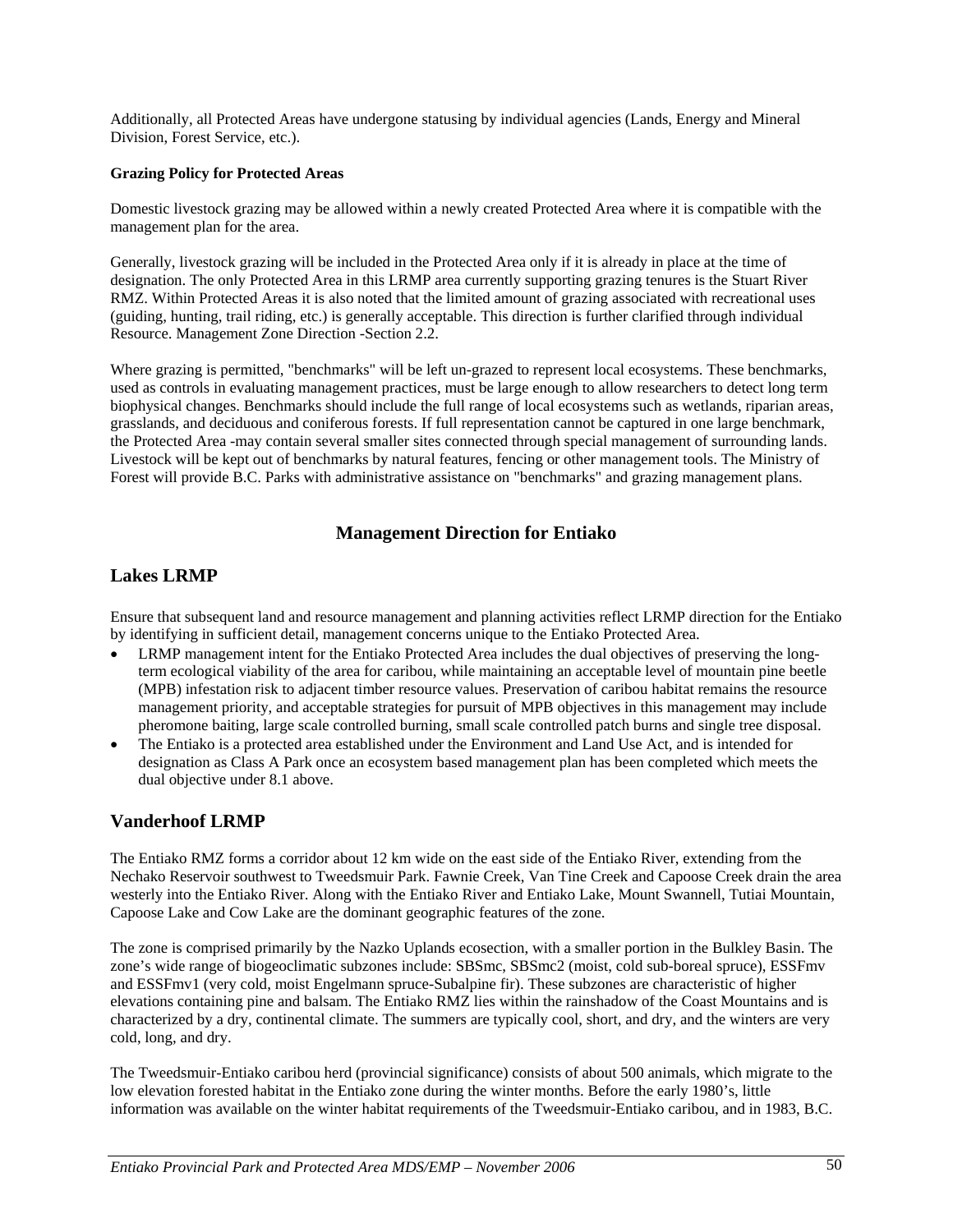Additionally, all Protected Areas have undergone statusing by individual agencies (Lands, Energy and Mineral Division, Forest Service, etc.).

**Grazing Policy for Protected Areas**

Domestic livestock grazing may be allowed within a newly created Protected Area where it is compatible with the management plan for the area.

Generally, livestock grazing will be included in the Protected Area only if it is already in place at the time of designation. The only Protected Area in this LRMP area currently supporting grazing tenures is the Stuart River RMZ. Within Protected Areas it is also noted that the limited amount of grazing associated with recreational uses (guiding, hunting, trail riding, etc.) is generally acceptable. This direction is further clarified through individual Resource. Management Zone Direction -Section 2.2.

Where grazing is permitted, "benchmarks" will be left un-grazed to represent local ecosystems. These benchmarks, used as controls in evaluating management practices, must be large enough to allow researchers to detect long term biophysical changes. Benchmarks should include the full range of local ecosystems such as wetlands, riparian areas, grasslands, and deciduous and coniferous forests. If full representation cannot be captured in one large benchmark, the Protected Area -may contain several smaller sites connected through special management of surrounding lands. Livestock will be kept out of benchmarks by natural features, fencing or other management tools. The Ministry of Forest will provide B.C. Parks with administrative assistance on "benchmarks" and grazing management plans.

## Management Direction for Entiako

### Lakes LRMP

Ensure that subsequent land and resource management and planning activities reflect LRMP direction for the Entiako by identifying in sufficient detail, management concerns unique to the Entiako Protected Area.

- LRMP management intent for the Entiako Protected Area includes the dual objectives of preserving the long-term ecological viability of the area for caribou, while maintaining an acceptable level of mountain pine beetle (MPB) infestation risk to adjacent timber resource values. Preservation of caribou habitat remains the resource management priority, and acceptable strategies for pursuit of MPB objectives in this management may include pheromone baiting, large scale controlled burning, small scale controlled patch burns and single tree disposal.
- The Entiako is a protected area established under the Environment and Land Use Act, and is intended for designation as Class A Park once an ecosystem based management plan has been completed which meets the dual objective under 8.1 above.

### Vanderhoof LRMP

The Entiako RMZ forms a corridor about 12 km wide on the east side of the Entiako River, extending from the Nechako Reservoir southwest to Tweedsmuir Park. Fawnie Creek, Van Tine Creek and Capoose Creek drain the area westerly into the Entiako River. Along with the Entiako River and Entiako Lake, Mount Swannell, Tutiai Mountain, Capoose Lake and Cow Lake are the dominant geographic features of the zone.

The zone is comprised primarily by the Nazko Uplands ecosection, with a smaller portion in the Bulkley Basin. The zone's wide range of biogeoclimatic subzones include: SBSmc, SBSmc2 (moist, cold sub-boreal spruce), ESSFmv and ESSFmv1 (very cold, moist Engelmann spruce-Subalpine fir). These subzones are characteristic of higher elevations containing pine and balsam. The Entiako RMZ lies within the rainshadow of the Coast Mountains and is characterized by a dry, continental climate. The summers are typically cool, short, and dry, and the winters are very cold, long, and dry.

The Tweedsmuir-Entiako caribou herd (provincial significance) consists of about 500 animals, which migrate to the low elevation forested habitat in the Entiako zone during the winter months. Before the early 1980's, little information was available on the winter habitat requirements of the Tweedsmuir-Entiako caribou, and in 1983, B.C.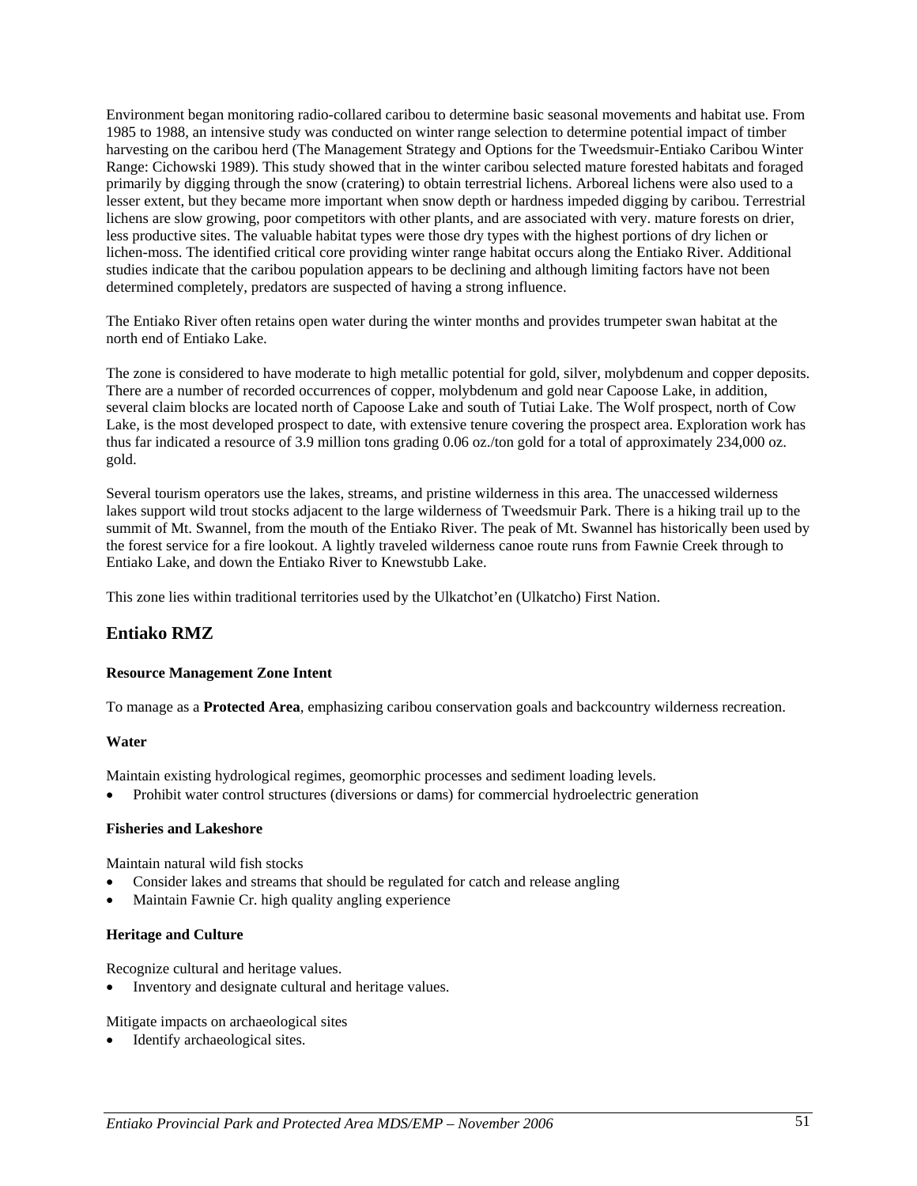Environment began monitoring radio-collared caribou to determine basic seasonal movements and habitat use. From 1985 to 1988, an intensive study was conducted on winter range selection to determine potential impact of timber harvesting on the caribou herd (The Management Strategy and Options for the Tweedsmuir-Entiako Caribou Winter Range: Cichowski 1989). This study showed that in the winter caribou selected mature forested habitats and foraged primarily by digging through the snow (cratering) to obtain terrestrial lichens. Arboreal lichens were also used to a lesser extent, but they became more important when snow depth or hardness impeded digging by caribou. Terrestrial lichens are slow growing, poor competitors with other plants, and are associated with very. mature forests on drier, less productive sites. The valuable habitat types were those dry types with the highest portions of dry lichen or lichen-moss. The identified critical core providing winter range habitat occurs along the Entiako River. Additional studies indicate that the caribou population appears to be declining and although limiting factors have not been determined completely, predators are suspected of having a strong influence.

The Entiako River often retains open water during the winter months and provides trumpeter swan habitat at the north end of Entiako Lake.

The zone is considered to have moderate to high metallic potential for gold, silver, molybdenum and copper deposits. There are a number of recorded occurrences of copper, molybdenum and gold near Capoose Lake, in addition, several claim blocks are located north of Capoose Lake and south of Tutiai Lake. The Wolf prospect, north of Cow Lake, is the most developed prospect to date, with extensive tenure covering the prospect area. Exploration work has thus far indicated a resource of 3.9 million tons grading 0.06 oz./ton gold for a total of approximately 234,000 oz. gold.

Several tourism operators use the lakes, streams, and pristine wilderness in this area. The unaccessed wilderness lakes support wild trout stocks adjacent to the large wilderness of Tweedsmuir Park. There is a hiking trail up to the summit of Mt. Swannel, from the mouth of the Entiako River. The peak of Mt. Swannel has historically been used by the forest service for a fire lookout. A lightly traveled wilderness canoe route runs from Fawnie Creek through to Entiako Lake, and down the Entiako River to Knewstubb Lake.

This zone lies within traditional territories used by the Ulkatchot'en (Ulkatcho) First Nation.

## Entiako RMZ

**Resource Management Zone Intent**

To manage as a **Protected Area**, emphasizing caribou conservation goals and backcountry wilderness recreation.

**Water**

Maintain existing hydrological regimes, geomorphic processes and sediment loading levels.

- Prohibit water control structures (diversions or dams) for commercial hydroelectric generation

**Fisheries and Lakeshore**

Maintain natural wild fish stocks

- Consider lakes and streams that should be regulated for catch and release angling
- Maintain Fawnie Cr. high quality angling experience

**Heritage and Culture**

Recognize cultural and heritage values.

- Inventory and designate cultural and heritage values.

Mitigate impacts on archaeological sites

- Identify archaeological sites.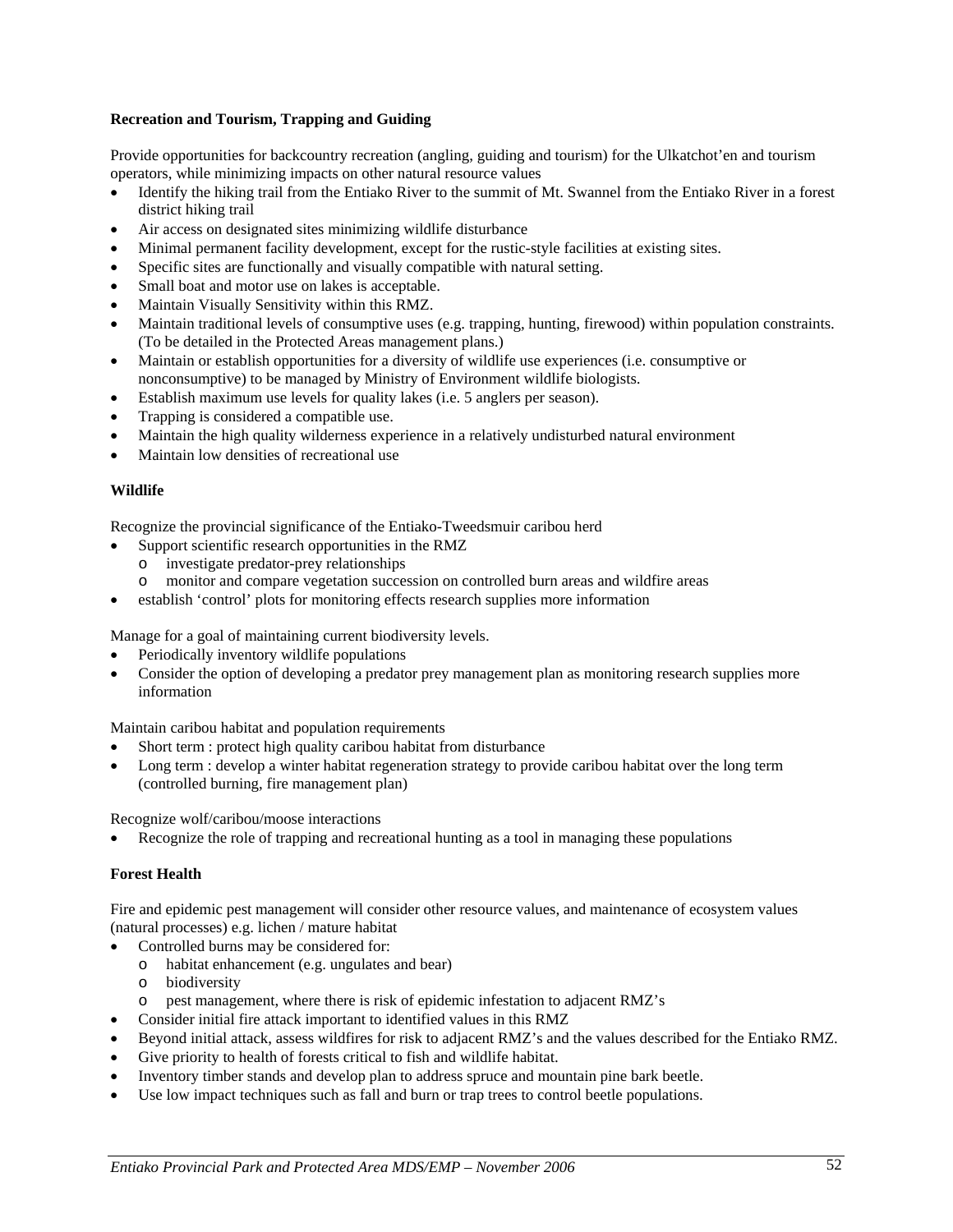**Recreation and Tourism, Trapping and Guiding**

Provide opportunities for backcountry recreation (angling, guiding and tourism) for the Ulkatchot'en and tourism operators, while minimizing impacts on other natural resource values

- Identify the hiking trail from the Entiako River to the summit of Mt. Swannel from the Entiako River in a forest district hiking trail
- Air access on designated sites minimizing wildlife disturbance
- Minimal permanent facility development, except for the rustic-style facilities at existing sites.
- Specific sites are functionally and visually compatible with natural setting.
- Small boat and motor use on lakes is acceptable.
- Maintain Visually Sensitivity within this RMZ.
- Maintain traditional levels of consumptive uses (e.g. trapping, hunting, firewood) within population constraints. (To be detailed in the Protected Areas management plans.)
- Maintain or establish opportunities for a diversity of wildlife use experiences (i.e. consumptive or nonconsumptive) to be managed by Ministry of Environment wildlife biologists.
- Establish maximum use levels for quality lakes (i.e. 5 anglers per season).
- Trapping is considered a compatible use.
- Maintain the high quality wilderness experience in a relatively undisturbed natural environment
- Maintain low densities of recreational use

**Wildlife**

Recognize the provincial significance of the Entiako-Tweedsmuir caribou herd

- Support scientific research opportunities in the RMZ
  - o investigate predator-prey relationships
  - o monitor and compare vegetation succession on controlled burn areas and wildfire areas
- establish 'control' plots for monitoring effects research supplies more information

Manage for a goal of maintaining current biodiversity levels.

- Periodically inventory wildlife populations
- Consider the option of developing a predator prey management plan as monitoring research supplies more information

Maintain caribou habitat and population requirements

- Short term : protect high quality caribou habitat from disturbance
- Long term : develop a winter habitat regeneration strategy to provide caribou habitat over the long term (controlled burning, fire management plan)

Recognize wolf/caribou/moose interactions

- Recognize the role of trapping and recreational hunting as a tool in managing these populations

**Forest Health**

Fire and epidemic pest management will consider other resource values, and maintenance of ecosystem values (natural processes) e.g. lichen / mature habitat

- Controlled burns may be considered for:
  - o habitat enhancement (e.g. ungulates and bear)
  - o biodiversity
  - o pest management, where there is risk of epidemic infestation to adjacent RMZ's
- Consider initial fire attack important to identified values in this RMZ
- Beyond initial attack, assess wildfires for risk to adjacent RMZ's and the values described for the Entiako RMZ.
- Give priority to health of forests critical to fish and wildlife habitat.
- Inventory timber stands and develop plan to address spruce and mountain pine bark beetle.
- Use low impact techniques such as fall and burn or trap trees to control beetle populations.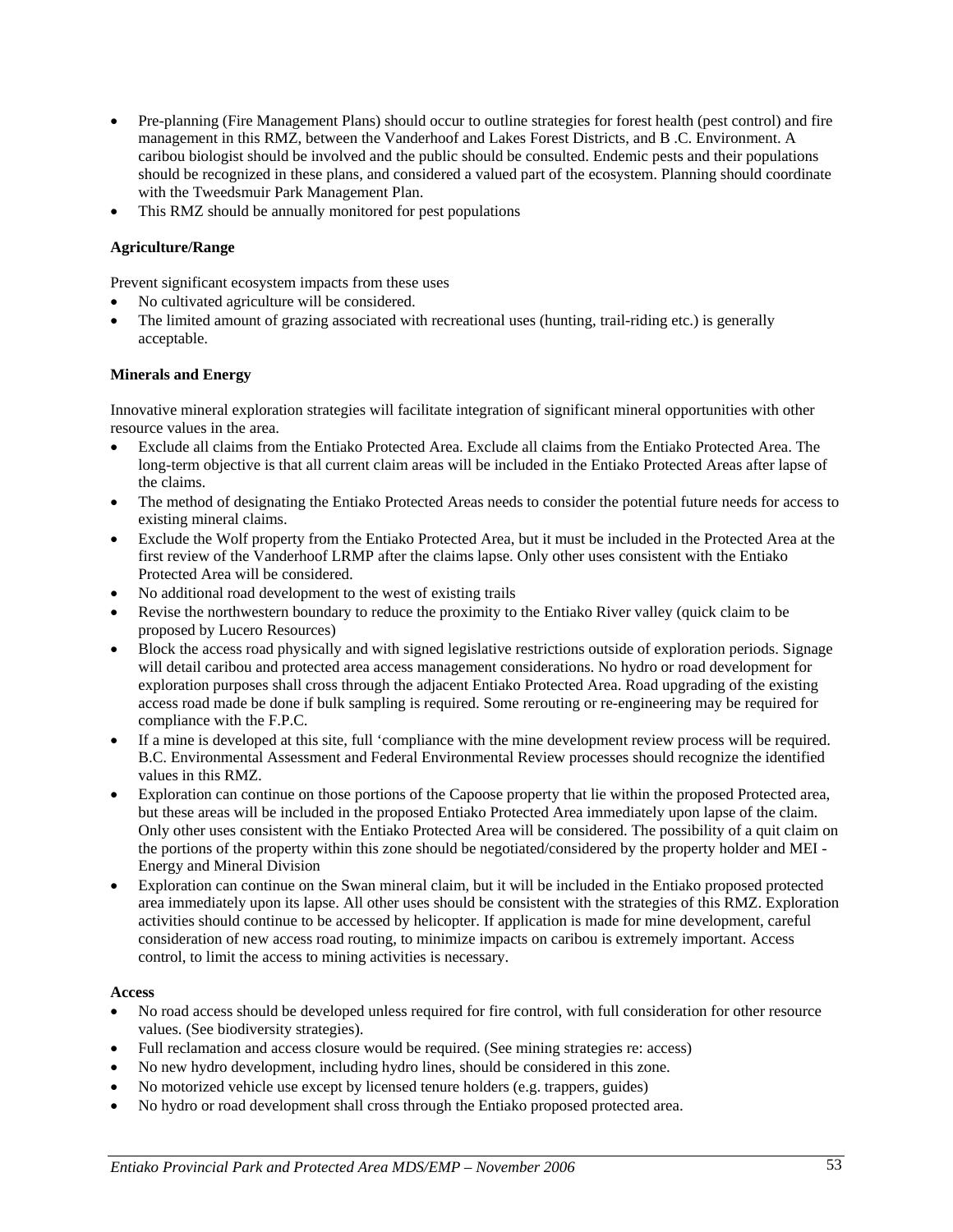- Pre-planning (Fire Management Plans) should occur to outline strategies for forest health (pest control) and fire management in this RMZ, between the Vanderhoof and Lakes Forest Districts, and B .C. Environment. A caribou biologist should be involved and the public should be consulted. Endemic pests and their populations should be recognized in these plans, and considered a valued part of the ecosystem. Planning should coordinate with the Tweedsmuir Park Management Plan.
- This RMZ should be annually monitored for pest populations

**Agriculture/Range**

Prevent significant ecosystem impacts from these uses

- No cultivated agriculture will be considered.
- The limited amount of grazing associated with recreational uses (hunting, trail-riding etc.) is generally acceptable.

**Minerals and Energy**

Innovative mineral exploration strategies will facilitate integration of significant mineral opportunities with other resource values in the area.

- Exclude all claims from the Entiako Protected Area. Exclude all claims from the Entiako Protected Area. The long-term objective is that all current claim areas will be included in the Entiako Protected Areas after lapse of the claims.
- The method of designating the Entiako Protected Areas needs to consider the potential future needs for access to existing mineral claims.
- Exclude the Wolf property from the Entiako Protected Area, but it must be included in the Protected Area at the first review of the Vanderhoof LRMP after the claims lapse. Only other uses consistent with the Entiako Protected Area will be considered.
- No additional road development to the west of existing trails
- Revise the northwestern boundary to reduce the proximity to the Entiako River valley (quick claim to be proposed by Lucero Resources)
- Block the access road physically and with signed legislative restrictions outside of exploration periods. Signage will detail caribou and protected area access management considerations. No hydro or road development for exploration purposes shall cross through the adjacent Entiako Protected Area. Road upgrading of the existing access road made be done if bulk sampling is required. Some rerouting or re-engineering may be required for compliance with the F.P.C.
- If a mine is developed at this site, full 'compliance with the mine development review process will be required. B.C. Environmental Assessment and Federal Environmental Review processes should recognize the identified values in this RMZ.
- Exploration can continue on those portions of the Capoose property that lie within the proposed Protected area, but these areas will be included in the proposed Entiako Protected Area immediately upon lapse of the claim. Only other uses consistent with the Entiako Protected Area will be considered. The possibility of a quit claim on the portions of the property within this zone should be negotiated/considered by the property holder and MEI - Energy and Mineral Division
- Exploration can continue on the Swan mineral claim, but it will be included in the Entiako proposed protected area immediately upon its lapse. All other uses should be consistent with the strategies of this RMZ. Exploration activities should continue to be accessed by helicopter. If application is made for mine development, careful consideration of new access road routing, to minimize impacts on caribou is extremely important. Access control, to limit the access to mining activities is necessary.

**Access**

- No road access should be developed unless required for fire control, with full consideration for other resource values. (See biodiversity strategies).
- Full reclamation and access closure would be required. (See mining strategies re: access)
- No new hydro development, including hydro lines, should be considered in this zone.
- No motorized vehicle use except by licensed tenure holders (e.g. trappers, guides)
- No hydro or road development shall cross through the Entiako proposed protected area.